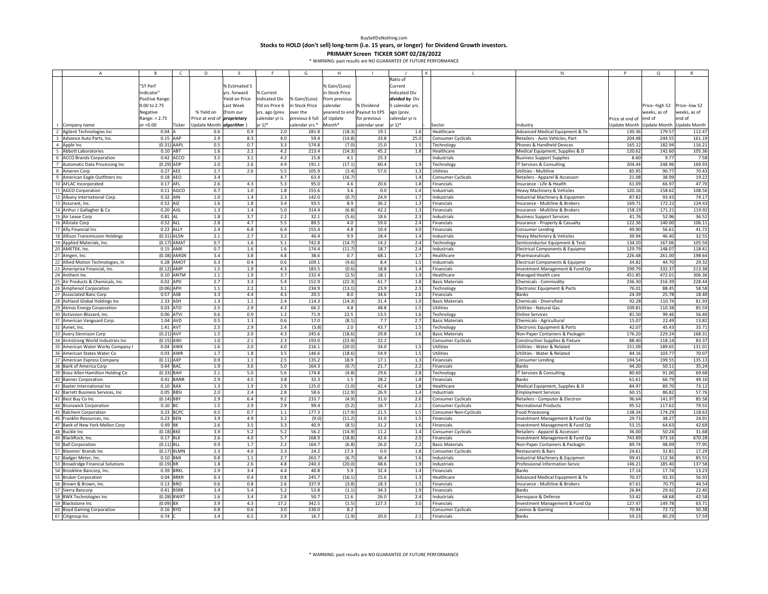BuySellDoNothing.com

# Stocks to HOLD (don't sell) long-term (i.e. 15 years, or longer) for Dividend Growth investors.

## PRIMARY Screen TICKER SORT 02/28/2022

\* WARNING: past results are NO GUARANTEE OF FUTURE PERFORMANCE

| | A | B | C | D | E | F | G | H | I | J | K | L | N | P | Q | R |
|---|---|---|---|---|---|---|---|---|---|---|---|---|---|---|---|---|
| 1 | Company name | "ST Perf Indicator" Positive Range: 0.00 to 2.75 Negative Range: > 2.75 or <0.00 | Ticker | % Yield on Price at end of Update Month | % Estimated 5 yrs. forward Yield on Price Last Week (from our ***proprietary algorithm***) | % Current Indicated Div Yld on Price 6 yrs. ago (prev. calendar yr is yr 1)* | % Gain/(Loss) over the previous 6 full calendar yrs.* | % Gain/(Loss) in Stock Price from previous calendar yearend to end of Update Month* | % Dividend Payout to EPS for previous calendar year | Ratio of Current Indicated Div ***divided by*** Div 5 calendar yrs. ago (prev. calendar yr is yr 1)* | - | Sector | Industry | Price at end of Update Month | Price--high 52 weeks, as of end of Update Month | Price--low 52 weeks, as of end of Update Month |
| 2 | Agilent Technologies Inc | 0.04 | A | 0.6 | 0.9 | 2.0 | 281.8 | (18.3) | 19.1 | 1.6 | | Healthcare | Advanced Medical Equipment & Te | 130.36 | 179.57 | 112.47 |
| 3 | Advance Auto Parts, Inc. | 0.15 | AAP | 2.9 | 8.3 | 4.0 | 59.4 | (14.8) | 33.8 | 25.0 | | Consumer Cyclicals | Retailers - Auto Vehicles, Part | 204.48 | 244.55 | 161.19 |
| 4 | Apple Inc | (0.31) | AAPL | 0.5 | 0.7 | 3.3 | 574.8 | (7.0) | 15.0 | 1.5 | | Technology | Phones & Handheld Devices | 165.12 | 182.94 | 116.21 |
| 5 | Abbott Laboratories | 0.10 | ABT | 1.6 | 2.2 | 4.2 | 213.4 | (14.3) | 45.2 | 1.8 | | Healthcare | Medical Equipment, Supplies & D | 120.62 | 142.60 | 105.36 |
| 6 | ACCO Brands Corporation | 0.42 | ACCO | 3.5 | 3.1 | 4.2 | 15.8 | 4.1 | 25.3 | | | Industrials | Business Support Supplies | 8.60 | 9.77 | 7.58 |
| 7 | Automatic Data Processing Inc | (0.29) | ADP | 2.0 | 2.6 | 4.9 | 191.1 | (17.1) | 60.4 | 1.9 | | Technology | IT Services & Consulting | 204.44 | 248.96 | 169.93 |
| 8 | Ameren Corp | 0.27 | AEE | 2.7 | 2.6 | 5.5 | 105.9 | (3.4) | 57.0 | 1.3 | | Utilities | Utilities - Multiline | 85.95 | 90.77 | 70.43 |
| 9 | American Eagle Outfitters Inc | 0.18 | AEO | 3.4 | | 4.7 | 63.4 | (16.7) | | 1.4 | | Consumer Cyclicals | Retailers - Apparel & Accessori | 21.08 | 38.99 | 19.22 |
| 10 | AFLAC Incorporated | 0.17 | AFL | 2.6 | 4.3 | 5.3 | 95.0 | 4.6 | 20.6 | 1.8 | | Financials | Insurance - Life & Health | 61.09 | 66.97 | 47.70 |
| 11 | AGCO Corporation | 0.11 | AGCO | 0.7 | 1.0 | 1.8 | 155.6 | 3.6 | 0.0 | 1.4 | | Industrials | Heavy Machinery & Vehicles | 120.16 | 158.62 | 108.56 |
| 12 | Albany International Corp. | 0.32 | AIN | 1.0 | 1.4 | 2.3 | 142.0 | (0.7) | 24.9 | 1.7 | | Industrials | Industrial Machinery & Equipmen | 87.82 | 93.43 | 74.17 |
| 13 | Assurant, Inc. | 0.52 | AIZ | 1.6 | 1.8 | 3.4 | 93.5 | 8.9 | 36.2 | 1.3 | | Financials | Insurance - Multiline & Brokers | 169.71 | 172.22 | 124.43 |
| 14 | Arthur J Gallagher & Co | 0.20 | AJG | 1.3 | 1.4 | 5.0 | 314.4 | (6.8) | 42.2 | 1.3 | | Financials | Insurance - Multiline & Brokers | 158.19 | 171.21 | 119.92 |
| 15 | Air Lease Corp | 0.81 | AL | 1.8 | 3.7 | 2.2 | 32.1 | (5.6) | 18.6 | 2.3 | | Industrials | Business Support Services | 41.76 | 52.96 | 36.52 |
| 16 | Allstate Corp | 0.52 | ALL | 2.8 | 4.7 | 5.5 | 89.5 | 4.0 | 59.0 | 2.4 | | Financials | Insurance - Property & Casualty | 122.36 | 140.00 | 106.11 |
| 17 | Ally Financial Inc | 0.22 | ALLY | 2.4 | 6.8 | 6.4 | 155.4 | 4.8 | 10.4 | 3.0 | | Financials | Consumer Lending | 49.90 | 56.61 | 41.72 |
| 18 | Allison Transmission Holdings | (0.31) | ALSN | 2.1 | 2.7 | 3.2 | 40.4 | 9.9 | 18.4 | 1.4 | | Industrials | Heavy Machinery & Vehicles | 39.94 | 46.40 | 32.55 |
| 19 | Applied Materials, Inc. | (0.17) | AMAT | 0.7 | 1.6 | 5.1 | 742.8 | (14.7) | 14.2 | 2.4 | | Technology | Semiconductor Equipment & Testi | 134.20 | 167.06 | 105.50 |
| 20 | AMETEK, Inc. | 0.15 | AME | 0.7 | 1.6 | 1.6 | 174.4 | (11.7) | 18.7 | 2.4 | | Industrials | Electrical Components & Equipme | 129.79 | 148.07 | 118.41 |
| 21 | Amgen, Inc. | (0.38) | AMGN | 3.4 | 3.8 | 4.8 | 38.6 | 0.7 | 68.1 | 1.7 | | Healthcare | Pharmaceuticals | 226.48 | 261.00 | 198.64 |
| 22 | Allied Motion Technologies, In | 0.28 | AMOT | 0.3 | 0.4 | 0.6 | 109.1 | (4.6) | 8.4 | 1.5 | | Industrials | Electrical Components & Equipme | 34.82 | 44.70 | 29.32 |
| 23 | Ameriprise Financial, Inc. | (0.12) | AMP | 1.5 | 1.9 | 4.3 | 183.5 | (0.6) | 18.8 | 1.4 | | Financials | Investment Management & Fund Op | 299.79 | 332.37 | 213.38 |
| 24 | Anthem Inc | 0.10 | ANTM | 1.1 | 1.9 | 3.7 | 232.4 | (2.5) | 18.1 | 1.9 | | Healthcare | Managed Health care | 451.85 | 472.01 | 306.36 |
| 25 | Air Products & Chemicals, Inc. | 0.02 | APD | 2.7 | 3.3 | 5.4 | 152.9 | (22.3) | 61.7 | 1.8 | | Basic Materials | Chemicals - Commodity | 236.30 | 316.39 | 228.44 |
| 26 | Amphenol Corporation | (0.06) | APH | 1.1 | 2.2 | 3.1 | 234.9 | (13.1) | 23.9 | 2.3 | | Technology | Electronic Equipment & Parts | 76.01 | 88.45 | 58.58 |
| 27 | Associated Banc Corp | 0.57 | ASB | 3.3 | 4.4 | 4.3 | 20.5 | 8.0 | 34.6 | 1.6 | | Financials | Banks | 24.39 | 25.78 | 18.40 |
| 28 | Ashland Global Holdings Inc | 2.33 | ASH | 1.3 | 1.1 | 2.4 | 114.3 | (14.3) | 31.4 | 1.0 | | Basic Materials | Chemicals - Diversified | 92.28 | 110.74 | 81.93 |
| 29 | Atmos Energy Corporation | 0.03 | ATO | 2.5 | 2.9 | 4.3 | 66.2 | 4.8 | 48.8 | 1.5 | | Utilities | Utilities - Natural Gas | 109.81 | 110.38 | 85.59 |
| 30 | Activision Blizzard, Inc. | 0.06 | ATVI | 0.6 | 0.9 | 1.2 | 71.9 | 22.5 | 13.5 | 1.6 | | Technology | Online Services | 81.50 | 99.46 | 56.40 |
| 31 | American Vanguard Corp. | 1.04 | AVD | 0.5 | 1.3 | 0.6 | 17.0 | (8.1) | 7.7 | 2.7 | | Basic Materials | Chemicals - Agricultural | 15.07 | 22.49 | 13.82 |
| 32 | Avnet, Inc. | 1.41 | AVT | 2.5 | 2.9 | 2.4 | (3.8) | 2.0 | 43.7 | 1.5 | | Technology | Electronic Equipment & Parts | 42.07 | 45.43 | 35.71 |
| 33 | Avery Dennison Corp | (0.21) | AVY | 1.5 | 2.0 | 4.3 | 245.6 | (18.6) | 29.8 | 1.6 | | Basic Materials | Non-Paper Containers & Packagin | 176.20 | 229.24 | 168.31 |
| 34 | Armstrong World Industries Inc | (0.15) | AWI | 1.0 | 2.1 | 2.3 | 193.0 | (23.9) | 22.2 | | | Consumer Cyclicals | Construction Supplies & Fixture | 88.40 | 118.14 | 83.37 |
| 35 | American Water Works Company I | 0.04 | AWK | 1.6 | 2.0 | 4.0 | 216.1 | (20.0) | 34.0 | 1.5 | | Utilities | Utilities - Water & Related | 151.09 | 189.65 | 131.01 |
| 36 | American States Water Co | 0.03 | AWR | 1.7 | 1.8 | 3.5 | 146.6 | (18.6) | 54.9 | 1.5 | | Utilities | Utilities - Water & Related | 84.16 | 103.77 | 70.07 |
| 37 | American Express Company | (0.11) | AXP | 0.9 | 1.1 | 2.5 | 135.2 | 18.9 | 17.1 | 1.3 | | Financials | Consumer Lending | 194.54 | 199.55 | 135.13 |
| 38 | Bank of America Corp | 0.44 | BAC | 1.9 | 3.6 | 5.0 | 164.3 | (0.7) | 21.7 | 2.2 | | Financials | Banks | 44.20 | 50.11 | 35.24 |
| 39 | Booz Allen Hamilton Holding Co | (0.33) | BAH | 2.1 | 5.0 | 5.6 | 174.8 | (4.8) | 29.6 | 2.8 | | Technology | IT Services & Consulting | 80.69 | 91.00 | 69.68 |
| 40 | Banner Corporation | 0.41 | BANR | 2.9 | 4.5 | 3.8 | 32.3 | 1.5 | 28.2 | 1.8 | | Financials | Banks | 61.61 | 66.79 | 49.10 |
| 41 | Baxter International Inc | 0.10 | BAX | 1.3 | 1.9 | 2.9 | 125.0 | (1.0) | 42.4 | 1.8 | | Healthcare | Medical Equipment, Supplies & D | 84.97 | 89.70 | 73.12 |
| 42 | Barrett Business Services, Inc | 0.05 | BBSI | 2.0 | 2.4 | 2.8 | 58.6 | (12.9) | 26.9 | 1.4 | | Industrials | Employment Services | 60.15 | 86.82 | 57.76 |
| 43 | Best Buy Co Inc | (0.14) | BBY | 2.9 | 6.4 | 9.2 | 233.7 | (4.9) | 31.0 | 2.6 | | Consumer Cyclicals | Retailers - Computer & Electron | 96.64 | 141.97 | 85.58 |
| 44 | Brunswick Corporation | 0.10 | BC | 1.5 | 2.9 | 2.9 | 99.4 | (5.2) | 16.7 | 2.1 | | Consumer Cyclicals | Recreational Products | 95.52 | 117.62 | 79.55 |
| 45 | Balchem Corporation | 0.23 | BCPC | 0.5 | 0.7 | 1.1 | 177.3 | (17.9) | 21.5 | 1.5 | | Consumer Non-Cyclicals | Food Processing | 138.34 | 174.29 | 118.63 |
| 46 | Franklin Resources, Inc. | 0.23 | BEN | 3.9 | 4.9 | 3.2 | (9.0) | (11.2) | 31.0 | 1.5 | | Financials | Investment Management & Fund Op | 29.73 | 38.27 | 24.91 |
| 47 | Bank of New York Mellon Corp | 0.49 | BK | 2.6 | 3.5 | 3.3 | 40.9 | (8.5) | 31.2 | 1.6 | | Financials | Investment Management & Fund Op | 53.15 | 64.63 | 42.69 |
| 48 | Buckle Inc | (0.18) | BKE | 3.9 | 5.2 | 5.2 | 56.2 | (14.9) | 11.2 | 1.4 | | Consumer Cyclicals | Retailers - Apparel & Accessori | 36.00 | 50.24 | 31.68 |
| 49 | BlackRock, Inc. | 0.17 | BLK | 2.6 | 4.0 | 5.7 | 168.9 | (18.8) | 42.6 | 2.0 | | Financials | Investment Management & Fund Op | 743.89 | 973.16 | 670.28 |
| 50 | Ball Corporation | (0.11) | BLL | 0.9 | 1.7 | 2.2 | 164.7 | (6.8) | 26.0 | 2.2 | | Basic Materials | Non-Paper Containers & Packagin | 89.74 | 98.09 | 77.95 |
| 51 | Bloomin' Brands Inc | (0.17) | BLMN | 2.3 | 4.0 | 3.3 | 24.2 | 17.3 | 0.0 | 1.8 | | Consumer Cyclicals | Restaurants & Bars | 24.61 | 32.81 | 17.29 |
| 52 | Badger Meter, Inc. | 0.10 | BMI | 0.8 | 1.1 | 2.7 | 263.7 | (6.7) | 36.4 | 1.6 | | Industrials | Industrial Machinery & Equipmen | 99.41 | 112.36 | 85.55 |
| 53 | Broadridge Financial Solutions | (0.19) | BR | 1.8 | 2.6 | 4.8 | 240.3 | (20.0) | 48.6 | 1.9 | | Industrials | Professional Information Servic | 146.21 | 185.40 | 137.58 |
| 54 | Brookline Bancorp, Inc. | 0.39 | BRKL | 2.9 | 3.4 | 4.4 | 40.8 | 5.9 | 32.4 | 1.4 | | Financials | Banks | 17.14 | 17.74 | 13.23 |
| 55 | Bruker Corporation | 0.04 | BRKR | 0.3 | 0.4 | 0.8 | 245.7 | (16.1) | 15.6 | 1.3 | | Healthcare | Advanced Medical Equipment & Te | 70.37 | 92.35 | 56.93 |
| 56 | Brown & Brown, Inc. | 0.13 | BRO | 0.6 | 0.8 | 2.6 | 337.9 | (3.8) | 18.3 | 1.5 | | Financials | Insurance - Multiline & Brokers | 67.61 | 70.75 | 44.54 |
| 57 | Sierra Bancorp | 0.41 | BSRR | 3.4 | 5.4 | 5.2 | 53.8 | (1.1) | 34.3 | 1.9 | | Financials | Banks | 26.84 | 29.42 | 22.40 |
| 58 | BWX Technologies Inc | (0.28) | BWXT | 1.6 | 3.4 | 2.8 | 50.7 | 11.6 | 26.0 | 2.4 | | Industrials | Aerospace & Defense | 53.42 | 68.68 | 42.58 |
| 59 | Blackstone Inc | (0.09) | BX | 3.9 | 4.3 | 17.2 | 342.5 | (1.5) | 127.3 | 3.0 | | Financials | Investment Management & Fund Op | 127.47 | 149.78 | 63.71 |
| 60 | Boyd Gaming Corporation | 0.16 | BYD | 0.8 | 0.6 | 3.0 | 230.0 | 8.2 | | | | Consumer Cyclicals | Casinos & Gaming | 70.94 | 72.72 | 50.38 |
| 61 | Citigroup Inc | 0.74 | C | 3.4 | 6.5 | 3.9 | 16.7 | (1.9) | 20.0 | 2.1 | | Financials | Banks | 59.23 | 80.29 | 57.59 |

\* WARNING: past results are NO GUARANTEE OF FUTURE PERFORMANCE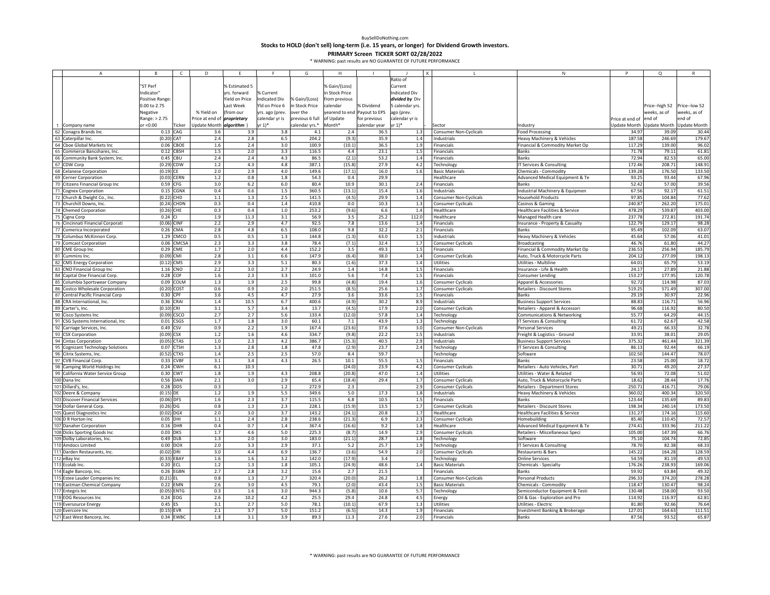BuySellDoNothing.com

# Stocks to HOLD (don't sell) long-term (i.e. 15 years, or longer) for Dividend Growth investors.

## PRIMARY Screen TICKER SORT 02/28/2022

\* WARNING: past results are NO GUARANTEE OF FUTURE PERFORMANCE

| | A | B | C | D | E | F | G | H | I | J | K | L | N | P | Q | R |
|---|---|---|---|---|---|---|---|---|---|---|---|---|---|---|---|---|
| 1 | Company name | "ST Perf Indicator" Positive Range: 0.00 to 2.75 Negative Range: > 2.75 or <0.00 | Ticker | % Yield on Price at end of Update Month | % Estimated 5 yrs. forward Yield on Price Last Week (from our *proprietary algorithm* ) | % Current Indicated Div Yld on Price 6 yrs. ago (prev. calendar yr is yr 1)* | % Gain/(Loss) over the in Stock Price previous 6 full calendar yrs.* | % Gain/(Loss) in Stock Price from previous calendar yearend to end of Update Month* | % Dividend Payout to EPS for previous calendar year | Ratio of Current Indicated Div *divided by* Div 5 calendar yrs. ago (prev. calendar yr is yr 1)* | - | Sector | Industry | Price at end of Update Month | Price--high 52 weeks, as of end of Update Month | Price--low 52 weeks, as of end of Update Month |
| 62 | Conagra Brands Inc | 0.13 | CAG | 3.6 | 3.9 | 3.8 | 4.1 | 2.4 | 36.5 | 1.3 | | Consumer Non-Cyclicals | Food Processing | 34.97 | 39.09 | 30.44 |
| 63 | Caterpillar Inc. | (0.20) | CAT | 2.4 | 2.8 | 6.5 | 204.2 | (9.3) | 35.9 | 1.4 | | Industrials | Heavy Machinery & Vehicles | 187.58 | 246.69 | 179.67 |
| 64 | Cboe Global Markets Inc | 0.06 | CBOE | 1.6 | 2.4 | 3.0 | 100.9 | (10.1) | 36.5 | 1.9 | | Financials | Financial & Commodity Market Op | 117.29 | 139.00 | 96.02 |
| 65 | Commerce Bancshares, Inc. | 0.12 | CBSH | 1.5 | 2.0 | 3.3 | 116.5 | 4.4 | 23.1 | 1.5 | | Financials | Banks | 71.78 | 79.11 | 61.81 |
| 66 | Community Bank System, Inc. | 0.45 | CBU | 2.4 | 2.4 | 4.3 | 86.5 | (2.1) | 53.2 | 1.4 | | Financials | Banks | 72.94 | 82.53 | 65.00 |
| 67 | CDW Corp | (0.29) | CDW | 1.2 | 4.3 | 4.8 | 387.1 | (15.8) | 27.9 | 4.2 | | Technology | IT Services & Consulting | 172.46 | 208.71 | 148.91 |
| 68 | Celanese Corporation | (0.19) | CE | 2.0 | 2.9 | 4.0 | 149.6 | (17.1) | 16.0 | 1.6 | | Basic Materials | Chemicals - Commodity | 139.28 | 176.50 | 133.50 |
| 69 | Cerner Corporation | (0.03) | CERN | 1.2 | 0.8 | 1.8 | 54.3 | 0.4 | 29.9 | | | Healthcare | Advanced Medical Equipment & Te | 93.25 | 93.44 | 67.96 |
| 70 | Citizens Financial Group Inc | 0.59 | CFG | 3.0 | 6.2 | 6.0 | 80.4 | 10.9 | 30.1 | 2.4 | | Financials | Banks | 52.42 | 57.00 | 39.56 |
| 71 | Cognex Corporation | 0.15 | CGNX | 0.4 | 0.6 | 1.5 | 360.5 | (13.1) | 15.4 | 1.6 | | Industrials | Industrial Machinery & Equipmen | 67.56 | 92.17 | 61.51 |
| 72 | Church & Dwight Co., Inc. | (0.22) | CHD | 1.1 | 1.3 | 2.5 | 141.5 | (4.5) | 29.9 | 1.4 | | Consumer Non-Cyclicals | Household Products | 97.85 | 104.84 | 77.62 |
| 73 | Churchill Downs, Inc. | (0.24) | CHDN | 0.3 | 0.4 | 1.4 | 410.8 | 0.0 | 10.3 | 1.3 | | Consumer Cyclicals | Casinos & Gaming | 240.87 | 262.20 | 175.01 |
| 74 | Chemed Corporation | (0.26) | CHE | 0.3 | 0.4 | 1.0 | 253.2 | (9.6) | 6.6 | 1.4 | | Healthcare | Healthcare Facilities & Service | 478.29 | 539.87 | 403.00 |
| 75 | Cigna Corp | 0.24 | CI | 1.9 | 11.3 | 3.1 | 56.9 | 3.5 | 25.2 | 112.0 | | Healthcare | Managed Health care | 237.78 | 272.81 | 191.74 |
| 76 | Cincinnati Financial Corporati | (0.06) | CINF | 2.2 | 2.9 | 4.7 | 92.5 | 7.8 | 13.6 | 1.4 | | Financials | Insurance - Property & Casualty | 122.79 | 129.17 | 98.28 |
| 77 | Comerica Incorporated | 0.26 | CMA | 2.8 | 4.8 | 6.5 | 108.0 | 9.8 | 32.2 | 2.1 | | Financials | Banks | 95.49 | 102.09 | 63.07 |
| 78 | Columbus McKinnon Corp. | 1.29 | CMCO | 0.5 | 0.5 | 1.3 | 144.8 | (1.3) | 63.0 | 1.5 | | Industrials | Heavy Machinery & Vehicles | 45.64 | 57.06 | 41.01 |
| 79 | Comcast Corporation | 0.06 | CMCSA | 2.3 | 3.3 | 3.8 | 78.4 | (7.1) | 32.4 | 1.7 | | Consumer Cyclicals | Broadcasting | 46.76 | 61.80 | 44.27 |
| 80 | CME Group Inc | 0.29 | CME | 1.7 | 2.0 | 4.4 | 152.2 | 3.5 | 49.3 | 1.5 | | Financials | Financial & Commodity Market Op | 236.53 | 256.94 | 185.79 |
| 81 | Cummins Inc. | (0.09) | CMI | 2.8 | 3.1 | 6.6 | 147.9 | (6.4) | 38.0 | 1.4 | | Consumer Cyclicals | Auto, Truck & Motorcycle Parts | 204.12 | 277.09 | 198.13 |
| 82 | CMS Energy Corporation | (0.12) | CMS | 2.9 | 3.3 | 5.1 | 80.3 | (1.6) | 37.3 | 1.4 | | Utilities | Utilities - Multiline | 64.01 | 65.79 | 53.19 |
| 83 | CNO Financial Group Inc | 1.16 | CNO | 2.2 | 3.0 | 2.7 | 24.9 | 1.4 | 14.8 | 1.5 | | Financials | Insurance - Life & Health | 24.17 | 27.89 | 21.88 |
| 84 | Capital One Financial Corp. | 0.28 | COF | 1.6 | 2.3 | 3.3 | 101.0 | 5.6 | 7.4 | 1.5 | | Financials | Consumer Lending | 153.27 | 177.95 | 120.78 |
| 85 | Columbia Sportswear Company | 0.09 | COLM | 1.3 | 1.9 | 2.5 | 99.8 | (4.8) | 19.4 | 1.6 | | Consumer Cyclicals | Apparel & Accessories | 92.72 | 114.98 | 87.03 |
| 86 | Costco Wholesale Corporation | (0.20) | COST | 0.6 | 0.9 | 2.0 | 251.5 | (8.5) | 25.6 | 1.7 | | Consumer Cyclicals | Retailers - Discount Stores | 519.25 | 571.49 | 307.00 |
| 87 | Central Pacific Financial Corp | 0.30 | CPF | 3.6 | 4.5 | 4.7 | 27.9 | 3.6 | 33.6 | 1.5 | | Financials | Banks | 29.19 | 30.97 | 22.96 |
| 88 | CRA International, Inc. | 0.36 | CRAI | 1.4 | 10.5 | 6.7 | 400.6 | (4.9) | 30.2 | 8.9 | | Industrials | Business Support Services | 88.83 | 116.71 | 56.96 |
| 89 | Carter's, Inc. | (0.10) | CRI | 3.1 | 5.7 | 3.4 | 13.7 | (4.5) | 17.9 | 2.0 | | Consumer Cyclicals | Retailers - Apparel & Accessori | 96.68 | 116.92 | 80.50 |
| 90 | Cisco Systems Inc | (0.09) | CSCO | 2.7 | 2.7 | 5.6 | 133.4 | (12.0) | 57.8 | 1.4 | | Technology | Communications & Networking | 55.77 | 64.29 | 44.15 |
| 91 | CSG Systems International, Inc | 0.01 | CSGS | 1.7 | 1.8 | 3.0 | 60.1 | 7.1 | 43.9 | 1.3 | | Technology | IT Services & Consulting | 61.72 | 62.67 | 42.58 |
| 92 | Carriage Services, Inc. | 0.49 | CSV | 0.9 | 2.2 | 1.9 | 167.4 | (23.6) | 37.6 | 3.0 | | Consumer Non-Cyclicals | Personal Services | 49.21 | 66.33 | 32.78 |
| 93 | CSX Corporation | (0.09) | CSX | 1.2 | 1.6 | 4.6 | 334.7 | (9.8) | 22.2 | 1.5 | | Industrials | Freight & Logistics - Ground | 33.91 | 38.01 | 29.05 |
| 94 | Cintas Corporation | (0.05) | CTAS | 1.0 | 2.3 | 4.2 | 386.7 | (15.3) | 40.5 | 2.9 | | Industrials | Business Support Services | 375.32 | 461.44 | 321.39 |
| 95 | Cognizant Technology Solutions | 0.07 | CTSH | 1.3 | 2.8 | 1.8 | 47.8 | (2.9) | 23.7 | 2.4 | | Technology | IT Services & Consulting | 86.13 | 92.44 | 66.19 |
| 96 | Citrix Systems, Inc. | (0.52) | CTXS | 1.4 | 2.5 | 2.5 | 57.0 | 8.4 | 59.7 | | | Technology | Software | 102.50 | 144.47 | 78.07 |
| 97 | CVB Financial Corp. | 0.33 | CVBF | 3.1 | 3.4 | 4.3 | 26.5 | 10.1 | 55.5 | 1.5 | | Financials | Banks | 23.58 | 25.00 | 18.72 |
| 98 | Camping World Holdings Inc | 0.24 | CWH | 6.1 | 10.3 | | | (24.0) | 23.9 | 4.2 | | Consumer Cyclicals | Retailers - Auto Vehicles, Part | 30.71 | 49.20 | 27.37 |
| 99 | California Water Service Group | 0.30 | CWT | 1.8 | 1.9 | 4.3 | 208.8 | (20.8) | 47.0 | 1.4 | | Utilities | Utilities - Water & Related | 56.93 | 72.08 | 51.02 |
| 100 | Dana Inc | 0.56 | DAN | 2.1 | 3.0 | 2.9 | 65.4 | (18.4) | 29.4 | 1.7 | | Consumer Cyclicals | Auto, Truck & Motorcycle Parts | 18.62 | 28.44 | 17.76 |
| 101 | Dillard's, Inc. | 0.28 | DDS | 0.3 | | 1.2 | 272.9 | 2.3 | | 2.9 | | Consumer Cyclicals | Retailers - Department Stores | 250.71 | 416.71 | 79.06 |
| 102 | Deere & Company | (0.15) | DE | 1.2 | 1.9 | 5.5 | 349.6 | 5.0 | 17.3 | 1.8 | | Industrials | Heavy Machinery & Vehicles | 360.02 | 400.34 | 320.50 |
| 103 | Discover Financial Services | (0.06) | DFS | 1.6 | 2.3 | 3.7 | 115.5 | 6.8 | 10.5 | 1.5 | | Financials | Banks | 123.44 | 135.69 | 89.83 |
| 104 | Dollar General Corp. | (0.26) | DG | 0.8 | 1.3 | 2.3 | 228.1 | (15.9) | 13.5 | 1.7 | | Consumer Cyclicals | Retailers - Discount Stores | 198.34 | 240.14 | 173.50 |
| 105 | Quest Diagnostics Inc | (0.02) | DGX | 2.0 | 3.0 | 3.7 | 143.2 | (24.1) | 20.8 | 1.7 | | Healthcare | Healthcare Facilities & Service | 131.27 | 174.16 | 115.60 |
| 106 | D R Horton Inc | 0.05 | DHI | 1.1 | 2.4 | 2.8 | 238.6 | (21.3) | 6.9 | 2.3 | | Consumer Cyclicals | Homebuilding | 85.40 | 110.45 | 72.57 |
| 107 | Danaher Corporation | 0.16 | DHR | 0.4 | 0.7 | 1.4 | 367.4 | (16.6) | 9.2 | 1.8 | | Healthcare | Advanced Medical Equipment & Te | 274.41 | 333.96 | 211.22 |
| 108 | Dicks Sporting Goods Inc | 0.03 | DKS | 1.7 | 4.6 | 5.0 | 225.3 | (8.7) | 14.9 | 2.9 | | Consumer Cyclicals | Retailers - Miscellaneous Speci | 105.00 | 147.39 | 66.76 |
| 109 | Dolby Laboratories, Inc. | 0.49 | DLB | 1.3 | 2.0 | 3.0 | 183.0 | (21.1) | 28.7 | 1.8 | | Technology | Software | 75.10 | 104.74 | 72.85 |
| 110 | Amdocs Limited | 0.00 | DOX | 2.0 | 3.3 | 2.9 | 37.1 | 5.2 | 25.7 | 1.9 | | Technology | IT Services & Consulting | 78.70 | 82.38 | 68.33 |
| 111 | Darden Restaurants, Inc. | (0.02) | DRI | 3.0 | 4.4 | 6.9 | 136.7 | (3.6) | 54.9 | 2.0 | | Consumer Cyclicals | Restaurants & Bars | 145.22 | 164.28 | 128.59 |
| 112 | eBay Inc | (0.33) | EBAY | 1.6 | 1.6 | 3.2 | 142.0 | (17.9) | 3.4 | | | Technology | Online Services | 54.59 | 81.19 | 49.53 |
| 113 | Ecolab Inc. | 0.20 | ECL | 1.2 | 1.3 | 1.8 | 105.1 | (24.9) | 48.6 | 1.4 | | Basic Materials | Chemicals - Specialty | 176.26 | 238.93 | 169.06 |
| 114 | Eagle Bancorp, Inc. | 0.26 | EGBN | 2.7 | 2.8 | 3.2 | 15.6 | 2.7 | 21.5 | | | Financials | Banks | 59.92 | 63.84 | 49.32 |
| 115 | Estee Lauder Companies Inc | (0.21) | EL | 0.8 | 1.3 | 2.7 | 320.4 | (20.0) | 26.2 | 1.8 | | Consumer Non-Cyclicals | Personal Products | 296.33 | 374.20 | 278.28 |
| 116 | Eastman Chemical Company | 0.22 | EMN | 2.6 | 3.0 | 4.5 | 79.1 | (2.0) | 43.4 | 1.5 | | Basic Materials | Chemicals - Commodity | 118.47 | 130.47 | 98.24 |
| 117 | Entegris Inc | (0.05) | ENTG | 0.3 | 1.6 | 3.0 | 944.3 | (5.8) | 10.6 | 5.7 | | Technology | Semiconductor Equipment & Testi | 130.48 | 158.00 | 93.50 |
| 118 | EOG Resources Inc | 0.24 | EOG | 2.6 | 10.2 | 4.2 | 25.5 | 29.4 | 24.8 | 4.5 | | Energy | Oil & Gas - Exploration and Pro | 114.92 | 116.97 | 62.81 |
| 119 | Eversource Energy | 0.45 | ES | 3.1 | 2.7 | 5.0 | 78.1 | (10.1) | 67.9 | 1.3 | | Utilities | Utilities - Electric | 81.80 | 92.66 | 76.64 |
| 120 | Evercore Inc | (0.15) | EVR | 2.1 | 3.7 | 5.0 | 151.2 | (6.5) | 14.3 | 1.9 | | Financials | Investment Banking & Brokerage | 127.01 | 164.63 | 111.51 |
| 121 | East West Bancorp, Inc. | 0.34 | EWBC | 1.8 | 3.1 | 3.9 | 89.3 | 11.3 | 27.6 | 2.0 | | Financials | Banks | 87.56 | 93.52 | 65.87 |

\* WARNING: past results are NO GUARANTEE OF FUTURE PERFORMANCE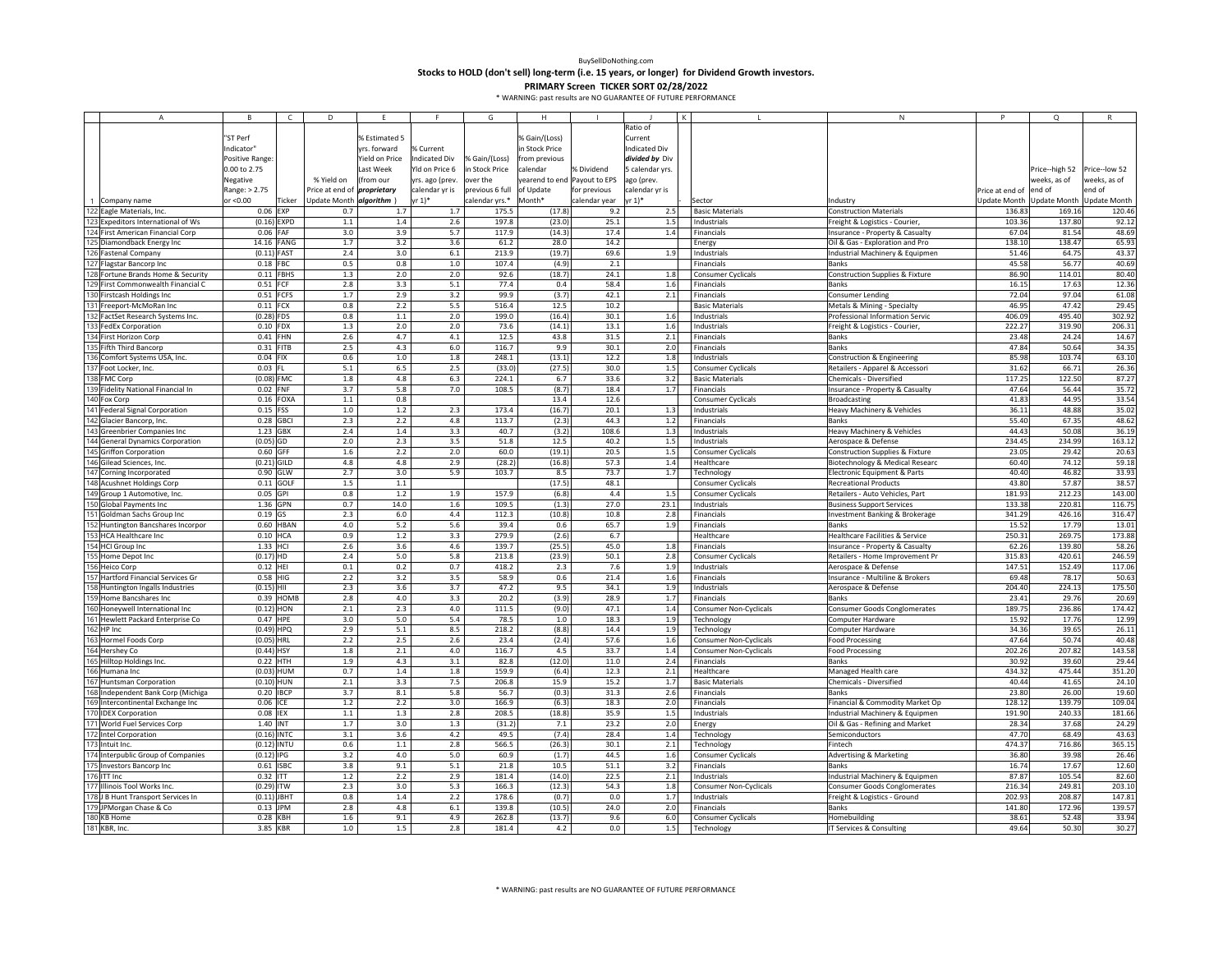BuySellDoNothing.com

# Stocks to HOLD (don't sell) long-term (i.e. 15 years, or longer) for Dividend Growth investors.

**PRIMARY Screen TICKER SORT 02/28/2022**

\* WARNING: past results are NO GUARANTEE OF FUTURE PERFORMANCE

| | A | B | C | D | E | F | G | H | I | J | K | L | N | P | Q | R |
|---|---|---|---|---|---|---|---|---|---|---|---|---|---|---|---|---|
| 1 | Company name | "ST Perf Indicator" Positive Range: 0.00 to 2.75 Negative Range: > 2.75 or <0.00 | Ticker | % Yield on Price at end of Update Month | % Estimated 5 yrs. forward Yield on Price Last Week (from our *proprietary algorithm*) | % Current Indicated Div Yld on Price 6 yrs. ago (prev. calendar yr is yr 1)* | % Gain/(Loss) over the in Stock Price previous 6 full calendar yrs.* | % Gain/(Loss) in Stock Price from previous calendar yearend to end of Update Month* | % Dividend Payout to EPS for previous calendar year | Ratio of Current Indicated Div *divided by* Div 5 calendar yrs. ago (prev. calendar yr is yr 1)* | - | Sector | Industry | Price at end of Update Month | Price--high 52 weeks, as of end of Update Month | Price--low 52 weeks, as of end of Update Month |
| 122 | Eagle Materials, Inc. | 0.06 | EXP | 0.7 | 1.7 | 1.7 | 175.5 | (17.8) | 9.2 | 2.5 | | Basic Materials | Construction Materials | 136.83 | 169.16 | 120.46 |
| 123 | Expeditors International of Ws | (0.16) | EXPD | 1.1 | 1.4 | 2.6 | 197.8 | (23.0) | 25.1 | 1.5 | | Industrials | Freight & Logistics - Courier, | 103.36 | 137.80 | 92.12 |
| 124 | First American Financial Corp | 0.06 | FAF | 3.0 | 3.9 | 5.7 | 117.9 | (14.3) | 17.4 | 1.4 | | Financials | Insurance - Property & Casualty | 67.04 | 81.54 | 48.69 |
| 125 | Diamondback Energy Inc | 14.16 | FANG | 1.7 | 3.2 | 3.6 | 61.2 | 28.0 | 14.2 | | | Energy | Oil & Gas - Exploration and Pro | 138.10 | 138.47 | 65.93 |
| 126 | Fastenal Company | (0.11) | FAST | 2.4 | 3.0 | 6.1 | 213.9 | (19.7) | 69.6 | 1.9 | | Industrials | Industrial Machinery & Equipmen | 51.46 | 64.75 | 43.37 |
| 127 | Flagstar Bancorp Inc | 0.18 | FBC | 0.5 | 0.8 | 1.0 | 107.4 | (4.9) | 2.1 | | | Financials | Banks | 45.58 | 56.77 | 40.69 |
| 128 | Fortune Brands Home & Security | 0.11 | FBHS | 1.3 | 2.0 | 2.0 | 92.6 | (18.7) | 24.1 | 1.8 | | Consumer Cyclicals | Construction Supplies & Fixture | 86.90 | 114.01 | 80.40 |
| 129 | First Commonwealth Financial C | 0.51 | FCF | 2.8 | 3.3 | 5.1 | 77.4 | 0.4 | 58.4 | 1.6 | | Financials | Banks | 16.15 | 17.63 | 12.36 |
| 130 | Firstcash Holdings Inc | 0.51 | FCFS | 1.7 | 2.9 | 3.2 | 99.9 | (3.7) | 42.1 | 2.1 | | Financials | Consumer Lending | 72.04 | 97.04 | 61.08 |
| 131 | Freeport-McMoRan Inc | 0.11 | FCX | 0.8 | 2.2 | 5.5 | 516.4 | 12.5 | 10.2 | | | Basic Materials | Metals & Mining - Specialty | 46.95 | 47.42 | 29.45 |
| 132 | FactSet Research Systems Inc. | (0.28) | FDS | 0.8 | 1.1 | 2.0 | 199.0 | (16.4) | 30.1 | 1.6 | | Industrials | Professional Information Servic | 406.09 | 495.40 | 302.92 |
| 133 | FedEx Corporation | 0.10 | FDX | 1.3 | 2.0 | 2.0 | 73.6 | (14.1) | 13.1 | 1.6 | | Industrials | Freight & Logistics - Courier, | 222.27 | 319.90 | 206.31 |
| 134 | First Horizon Corp | 0.41 | FHN | 2.6 | 4.7 | 4.1 | 12.5 | 43.8 | 31.5 | 2.1 | | Financials | Banks | 23.48 | 24.24 | 14.67 |
| 135 | Fifth Third Bancorp | 0.31 | FITB | 2.5 | 4.3 | 6.0 | 116.7 | 9.9 | 30.1 | 2.0 | | Financials | Banks | 47.84 | 50.64 | 34.35 |
| 136 | Comfort Systems USA, Inc. | 0.04 | FIX | 0.6 | 1.0 | 1.8 | 248.1 | (13.1) | 12.2 | 1.8 | | Industrials | Construction & Engineering | 85.98 | 103.74 | 63.10 |
| 137 | Foot Locker, Inc. | 0.03 | FL | 5.1 | 6.5 | 2.5 | (33.0) | (27.5) | 30.0 | 1.5 | | Consumer Cyclicals | Retailers - Apparel & Accessori | 31.62 | 66.71 | 26.36 |
| 138 | FMC Corp | (0.08) | FMC | 1.8 | 4.8 | 6.3 | 224.1 | 6.7 | 33.6 | 3.2 | | Basic Materials | Chemicals - Diversified | 117.25 | 122.50 | 87.27 |
| 139 | Fidelity National Financial In | 0.02 | FNF | 3.7 | 5.8 | 7.0 | 108.5 | (8.7) | 18.4 | 1.7 | | Financials | Insurance - Property & Casualty | 47.64 | 56.44 | 35.72 |
| 140 | Fox Corp | 0.16 | FOXA | 1.1 | 0.8 | | | 13.4 | 12.6 | | | Consumer Cyclicals | Broadcasting | 41.83 | 44.95 | 33.54 |
| 141 | Federal Signal Corporation | 0.15 | FSS | 1.0 | 1.2 | 2.3 | 173.4 | (16.7) | 20.1 | 1.3 | | Industrials | Heavy Machinery & Vehicles | 36.11 | 48.88 | 35.02 |
| 142 | Glacier Bancorp, Inc. | 0.28 | GBCI | 2.3 | 2.2 | 4.8 | 113.7 | (2.3) | 44.3 | 1.2 | | Financials | Banks | 55.40 | 67.35 | 48.62 |
| 143 | Greenbrier Companies Inc | 1.23 | GBX | 2.4 | 1.4 | 3.3 | 40.7 | (3.2) | 108.6 | 1.3 | | Industrials | Heavy Machinery & Vehicles | 44.43 | 50.08 | 36.19 |
| 144 | General Dynamics Corporation | (0.05) | GD | 2.0 | 2.3 | 3.5 | 51.8 | 12.5 | 40.2 | 1.5 | | Industrials | Aerospace & Defense | 234.45 | 234.99 | 163.12 |
| 145 | Griffon Corporation | 0.60 | GFF | 1.6 | 2.2 | 2.0 | 60.0 | (19.1) | 20.5 | 1.5 | | Consumer Cyclicals | Construction Supplies & Fixture | 23.05 | 29.42 | 20.63 |
| 146 | Gilead Sciences, Inc. | (0.21) | GILD | 4.8 | 4.8 | 2.9 | (28.2) | (16.8) | 57.3 | 1.4 | | Healthcare | Biotechnology & Medical Researc | 60.40 | 74.12 | 59.18 |
| 147 | Corning Incorporated | 0.90 | GLW | 2.7 | 3.0 | 5.9 | 103.7 | 8.5 | 73.7 | 1.7 | | Technology | Electronic Equipment & Parts | 40.40 | 46.82 | 33.93 |
| 148 | Acushnet Holdings Corp | 0.11 | GOLF | 1.5 | 1.1 | | | (17.5) | 48.1 | | | Consumer Cyclicals | Recreational Products | 43.80 | 57.87 | 38.57 |
| 149 | Group 1 Automotive, Inc. | 0.05 | GPI | 0.8 | 1.2 | 1.9 | 157.9 | (6.8) | 4.4 | 1.5 | | Consumer Cyclicals | Retailers - Auto Vehicles, Part | 181.93 | 212.23 | 143.00 |
| 150 | Global Payments Inc | 1.36 | GPN | 0.7 | 14.0 | 1.6 | 109.5 | (1.3) | 27.0 | 23.1 | | Industrials | Business Support Services | 133.38 | 220.81 | 116.75 |
| 151 | Goldman Sachs Group Inc | 0.19 | GS | 2.3 | 6.0 | 4.4 | 112.3 | (10.8) | 10.8 | 2.8 | | Financials | Investment Banking & Brokerage | 341.29 | 426.16 | 316.47 |
| 152 | Huntington Bancshares Incorpor | 0.60 | HBAN | 4.0 | 5.2 | 5.6 | 39.4 | 0.6 | 65.7 | 1.9 | | Financials | Banks | 15.52 | 17.79 | 13.01 |
| 153 | HCA Healthcare Inc | 0.10 | HCA | 0.9 | 1.2 | 3.3 | 279.9 | (2.6) | 6.7 | | | Healthcare | Healthcare Facilities & Service | 250.31 | 269.75 | 173.88 |
| 154 | HCI Group Inc | 1.33 | HCI | 2.6 | 3.6 | 4.6 | 139.7 | (25.5) | 45.0 | 1.8 | | Financials | Insurance - Property & Casualty | 62.26 | 139.80 | 58.26 |
| 155 | Home Depot Inc | (0.17) | HD | 2.4 | 5.0 | 5.8 | 213.8 | (23.9) | 50.1 | 2.8 | | Consumer Cyclicals | Retailers - Home Improvement Pr | 315.83 | 420.61 | 246.59 |
| 156 | Heico Corp | 0.12 | HEI | 0.1 | 0.2 | 0.7 | 418.2 | 2.3 | 7.6 | 1.9 | | Industrials | Aerospace & Defense | 147.51 | 152.49 | 117.06 |
| 157 | Hartford Financial Services Gr | 0.58 | HIG | 2.2 | 3.2 | 3.5 | 58.9 | 0.6 | 21.4 | 1.6 | | Financials | Insurance - Multiline & Brokers | 69.48 | 78.17 | 50.63 |
| 158 | Huntington Ingalls Industries | (0.15) | HII | 2.3 | 3.6 | 3.7 | 47.2 | 9.5 | 34.1 | 1.9 | | Industrials | Aerospace & Defense | 204.40 | 224.13 | 175.50 |
| 159 | Home Bancshares Inc | 0.39 | HOMB | 2.8 | 4.0 | 3.3 | 20.2 | (3.9) | 28.9 | 1.7 | | Financials | Banks | 23.41 | 29.76 | 20.69 |
| 160 | Honeywell International Inc | (0.12) | HON | 2.1 | 2.3 | 4.0 | 111.5 | (9.0) | 47.1 | 1.4 | | Consumer Non-Cyclicals | Consumer Goods Conglomerates | 189.75 | 236.86 | 174.42 |
| 161 | Hewlett Packard Enterprise Co | 0.47 | HPE | 3.0 | 5.0 | 5.4 | 78.5 | 1.0 | 18.3 | 1.9 | | Technology | Computer Hardware | 15.92 | 17.76 | 12.99 |
| 162 | HP Inc | (0.49) | HPQ | 2.9 | 5.1 | 8.5 | 218.2 | (8.8) | 14.4 | 1.9 | | Technology | Computer Hardware | 34.36 | 39.65 | 26.11 |
| 163 | Hormel Foods Corp | (0.05) | HRL | 2.2 | 2.5 | 2.6 | 23.4 | (2.4) | 57.6 | 1.6 | | Consumer Non-Cyclicals | Food Processing | 47.64 | 50.74 | 40.48 |
| 164 | Hershey Co | (0.44) | HSY | 1.8 | 2.1 | 4.0 | 116.7 | 4.5 | 33.7 | 1.4 | | Consumer Non-Cyclicals | Food Processing | 202.26 | 207.82 | 143.58 |
| 165 | Hilltop Holdings Inc. | 0.22 | HTH | 1.9 | 4.3 | 3.1 | 82.8 | (12.0) | 11.0 | 2.4 | | Financials | Banks | 30.92 | 39.60 | 29.44 |
| 166 | Humana Inc | (0.03) | HUM | 0.7 | 1.4 | 1.8 | 159.9 | (6.4) | 12.3 | 2.1 | | Healthcare | Managed Health care | 434.32 | 475.44 | 351.20 |
| 167 | Huntsman Corporation | (0.10) | HUN | 2.1 | 3.3 | 7.5 | 206.8 | 15.9 | 15.2 | 1.7 | | Basic Materials | Chemicals - Diversified | 40.44 | 41.65 | 24.10 |
| 168 | Independent Bank Corp (Michiga | 0.20 | IBCP | 3.7 | 8.1 | 5.8 | 56.7 | (0.3) | 31.3 | 2.6 | | Financials | Banks | 23.80 | 26.00 | 19.60 |
| 169 | Intercontinental Exchange Inc | 0.06 | ICE | 1.2 | 2.2 | 3.0 | 166.9 | (6.3) | 18.3 | 2.0 | | Financials | Financial & Commodity Market Op | 128.12 | 139.79 | 109.04 |
| 170 | IDEX Corporation | 0.08 | IEX | 1.1 | 1.3 | 2.8 | 208.5 | (18.8) | 35.9 | 1.5 | | Industrials | Industrial Machinery & Equipmen | 191.90 | 240.33 | 181.66 |
| 171 | World Fuel Services Corp | 1.40 | INT | 1.7 | 3.0 | 1.3 | (31.2) | 7.1 | 23.2 | 2.0 | | Energy | Oil & Gas - Refining and Market | 28.34 | 37.68 | 24.29 |
| 172 | Intel Corporation | (0.16) | INTC | 3.1 | 3.6 | 4.2 | 49.5 | (7.4) | 28.4 | 1.4 | | Technology | Semiconductors | 47.70 | 68.49 | 43.63 |
| 173 | Intuit Inc. | (0.12) | INTU | 0.6 | 1.1 | 2.8 | 566.5 | (26.3) | 30.1 | 2.1 | | Technology | Fintech | 474.37 | 716.86 | 365.15 |
| 174 | Interpublic Group of Companies | (0.12) | IPG | 3.2 | 4.0 | 5.0 | 60.9 | (1.7) | 44.5 | 1.6 | | Consumer Cyclicals | Advertising & Marketing | 36.80 | 39.98 | 26.46 |
| 175 | Investors Bancorp Inc | 0.61 | ISBC | 3.8 | 9.1 | 5.1 | 21.8 | 10.5 | 51.1 | 3.2 | | Financials | Banks | 16.74 | 17.67 | 12.60 |
| 176 | ITT Inc | 0.32 | ITT | 1.2 | 2.2 | 2.9 | 181.4 | (14.0) | 22.5 | 2.1 | | Industrials | Industrial Machinery & Equipmen | 87.87 | 105.54 | 82.60 |
| 177 | Illinois Tool Works Inc. | (0.29) | ITW | 2.3 | 3.0 | 5.3 | 166.3 | (12.3) | 54.3 | 1.8 | | Consumer Non-Cyclicals | Consumer Goods Conglomerates | 216.34 | 249.81 | 203.10 |
| 178 | J B Hunt Transport Services In | (0.11) | JBHT | 0.8 | 1.4 | 2.2 | 178.6 | (0.7) | 0.0 | 1.7 | | Industrials | Freight & Logistics - Ground | 202.93 | 208.87 | 147.81 |
| 179 | JPMorgan Chase & Co | 0.13 | JPM | 2.8 | 4.8 | 6.1 | 139.8 | (10.5) | 24.0 | 2.0 | | Financials | Banks | 141.80 | 172.96 | 139.57 |
| 180 | KB Home | 0.28 | KBH | 1.6 | 9.1 | 4.9 | 262.8 | (13.7) | 9.6 | 6.0 | | Consumer Cyclicals | Homebuilding | 38.61 | 52.48 | 33.94 |
| 181 | KBR, Inc. | 3.85 | KBR | 1.0 | 1.5 | 2.8 | 181.4 | 4.2 | 0.0 | 1.5 | | Technology | IT Services & Consulting | 49.64 | 50.30 | 30.27 |

\* WARNING: past results are NO GUARANTEE OF FUTURE PERFORMANCE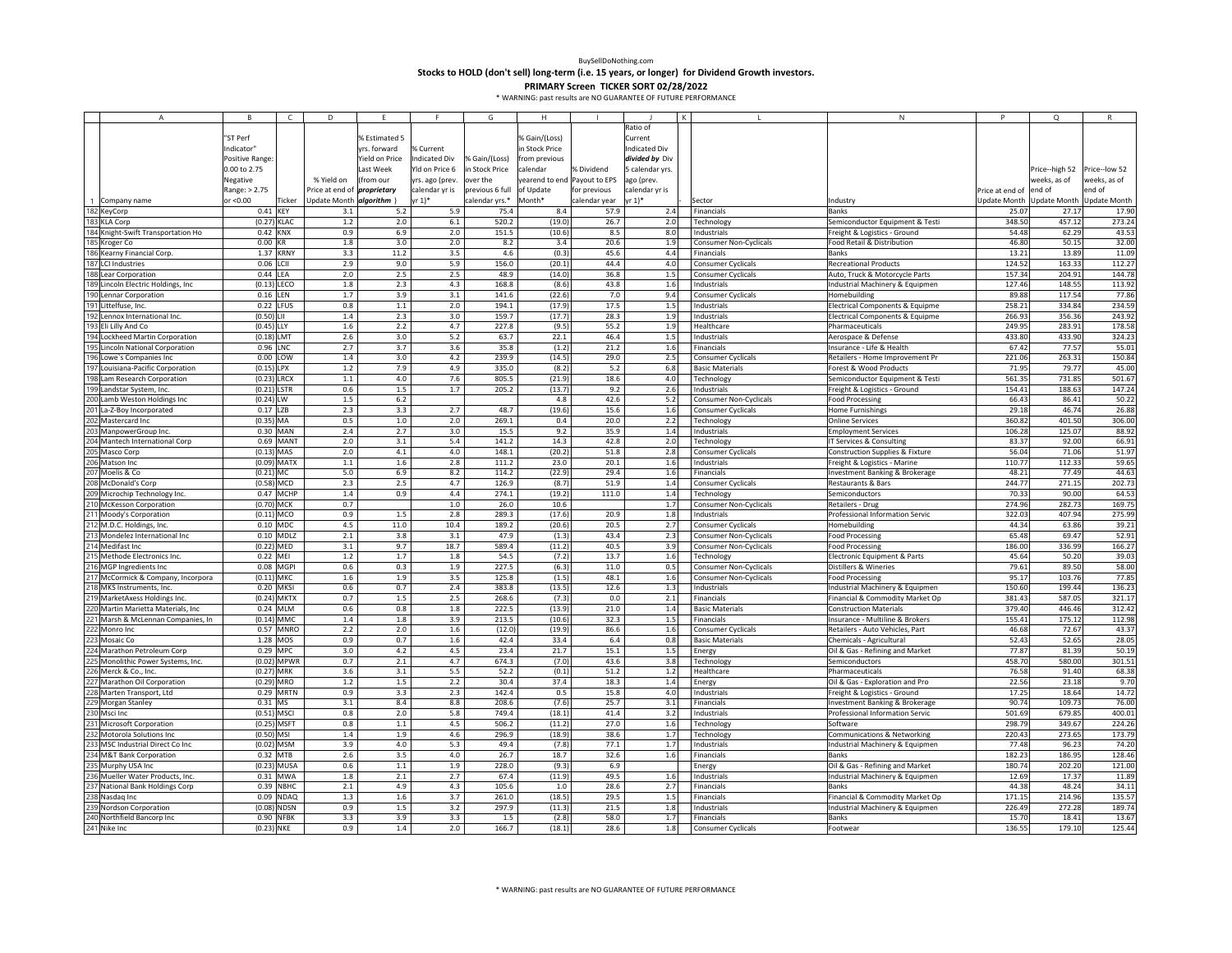BuySellDoNothing.com

# Stocks to HOLD (don't sell) long-term (i.e. 15 years, or longer) for Dividend Growth investors.

## PRIMARY Screen TICKER SORT 02/28/2022

\* WARNING: past results are NO GUARANTEE OF FUTURE PERFORMANCE

| | A | B | C | D | E | F | G | H | I | J | K | L | N | P | Q | R |
|---|---|---|---|---|---|---|---|---|---|---|---|---|---|---|---|---|
| 1 | Company name | "ST Perf Indicator" Positive Range: 0.00 to 2.75 Negative Range: > 2.75 or <0.00 | Ticker | % Yield on Price at end of Update Month | % Estimated 5 yrs. forward Yield on Price Last Week (from our *proprietary algorithm*) | % Current Indicated Div Yld on Price 6 yrs. ago (prev. calendar yr is yr 1)* | % Gain/(Loss) over the in Stock Price previous 6 full calendar yrs.* | % Gain/(Loss) in Stock Price from previous calendar yearend to end of Update Month* | % Dividend Payout to EPS for previous calendar year | Ratio of Current Indicated Div *divided by* Div 5 calendar yrs. ago (prev. calendar yr is yr 1)* | - | Sector | Industry | Price at end of Update Month | Price--high 52 weeks, as of end of Update Month | Price--low 52 weeks, as of end of Update Month |
| 182 | KeyCorp | 0.41 | KEY | 3.1 | 5.2 | 5.9 | 75.4 | 8.4 | 57.9 | 2.4 | | Financials | Banks | 25.07 | 27.17 | 17.90 |
| 183 | KLA Corp | (0.27) | KLAC | 1.2 | 2.0 | 6.1 | 520.2 | (19.0) | 26.7 | 2.0 | | Technology | Semiconductor Equipment & Testi | 348.50 | 457.12 | 273.24 |
| 184 | Knight-Swift Transportation Ho | 0.42 | KNX | 0.9 | 6.9 | 2.0 | 151.5 | (10.6) | 8.5 | 8.0 | | Industrials | Freight & Logistics - Ground | 54.48 | 62.29 | 43.53 |
| 185 | Kroger Co | 0.00 | KR | 1.8 | 3.0 | 2.0 | 8.2 | 3.4 | 20.6 | 1.9 | | Consumer Non-Cyclicals | Food Retail & Distribution | 46.80 | 50.15 | 32.00 |
| 186 | Kearny Financial Corp. | 1.37 | KRNY | 3.3 | 11.2 | 3.5 | 4.6 | (0.3) | 45.6 | 4.4 | | Financials | Banks | 13.21 | 13.89 | 11.09 |
| 187 | LCI Industries | 0.06 | LCII | 2.9 | 9.0 | 5.9 | 156.0 | (20.1) | 44.4 | 4.0 | | Consumer Cyclicals | Recreational Products | 124.52 | 163.33 | 112.27 |
| 188 | Lear Corporation | 0.44 | LEA | 2.0 | 2.5 | 2.5 | 48.9 | (14.0) | 36.8 | 1.5 | | Consumer Cyclicals | Auto, Truck & Motorcycle Parts | 157.34 | 204.91 | 144.78 |
| 189 | Lincoln Electric Holdings, Inc | (0.13) | LECO | 1.8 | 2.3 | 4.3 | 168.8 | (8.6) | 43.8 | 1.6 | | Industrials | Industrial Machinery & Equipmen | 127.46 | 148.55 | 113.92 |
| 190 | Lennar Corporation | 0.16 | LEN | 1.7 | 3.9 | 3.1 | 141.6 | (22.6) | 7.0 | 9.4 | | Consumer Cyclicals | Homebuilding | 89.88 | 117.54 | 77.86 |
| 191 | Littelfuse, Inc. | 0.22 | LFUS | 0.8 | 1.1 | 2.0 | 194.1 | (17.9) | 17.5 | 1.5 | | Industrials | Electrical Components & Equipme | 258.21 | 334.84 | 234.59 |
| 192 | Lennox International Inc. | (0.50) | LII | 1.4 | 2.3 | 3.0 | 159.7 | (17.7) | 28.3 | 1.9 | | Industrials | Electrical Components & Equipme | 266.93 | 356.36 | 243.92 |
| 193 | Eli Lilly And Co | (0.45) | LLY | 1.6 | 2.2 | 4.7 | 227.8 | (9.5) | 55.2 | 1.9 | | Healthcare | Pharmaceuticals | 249.95 | 283.91 | 178.58 |
| 194 | Lockheed Martin Corporation | (0.18) | LMT | 2.6 | 3.0 | 5.2 | 63.7 | 22.1 | 46.4 | 1.5 | | Industrials | Aerospace & Defense | 433.80 | 433.90 | 324.23 |
| 195 | Lincoln National Corporation | 0.96 | LNC | 2.7 | 3.7 | 3.6 | 35.8 | (1.2) | 21.2 | 1.6 | | Financials | Insurance - Life & Health | 67.42 | 77.57 | 55.01 |
| 196 | Lowe`s Companies Inc | 0.00 | LOW | 1.4 | 3.0 | 4.2 | 239.9 | (14.5) | 29.0 | 2.5 | | Consumer Cyclicals | Retailers - Home Improvement Pr | 221.06 | 263.31 | 150.84 |
| 197 | Louisiana-Pacific Corporation | (0.15) | LPX | 1.2 | 7.9 | 4.9 | 335.0 | (8.2) | 5.2 | 6.8 | | Basic Materials | Forest & Wood Products | 71.95 | 79.77 | 45.00 |
| 198 | Lam Research Corporation | (0.23) | LRCX | 1.1 | 4.0 | 7.6 | 805.5 | (21.9) | 18.6 | 4.0 | | Technology | Semiconductor Equipment & Testi | 561.35 | 731.85 | 501.67 |
| 199 | Landstar System, Inc. | (0.21) | LSTR | 0.6 | 1.5 | 1.7 | 205.2 | (13.7) | 9.2 | 2.6 | | Industrials | Freight & Logistics - Ground | 154.41 | 188.63 | 147.24 |
| 200 | Lamb Weston Holdings Inc | (0.24) | LW | 1.5 | 6.2 | | | 4.8 | 42.6 | 5.2 | | Consumer Non-Cyclicals | Food Processing | 66.43 | 86.41 | 50.22 |
| 201 | La-Z-Boy Incorporated | 0.17 | LZB | 2.3 | 3.3 | 2.7 | 48.7 | (19.6) | 15.6 | 1.6 | | Consumer Cyclicals | Home Furnishings | 29.18 | 46.74 | 26.88 |
| 202 | Mastercard Inc | (0.35) | MA | 0.5 | 1.0 | 2.0 | 269.1 | 0.4 | 20.0 | 2.2 | | Technology | Online Services | 360.82 | 401.50 | 306.00 |
| 203 | ManpowerGroup Inc. | 0.30 | MAN | 2.4 | 2.7 | 3.0 | 15.5 | 9.2 | 35.9 | 1.4 | | Industrials | Employment Services | 106.28 | 125.07 | 88.92 |
| 204 | Mantech International Corp | 0.69 | MANT | 2.0 | 3.1 | 5.4 | 141.2 | 14.3 | 42.8 | 2.0 | | Technology | IT Services & Consulting | 83.37 | 92.00 | 66.91 |
| 205 | Masco Corp | (0.13) | MAS | 2.0 | 4.1 | 4.0 | 148.1 | (20.2) | 51.8 | 2.8 | | Consumer Cyclicals | Construction Supplies & Fixture | 56.04 | 71.06 | 51.97 |
| 206 | Matson Inc | (0.09) | MATX | 1.1 | 1.6 | 2.8 | 111.2 | 23.0 | 20.1 | 1.6 | | Industrials | Freight & Logistics - Marine | 110.77 | 112.33 | 59.65 |
| 207 | Moelis & Co | (0.21) | MC | 5.0 | 6.9 | 8.2 | 114.2 | (22.9) | 29.4 | 1.6 | | Financials | Investment Banking & Brokerage | 48.21 | 77.49 | 44.63 |
| 208 | McDonald's Corp | (0.58) | MCD | 2.3 | 2.5 | 4.7 | 126.9 | (8.7) | 51.9 | 1.4 | | Consumer Cyclicals | Restaurants & Bars | 244.77 | 271.15 | 202.73 |
| 209 | Microchip Technology Inc. | 0.47 | MCHP | 1.4 | 0.9 | 4.4 | 274.1 | (19.2) | 111.0 | 1.4 | | Technology | Semiconductors | 70.33 | 90.00 | 64.53 |
| 210 | McKesson Corporation | (0.70) | MCK | 0.7 | | 1.0 | 26.0 | 10.6 | | 1.7 | | Consumer Non-Cyclicals | Retailers - Drug | 274.96 | 282.73 | 169.75 |
| 211 | Moody's Corporation | (0.11) | MCO | 0.9 | 1.5 | 2.8 | 289.3 | (17.6) | 20.9 | 1.8 | | Industrials | Professional Information Servic | 322.03 | 407.94 | 275.99 |
| 212 | M.D.C. Holdings, Inc. | 0.10 | MDC | 4.5 | 11.0 | 10.4 | 189.2 | (20.6) | 20.5 | 2.7 | | Consumer Cyclicals | Homebuilding | 44.34 | 63.86 | 39.21 |
| 213 | Mondelez International Inc | 0.10 | MDLZ | 2.1 | 3.8 | 3.1 | 47.9 | (1.3) | 43.4 | 2.3 | | Consumer Non-Cyclicals | Food Processing | 65.48 | 69.47 | 52.91 |
| 214 | Medifast Inc | (0.22) | MED | 3.1 | 9.7 | 18.7 | 589.4 | (11.2) | 40.5 | 3.9 | | Consumer Non-Cyclicals | Food Processing | 186.00 | 336.99 | 166.27 |
| 215 | Methode Electronics Inc. | 0.22 | MEI | 1.2 | 1.7 | 1.8 | 54.5 | (7.2) | 13.7 | 1.6 | | Technology | Electronic Equipment & Parts | 45.64 | 50.20 | 39.03 |
| 216 | MGP Ingredients Inc | 0.08 | MGPI | 0.6 | 0.3 | 1.9 | 227.5 | (6.3) | 11.0 | 0.5 | | Consumer Non-Cyclicals | Distillers & Wineries | 79.61 | 89.50 | 58.00 |
| 217 | McCormick & Company, Incorpora | (0.11) | MKC | 1.6 | 1.9 | 3.5 | 125.8 | (1.5) | 48.1 | 1.6 | | Consumer Non-Cyclicals | Food Processing | 95.17 | 103.76 | 77.85 |
| 218 | MKS Instruments, Inc. | 0.20 | MKSI | 0.6 | 0.7 | 2.4 | 383.8 | (13.5) | 12.6 | 1.3 | | Industrials | Industrial Machinery & Equipmen | 150.60 | 199.44 | 136.23 |
| 219 | MarketAxess Holdings Inc. | (0.24) | MKTX | 0.7 | 1.5 | 2.5 | 268.6 | (7.3) | 0.0 | 2.1 | | Financials | Financial & Commodity Market Op | 381.43 | 587.05 | 321.17 |
| 220 | Martin Marietta Materials, Inc | 0.24 | MLM | 0.6 | 0.8 | 1.8 | 222.5 | (13.9) | 21.0 | 1.4 | | Basic Materials | Construction Materials | 379.40 | 446.46 | 312.42 |
| 221 | Marsh & McLennan Companies, In | (0.14) | MMC | 1.4 | 1.8 | 3.9 | 213.5 | (10.6) | 32.3 | 1.5 | | Financials | Insurance - Multiline & Brokers | 155.41 | 175.12 | 112.98 |
| 222 | Monro Inc | 0.57 | MNRO | 2.2 | 2.0 | 1.6 | (12.0) | (19.9) | 86.6 | 1.6 | | Consumer Cyclicals | Retailers - Auto Vehicles, Part | 46.68 | 72.67 | 43.37 |
| 223 | Mosaic Co | 1.28 | MOS | 0.9 | 0.7 | 1.6 | 42.4 | 33.4 | 6.4 | 0.8 | | Basic Materials | Chemicals - Agricultural | 52.43 | 52.65 | 28.05 |
| 224 | Marathon Petroleum Corp | 0.29 | MPC | 3.0 | 4.2 | 4.5 | 23.4 | 21.7 | 15.1 | 1.5 | | Energy | Oil & Gas - Refining and Market | 77.87 | 81.39 | 50.19 |
| 225 | Monolithic Power Systems, Inc. | (0.02) | MPWR | 0.7 | 2.1 | 4.7 | 674.3 | (7.0) | 43.6 | 3.8 | | Technology | Semiconductors | 458.70 | 580.00 | 301.51 |
| 226 | Merck & Co., Inc. | (0.27) | MRK | 3.6 | 3.1 | 5.5 | 52.2 | (0.1) | 51.2 | 1.2 | | Healthcare | Pharmaceuticals | 76.58 | 91.40 | 68.38 |
| 227 | Marathon Oil Corporation | (0.29) | MRO | 1.2 | 1.5 | 2.2 | 30.4 | 37.4 | 18.3 | 1.4 | | Energy | Oil & Gas - Exploration and Pro | 22.56 | 23.18 | 9.70 |
| 228 | Marten Transport, Ltd | 0.29 | MRTN | 0.9 | 3.3 | 2.3 | 142.4 | 0.5 | 15.8 | 4.0 | | Industrials | Freight & Logistics - Ground | 17.25 | 18.64 | 14.72 |
| 229 | Morgan Stanley | 0.31 | MS | 3.1 | 8.4 | 8.8 | 208.6 | (7.6) | 25.7 | 3.1 | | Financials | Investment Banking & Brokerage | 90.74 | 109.73 | 76.00 |
| 230 | Msci Inc | (0.51) | MSCI | 0.8 | 2.0 | 5.8 | 749.4 | (18.1) | 41.4 | 3.2 | | Industrials | Professional Information Servic | 501.69 | 679.85 | 400.01 |
| 231 | Microsoft Corporation | (0.25) | MSFT | 0.8 | 1.1 | 4.5 | 506.2 | (11.2) | 27.0 | 1.6 | | Technology | Software | 298.79 | 349.67 | 224.26 |
| 232 | Motorola Solutions Inc | (0.50) | MSI | 1.4 | 1.9 | 4.6 | 296.9 | (18.9) | 38.6 | 1.7 | | Technology | Communications & Networking | 220.43 | 273.65 | 173.79 |
| 233 | MSC Industrial Direct Co Inc | (0.02) | MSM | 3.9 | 4.0 | 5.3 | 49.4 | (7.8) | 77.1 | 1.7 | | Industrials | Industrial Machinery & Equipmen | 77.48 | 96.23 | 74.20 |
| 234 | M&T Bank Corporation | 0.32 | MTB | 2.6 | 3.5 | 4.0 | 26.7 | 18.7 | 32.6 | 1.6 | | Financials | Banks | 182.23 | 186.95 | 128.46 |
| 235 | Murphy USA Inc | (0.23) | MUSA | 0.6 | 1.1 | 1.9 | 228.0 | (9.3) | 6.9 | | | Energy | Oil & Gas - Refining and Market | 180.74 | 202.20 | 121.00 |
| 236 | Mueller Water Products, Inc. | 0.31 | MWA | 1.8 | 2.1 | 2.7 | 67.4 | (11.9) | 49.5 | 1.6 | | Industrials | Industrial Machinery & Equipmen | 12.69 | 17.37 | 11.89 |
| 237 | National Bank Holdings Corp | 0.39 | NBHC | 2.1 | 4.9 | 4.3 | 105.6 | 1.0 | 28.6 | 2.7 | | Financials | Banks | 44.38 | 48.24 | 34.11 |
| 238 | Nasdaq Inc | 0.09 | NDAQ | 1.3 | 1.6 | 3.7 | 261.0 | (18.5) | 29.5 | 1.5 | | Financials | Financial & Commodity Market Op | 171.15 | 214.96 | 135.57 |
| 239 | Nordson Corporation | (0.08) | NDSN | 0.9 | 1.5 | 3.2 | 297.9 | (11.3) | 21.5 | 1.8 | | Industrials | Industrial Machinery & Equipmen | 226.49 | 272.28 | 189.74 |
| 240 | Northfield Bancorp Inc | 0.90 | NFBK | 3.3 | 3.9 | 3.3 | 1.5 | (2.8) | 58.0 | 1.7 | | Financials | Banks | 15.70 | 18.41 | 13.67 |
| 241 | Nike Inc | (0.23) | NKE | 0.9 | 1.4 | 2.0 | 166.7 | (18.1) | 28.6 | 1.8 | | Consumer Cyclicals | Footwear | 136.55 | 179.10 | 125.44 |

\* WARNING: past results are NO GUARANTEE OF FUTURE PERFORMANCE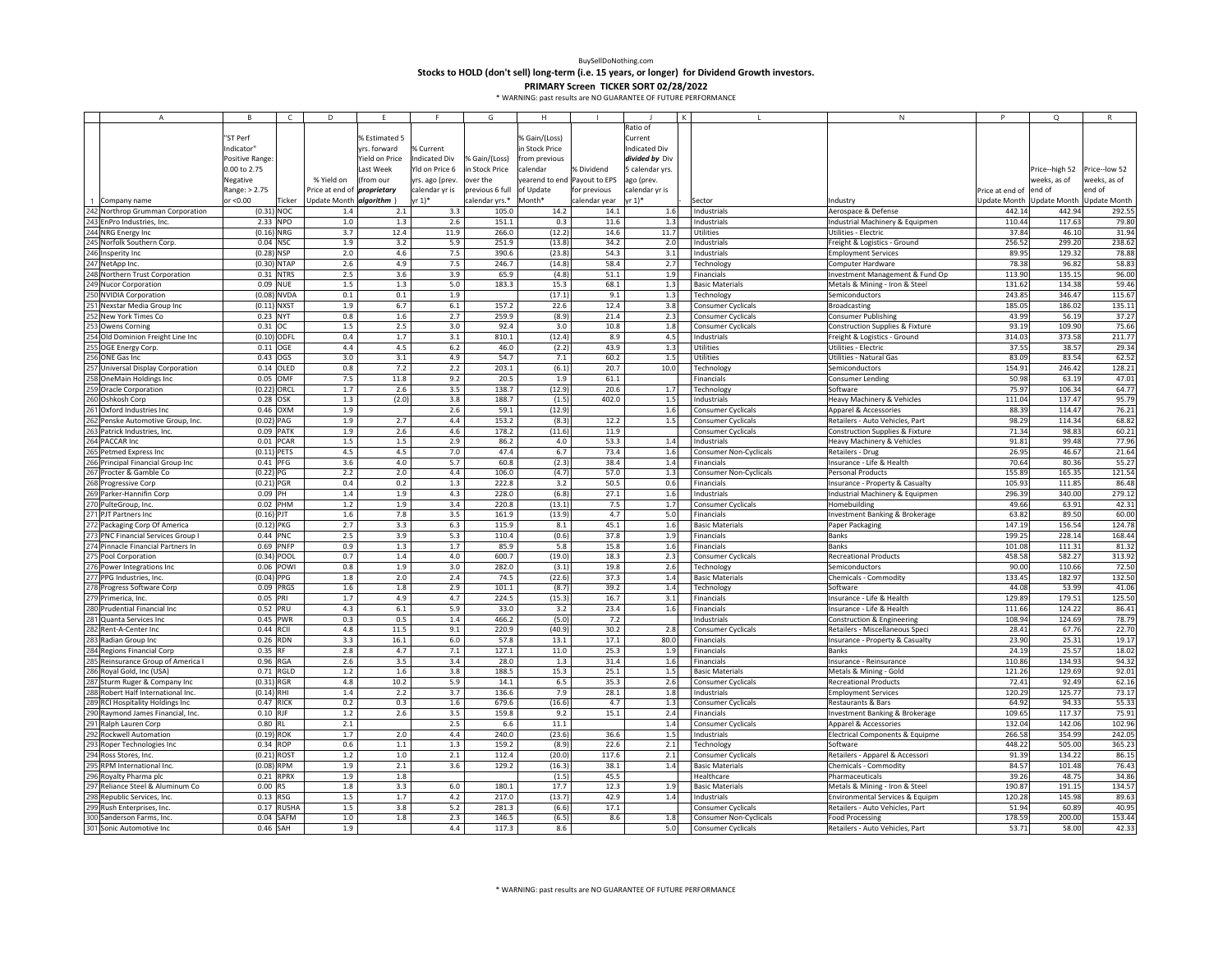BuySellDoNothing.com

**Stocks to HOLD (don't sell) long-term (i.e. 15 years, or longer) for Dividend Growth investors.**

**PRIMARY Screen TICKER SORT 02/28/2022**

\* WARNING: past results are NO GUARANTEE OF FUTURE PERFORMANCE

| | A | B | C | D | E | F | G | H | I | J | K | L | N | P | Q | R |
|---|---|---|---|---|---|---|---|---|---|---|---|---|---|---|---|---|
| 1 | Company name | "ST Perf Indicator" Positive Range: 0.00 to 2.75 Negative Range: > 2.75 or <0.00 | Ticker | % Yield on Price at end of Update Month | % Estimated 5 yrs. forward Yield on Price Last Week (from our *proprietary algorithm*) | % Current Indicated Div Yld on Price 6 yrs. ago (prev. calendar yr is yr 1)* | % Gain/(Loss) over the in Stock Price previous 6 full calendar yrs.* | % Gain/(Loss) in Stock Price from previous calendar yearend to end of Update Month* | % Dividend Payout to EPS for previous calendar year | Ratio of Current Indicated Div *divided by* Div 5 calendar yrs. ago (prev. calendar yr is yr 1)* | - | Sector | Industry | Price at end of Update Month | Price--high 52 weeks, as of end of Update Month | Price--low 52 weeks, as of end of Update Month |
| 242 | Northrop Grumman Corporation | (0.31) | NOC | 1.4 | 2.1 | 3.3 | 105.0 | 14.2 | 14.1 | 1.6 | | Industrials | Aerospace & Defense | 442.14 | 442.94 | 292.55 |
| 243 | EnPro Industries, Inc. | 2.33 | NPO | 1.0 | 1.3 | 2.6 | 151.1 | 0.3 | 11.6 | 1.3 | | Industrials | Industrial Machinery & Equipmen | 110.44 | 117.63 | 79.80 |
| 244 | NRG Energy Inc | (0.16) | NRG | 3.7 | 12.4 | 11.9 | 266.0 | (12.2) | 14.6 | 11.7 | | Utilities | Utilities - Electric | 37.84 | 46.10 | 31.94 |
| 245 | Norfolk Southern Corp. | 0.04 | NSC | 1.9 | 3.2 | 5.9 | 251.9 | (13.8) | 34.2 | 2.0 | | Industrials | Freight & Logistics - Ground | 256.52 | 299.20 | 238.62 |
| 246 | Insperity Inc | (0.28) | NSP | 2.0 | 4.6 | 7.5 | 390.6 | (23.8) | 54.3 | 3.1 | | Industrials | Employment Services | 89.95 | 129.32 | 78.88 |
| 247 | NetApp Inc. | (0.30) | NTAP | 2.6 | 4.9 | 7.5 | 246.7 | (14.8) | 58.4 | 2.7 | | Technology | Computer Hardware | 78.38 | 96.82 | 58.83 |
| 248 | Northern Trust Corporation | 0.31 | NTRS | 2.5 | 3.6 | 3.9 | 65.9 | (4.8) | 51.1 | 1.9 | | Financials | Investment Management & Fund Op | 113.90 | 135.15 | 96.00 |
| 249 | Nucor Corporation | 0.09 | NUE | 1.5 | 1.3 | 5.0 | 183.3 | 15.3 | 68.1 | 1.3 | | Basic Materials | Metals & Mining - Iron & Steel | 131.62 | 134.38 | 59.46 |
| 250 | NVIDIA Corporation | (0.08) | NVDA | 0.1 | 0.1 | 1.9 | | (17.1) | 9.1 | 1.3 | | Technology | Semiconductors | 243.85 | 346.47 | 115.67 |
| 251 | Nexstar Media Group Inc | (0.11) | NXST | 1.9 | 6.7 | 6.1 | 157.2 | 22.6 | 12.4 | 3.8 | | Consumer Cyclicals | Broadcasting | 185.05 | 186.02 | 135.11 |
| 252 | New York Times Co | 0.23 | NYT | 0.8 | 1.6 | 2.7 | 259.9 | (8.9) | 21.4 | 2.3 | | Consumer Cyclicals | Consumer Publishing | 43.99 | 56.19 | 37.27 |
| 253 | Owens Corning | 0.31 | OC | 1.5 | 2.5 | 3.0 | 92.4 | 3.0 | 10.8 | 1.8 | | Consumer Cyclicals | Construction Supplies & Fixture | 93.19 | 109.90 | 75.66 |
| 254 | Old Dominion Freight Line Inc | (0.10) | ODFL | 0.4 | 1.7 | 3.1 | 810.1 | (12.4) | 8.9 | 4.5 | | Industrials | Freight & Logistics - Ground | 314.03 | 373.58 | 211.77 |
| 255 | OGE Energy Corp. | 0.11 | OGE | 4.4 | 4.5 | 6.2 | 46.0 | (2.2) | 43.9 | 1.3 | | Utilities | Utilities - Electric | 37.55 | 38.57 | 29.34 |
| 256 | ONE Gas Inc | 0.43 | OGS | 3.0 | 3.1 | 4.9 | 54.7 | 7.1 | 60.2 | 1.5 | | Utilities | Utilities - Natural Gas | 83.09 | 83.54 | 62.52 |
| 257 | Universal Display Corporation | 0.14 | OLED | 0.8 | 7.2 | 2.2 | 203.1 | (6.1) | 20.7 | 10.0 | | Technology | Semiconductors | 154.91 | 246.42 | 128.21 |
| 258 | OneMain Holdings Inc | 0.05 | OMF | 7.5 | 11.8 | 9.2 | 20.5 | 1.9 | 61.1 | | | Financials | Consumer Lending | 50.98 | 63.19 | 47.01 |
| 259 | Oracle Corporation | (0.22) | ORCL | 1.7 | 2.6 | 3.5 | 138.7 | (12.9) | 20.6 | 1.7 | | Technology | Software | 75.97 | 106.34 | 64.77 |
| 260 | Oshkosh Corp | 0.28 | OSK | 1.3 | (2.0) | 3.8 | 188.7 | (1.5) | 402.0 | 1.5 | | Industrials | Heavy Machinery & Vehicles | 111.04 | 137.47 | 95.79 |
| 261 | Oxford Industries Inc | 0.46 | OXM | 1.9 | | 2.6 | 59.1 | (12.9) | | 1.6 | | Consumer Cyclicals | Apparel & Accessories | 88.39 | 114.47 | 76.21 |
| 262 | Penske Automotive Group, Inc. | (0.02) | PAG | 1.9 | 2.7 | 4.4 | 153.2 | (8.3) | 12.2 | 1.5 | | Consumer Cyclicals | Retailers - Auto Vehicles, Part | 98.29 | 114.34 | 68.82 |
| 263 | Patrick Industries, Inc. | 0.09 | PATK | 1.9 | 2.6 | 4.6 | 178.2 | (11.6) | 11.9 | | | Consumer Cyclicals | Construction Supplies & Fixture | 71.34 | 98.83 | 60.21 |
| 264 | PACCAR Inc | 0.01 | PCAR | 1.5 | 1.5 | 2.9 | 86.2 | 4.0 | 53.3 | 1.4 | | Industrials | Heavy Machinery & Vehicles | 91.81 | 99.48 | 77.96 |
| 265 | Petmed Express Inc | (0.11) | PETS | 4.5 | 4.5 | 7.0 | 47.4 | 6.7 | 73.4 | 1.6 | | Consumer Non-Cyclicals | Retailers - Drug | 26.95 | 46.67 | 21.64 |
| 266 | Principal Financial Group Inc | 0.41 | PFG | 3.6 | 4.0 | 5.7 | 60.8 | (2.3) | 38.4 | 1.4 | | Financials | Insurance - Life & Health | 70.64 | 80.36 | 55.27 |
| 267 | Procter & Gamble Co | (0.22) | PG | 2.2 | 2.0 | 4.4 | 106.0 | (4.7) | 57.0 | 1.3 | | Consumer Non-Cyclicals | Personal Products | 155.89 | 165.35 | 121.54 |
| 268 | Progressive Corp | (0.21) | PGR | 0.4 | 0.2 | 1.3 | 222.8 | 3.2 | 50.5 | 0.6 | | Financials | Insurance - Property & Casualty | 105.93 | 111.85 | 86.48 |
| 269 | Parker-Hannifin Corp | 0.09 | PH | 1.4 | 1.9 | 4.3 | 228.0 | (6.8) | 27.1 | 1.6 | | Industrials | Industrial Machinery & Equipmen | 296.39 | 340.00 | 279.12 |
| 270 | PulteGroup, Inc. | 0.02 | PHM | 1.2 | 1.9 | 3.4 | 220.8 | (13.1) | 7.5 | 1.7 | | Consumer Cyclicals | Homebuilding | 49.66 | 63.91 | 42.31 |
| 271 | PJT Partners Inc | (0.16) | PJT | 1.6 | 7.8 | 3.5 | 161.9 | (13.9) | 4.7 | 5.0 | | Financials | Investment Banking & Brokerage | 63.82 | 89.50 | 60.00 |
| 272 | Packaging Corp Of America | (0.12) | PKG | 2.7 | 3.3 | 6.3 | 115.9 | 8.1 | 45.1 | 1.6 | | Basic Materials | Paper Packaging | 147.19 | 156.54 | 124.78 |
| 273 | PNC Financial Services Group I | 0.44 | PNC | 2.5 | 3.9 | 5.3 | 110.4 | (0.6) | 37.8 | 1.9 | | Financials | Banks | 199.25 | 228.14 | 168.44 |
| 274 | Pinnacle Financial Partners In | 0.69 | PNFP | 0.9 | 1.3 | 1.7 | 85.9 | 5.8 | 15.8 | 1.6 | | Financials | Banks | 101.08 | 111.31 | 81.32 |
| 275 | Pool Corporation | (0.34) | POOL | 0.7 | 1.4 | 4.0 | 600.7 | (19.0) | 18.3 | 2.3 | | Consumer Cyclicals | Recreational Products | 458.58 | 582.27 | 313.92 |
| 276 | Power Integrations Inc | 0.06 | POWI | 0.8 | 1.9 | 3.0 | 282.0 | (3.1) | 19.8 | 2.6 | | Technology | Semiconductors | 90.00 | 110.66 | 72.50 |
| 277 | PPG Industries, Inc. | (0.04) | PPG | 1.8 | 2.0 | 2.4 | 74.5 | (22.6) | 37.3 | 1.4 | | Basic Materials | Chemicals - Commodity | 133.45 | 182.97 | 132.50 |
| 278 | Progress Software Corp | 0.09 | PRGS | 1.6 | 1.8 | 2.9 | 101.1 | (8.7) | 39.2 | 1.4 | | Technology | Software | 44.08 | 53.99 | 41.06 |
| 279 | Primerica, Inc. | 0.05 | PRI | 1.7 | 4.9 | 4.7 | 224.5 | (15.3) | 16.7 | 3.1 | | Financials | Insurance - Life & Health | 129.89 | 179.51 | 125.50 |
| 280 | Prudential Financial Inc | 0.52 | PRU | 4.3 | 6.1 | 5.9 | 33.0 | 3.2 | 23.4 | 1.6 | | Financials | Insurance - Life & Health | 111.66 | 124.22 | 86.41 |
| 281 | Quanta Services Inc | 0.45 | PWR | 0.3 | 0.5 | 1.4 | 466.2 | (5.0) | 7.2 | | | Industrials | Construction & Engineering | 108.94 | 124.69 | 78.79 |
| 282 | Rent-A-Center Inc | 0.44 | RCII | 4.8 | 11.5 | 9.1 | 220.9 | (40.9) | 30.2 | 2.8 | | Consumer Cyclicals | Retailers - Miscellaneous Speci | 28.41 | 67.76 | 22.70 |
| 283 | Radian Group Inc | 0.26 | RDN | 3.3 | 16.1 | 6.0 | 57.8 | 13.1 | 17.1 | 80.0 | | Financials | Insurance - Property & Casualty | 23.90 | 25.31 | 19.17 |
| 284 | Regions Financial Corp | 0.35 | RF | 2.8 | 4.7 | 7.1 | 127.1 | 11.0 | 25.3 | 1.9 | | Financials | Banks | 24.19 | 25.57 | 18.02 |
| 285 | Reinsurance Group of America I | 0.96 | RGA | 2.6 | 3.5 | 3.4 | 28.0 | 1.3 | 31.4 | 1.6 | | Financials | Insurance - Reinsurance | 110.86 | 134.93 | 94.32 |
| 286 | Royal Gold, Inc (USA) | 0.71 | RGLD | 1.2 | 1.6 | 3.8 | 188.5 | 15.3 | 25.1 | 1.5 | | Basic Materials | Metals & Mining - Gold | 121.26 | 129.69 | 92.01 |
| 287 | Sturm Ruger & Company Inc | (0.31) | RGR | 4.8 | 10.2 | 5.9 | 14.1 | 6.5 | 35.3 | 2.6 | | Consumer Cyclicals | Recreational Products | 72.41 | 92.49 | 62.16 |
| 288 | Robert Half International Inc. | (0.14) | RHI | 1.4 | 2.2 | 3.7 | 136.6 | 7.9 | 28.1 | 1.8 | | Industrials | Employment Services | 120.29 | 125.77 | 73.17 |
| 289 | RCI Hospitality Holdings Inc | 0.47 | RICK | 0.2 | 0.3 | 1.6 | 679.6 | (16.6) | 4.7 | 1.3 | | Consumer Cyclicals | Restaurants & Bars | 64.92 | 94.33 | 55.33 |
| 290 | Raymond James Financial, Inc. | 0.10 | RJF | 1.2 | 2.6 | 3.5 | 159.8 | 9.2 | 15.1 | 2.4 | | Financials | Investment Banking & Brokerage | 109.65 | 117.37 | 75.91 |
| 291 | Ralph Lauren Corp | 0.80 | RL | 2.1 | | 2.5 | 6.6 | 11.1 | | 1.4 | | Consumer Cyclicals | Apparel & Accessories | 132.04 | 142.06 | 102.96 |
| 292 | Rockwell Automation | (0.19) | ROK | 1.7 | 2.0 | 4.4 | 240.0 | (23.6) | 36.6 | 1.5 | | Industrials | Electrical Components & Equipme | 266.58 | 354.99 | 242.05 |
| 293 | Roper Technologies Inc | 0.34 | ROP | 0.6 | 1.1 | 1.3 | 159.2 | (8.9) | 22.6 | 2.1 | | Technology | Software | 448.22 | 505.00 | 365.23 |
| 294 | Ross Stores, Inc. | (0.21) | ROST | 1.2 | 1.0 | 2.1 | 112.4 | (20.0) | 117.6 | 2.1 | | Consumer Cyclicals | Retailers - Apparel & Accessori | 91.39 | 134.22 | 86.15 |
| 295 | RPM International Inc. | (0.08) | RPM | 1.9 | 2.1 | 3.6 | 129.2 | (16.3) | 38.1 | 1.4 | | Basic Materials | Chemicals - Commodity | 84.57 | 101.48 | 76.43 |
| 296 | Royalty Pharma plc | 0.21 | RPRX | 1.9 | 1.8 | | | (1.5) | 45.5 | | | Healthcare | Pharmaceuticals | 39.26 | 48.75 | 34.86 |
| 297 | Reliance Steel & Aluminum Co | 0.00 | RS | 1.8 | 3.3 | 6.0 | 180.1 | 17.7 | 12.3 | 1.9 | | Basic Materials | Metals & Mining - Iron & Steel | 190.87 | 191.15 | 134.57 |
| 298 | Republic Services, Inc. | 0.13 | RSG | 1.5 | 1.7 | 4.2 | 217.0 | (13.7) | 42.9 | 1.4 | | Industrials | Environmental Services & Equipm | 120.28 | 145.98 | 89.63 |
| 299 | Rush Enterprises, Inc. | 0.17 | RUSHA | 1.5 | 3.8 | 5.2 | 281.3 | (6.6) | 17.1 | | | Consumer Cyclicals | Retailers - Auto Vehicles, Part | 51.94 | 60.89 | 40.95 |
| 300 | Sanderson Farms, Inc. | 0.04 | SAFM | 1.0 | 1.8 | 2.3 | 146.5 | (6.5) | 8.6 | 1.8 | | Consumer Non-Cyclicals | Food Processing | 178.59 | 200.00 | 153.44 |
| 301 | Sonic Automotive Inc | 0.46 | SAH | 1.9 | | 4.4 | 117.3 | 8.6 | | 5.0 | | Consumer Cyclicals | Retailers - Auto Vehicles, Part | 53.71 | 58.00 | 42.33 |

\* WARNING: past results are NO GUARANTEE OF FUTURE PERFORMANCE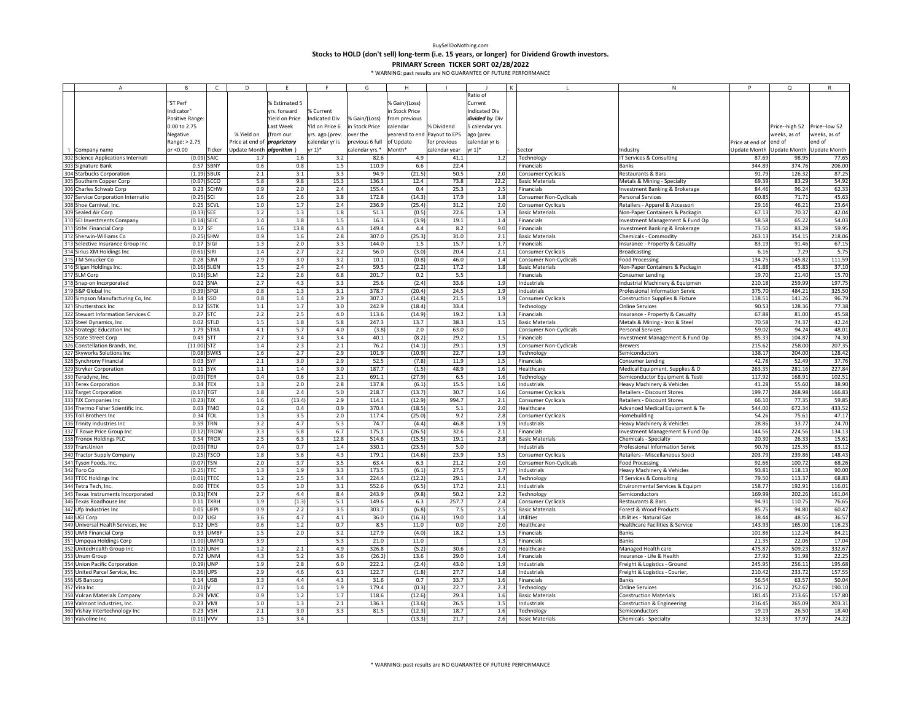BuySellDoNothing.com

**Stocks to HOLD (don't sell) long-term (i.e. 15 years, or longer) for Dividend Growth investors.**

**PRIMARY Screen TICKER SORT 02/28/2022**

\* WARNING: past results are NO GUARANTEE OF FUTURE PERFORMANCE

| | A | B | C | D | E | F | G | H | I | J | K | L | N | P | Q | R |
|---|---|---|---|---|---|---|---|---|---|---|---|---|---|---|---|---|
| 1 | Company name | "ST Perf Indicator" Positive Range: 0.00 to 2.75 Negative Range: > 2.75 or <0.00 | Ticker | % Yield on Price at end of Update Month | % Estimated 5 yrs. forward Yield on Price Last Week (from our ***proprietary algorithm***) | % Current Indicated Div Yld on Price 6 yrs. ago (prev. calendar yr is yr 1)* | % Gain/(Loss) over the in Stock Price previous 6 full calendar yrs.* | % Gain/(Loss) in Stock Price from previous calendar yearend to end of Update Month* | % Dividend Payout to EPS for previous calendar year | Ratio of Current Indicated Div ***divided by*** Div 5 calendar yrs. ago (prev. calendar yr is yr 1)* | - | Sector | Industry | Price at end of Update Month | Price--high 52 weeks, as of end of Update Month | Price--low 52 weeks, as of end of Update Month |
| 302 | Science Applications Internati | (0.09) | SAIC | 1.7 | 1.6 | 3.2 | 82.6 | 4.9 | 41.1 | 1.2 | | Technology | IT Services & Consulting | 87.69 | 98.95 | 77.65 |
| 303 | Signature Bank | 0.57 | SBNY | 0.6 | 0.8 | 1.5 | 110.9 | 6.6 | 22.4 | | | Financials | Banks | 344.89 | 374.76 | 206.00 |
| 304 | Starbucks Corporation | (1.19) | SBUX | 2.1 | 3.1 | 3.3 | 94.9 | (21.5) | 50.5 | 2.0 | | Consumer Cyclicals | Restaurants & Bars | 91.79 | 126.32 | 87.25 |
| 305 | Southern Copper Corp | (0.07) | SCCO | 5.8 | 9.8 | 15.3 | 136.3 | 12.4 | 73.8 | 22.2 | | Basic Materials | Metals & Mining - Specialty | 69.39 | 83.29 | 54.92 |
| 306 | Charles Schwab Corp | 0.23 | SCHW | 0.9 | 2.0 | 2.4 | 155.4 | 0.4 | 25.3 | 2.5 | | Financials | Investment Banking & Brokerage | 84.46 | 96.24 | 62.33 |
| 307 | Service Corporation Internatio | (0.25) | SCI | 1.6 | 2.6 | 3.8 | 172.8 | (14.3) | 17.9 | 1.8 | | Consumer Non-Cyclicals | Personal Services | 60.85 | 71.71 | 45.63 |
| 308 | Shoe Carnival, Inc. | 0.25 | SCVL | 1.0 | 1.7 | 2.4 | 236.9 | (25.4) | 31.2 | 2.0 | | Consumer Cyclicals | Retailers - Apparel & Accessori | 29.16 | 46.21 | 23.64 |
| 309 | Sealed Air Corp | (0.13) | SEE | 1.2 | 1.3 | 1.8 | 51.3 | (0.5) | 22.6 | 1.3 | | Basic Materials | Non-Paper Containers & Packagin | 67.13 | 70.37 | 42.04 |
| 310 | SEI Investments Company | (0.14) | SEIC | 1.4 | 1.8 | 1.5 | 16.3 | (3.9) | 19.1 | 1.4 | | Financials | Investment Management & Fund Op | 58.58 | 65.22 | 54.03 |
| 311 | Stifel Financial Corp | 0.17 | SF | 1.6 | 13.8 | 4.3 | 149.4 | 4.4 | 8.2 | 9.0 | | Financials | Investment Banking & Brokerage | 73.50 | 83.28 | 59.95 |
| 312 | Sherwin-Williams Co | (0.25) | SHW | 0.9 | 1.6 | 2.8 | 307.0 | (25.3) | 31.0 | 2.1 | | Basic Materials | Chemicals - Commodity | 263.13 | 354.15 | 218.06 |
| 313 | Selective Insurance Group Inc | 0.17 | SIGI | 1.3 | 2.0 | 3.3 | 144.0 | 1.5 | 15.7 | 1.7 | | Financials | Insurance - Property & Casualty | 83.19 | 91.46 | 67.15 |
| 314 | Sirius XM Holdings Inc | (0.61) | SIRI | 1.4 | 2.7 | 2.2 | 56.0 | (3.0) | 20.4 | 2.1 | | Consumer Cyclicals | Broadcasting | 6.16 | 7.29 | 5.75 |
| 315 | J M Smucker Co | 0.28 | SJM | 2.9 | 3.0 | 3.2 | 10.1 | (0.8) | 46.0 | 1.4 | | Consumer Non-Cyclicals | Food Processing | 134.75 | 145.82 | 111.59 |
| 316 | Silgan Holdings Inc. | (0.16) | SLGN | 1.5 | 2.4 | 2.4 | 59.5 | (2.2) | 17.2 | 1.8 | | Basic Materials | Non-Paper Containers & Packagin | 41.88 | 45.83 | 37.10 |
| 317 | SLM Corp | (0.16) | SLM | 2.2 | 2.6 | 6.8 | 201.7 | 0.2 | 5.5 | | | Financials | Consumer Lending | 19.70 | 21.40 | 15.70 |
| 318 | Snap-on Incorporated | 0.02 | SNA | 2.7 | 4.3 | 3.3 | 25.6 | (2.4) | 33.6 | 1.9 | | Industrials | Industrial Machinery & Equipmen | 210.18 | 259.99 | 197.75 |
| 319 | S&P Global Inc | (0.39) | SPGI | 0.8 | 1.3 | 3.1 | 378.7 | (20.4) | 24.5 | 1.9 | | Industrials | Professional Information Servic | 375.70 | 484.21 | 325.50 |
| 320 | Simpson Manufacturing Co, Inc. | 0.14 | SSD | 0.8 | 1.4 | 2.9 | 307.2 | (14.8) | 21.5 | 1.9 | | Consumer Cyclicals | Construction Supplies & Fixture | 118.51 | 141.26 | 96.79 |
| 321 | Shutterstock Inc | 0.12 | SSTK | 1.1 | 1.7 | 3.0 | 242.9 | (18.4) | 33.4 | | | Technology | Online Services | 90.53 | 128.36 | 77.38 |
| 322 | Stewart Information Services C | 0.27 | STC | 2.2 | 2.5 | 4.0 | 113.6 | (14.9) | 19.2 | 1.3 | | Financials | Insurance - Property & Casualty | 67.88 | 81.00 | 45.58 |
| 323 | Steel Dynamics, Inc. | 0.02 | STLD | 1.5 | 1.8 | 5.8 | 247.3 | 13.7 | 38.3 | 1.5 | | Basic Materials | Metals & Mining - Iron & Steel | 70.58 | 74.37 | 42.24 |
| 324 | Strategic Education Inc | 1.79 | STRA | 4.1 | 5.7 | 4.0 | (3.8) | 2.0 | 63.0 | | | Consumer Non-Cyclicals | Personal Services | 59.02 | 94.24 | 48.01 |
| 325 | State Street Corp | 0.49 | STT | 2.7 | 3.4 | 3.4 | 40.1 | (8.2) | 29.2 | 1.5 | | Financials | Investment Management & Fund Op | 85.33 | 104.87 | 74.30 |
| 326 | Constellation Brands, Inc. | (11.00) | STZ | 1.4 | 2.3 | 2.1 | 76.2 | (14.1) | 29.1 | 1.9 | | Consumer Non-Cyclicals | Brewers | 215.62 | 258.00 | 207.35 |
| 327 | Skyworks Solutions Inc | (0.08) | SWKS | 1.6 | 2.7 | 2.9 | 101.9 | (10.9) | 22.7 | 1.9 | | Technology | Semiconductors | 138.17 | 204.00 | 128.42 |
| 328 | Synchrony Financial | 0.03 | SYF | 2.1 | 3.0 | 2.9 | 52.5 | (7.8) | 11.9 | 1.5 | | Financials | Consumer Lending | 42.78 | 52.49 | 37.76 |
| 329 | Stryker Corporation | 0.11 | SYK | 1.1 | 1.4 | 3.0 | 187.7 | (1.5) | 48.9 | 1.6 | | Healthcare | Medical Equipment, Supplies & D | 263.35 | 281.16 | 227.84 |
| 330 | Teradyne, Inc. | (0.09) | TER | 0.4 | 0.6 | 2.1 | 691.1 | (27.9) | 6.5 | 1.6 | | Technology | Semiconductor Equipment & Testi | 117.92 | 168.91 | 102.51 |
| 331 | Terex Corporation | 0.34 | TEX | 1.3 | 2.0 | 2.8 | 137.8 | (6.1) | 15.5 | 1.6 | | Industrials | Heavy Machinery & Vehicles | 41.28 | 55.60 | 38.90 |
| 332 | Target Corporation | (0.17) | TGT | 1.8 | 2.4 | 5.0 | 218.7 | (13.7) | 30.7 | 1.6 | | Consumer Cyclicals | Retailers - Discount Stores | 199.77 | 268.98 | 166.83 |
| 333 | TJX Companies Inc | (0.23) | TJX | 1.6 | (13.4) | 2.9 | 114.1 | (12.9) | 994.7 | 2.1 | | Consumer Cyclicals | Retailers - Discount Stores | 66.10 | 77.35 | 59.85 |
| 334 | Thermo Fisher Scientific Inc. | 0.03 | TMO | 0.2 | 0.4 | 0.9 | 370.4 | (18.5) | 5.1 | 2.0 | | Healthcare | Advanced Medical Equipment & Te | 544.00 | 672.34 | 433.52 |
| 335 | Toll Brothers Inc | 0.34 | TOL | 1.3 | 3.5 | 2.0 | 117.4 | (25.0) | 9.2 | 2.8 | | Consumer Cyclicals | Homebuilding | 54.26 | 75.61 | 47.17 |
| 336 | Trinity Industries Inc | 0.59 | TRN | 3.2 | 4.7 | 5.3 | 74.7 | (4.4) | 46.8 | 1.9 | | Industrials | Heavy Machinery & Vehicles | 28.86 | 33.77 | 24.70 |
| 337 | T Rowe Price Group Inc | (0.12) | TROW | 3.3 | 5.8 | 6.7 | 175.1 | (26.5) | 32.6 | 2.1 | | Financials | Investment Management & Fund Op | 144.56 | 224.56 | 134.13 |
| 338 | Tronox Holdings PLC | 0.54 | TROX | 2.5 | 6.3 | 12.8 | 514.6 | (15.5) | 19.1 | 2.8 | | Basic Materials | Chemicals - Specialty | 20.30 | 26.33 | 15.61 |
| 339 | TransUnion | (0.09) | TRU | 0.4 | 0.7 | 1.4 | 330.1 | (23.5) | 5.0 | | | Industrials | Professional Information Servic | 90.76 | 125.35 | 83.12 |
| 340 | Tractor Supply Company | (0.25) | TSCO | 1.8 | 5.6 | 4.3 | 179.1 | (14.6) | 23.9 | 3.5 | | Consumer Cyclicals | Retailers - Miscellaneous Speci | 203.79 | 239.86 | 148.43 |
| 341 | Tyson Foods, Inc. | (0.07) | TSN | 2.0 | 3.7 | 3.5 | 63.4 | 6.3 | 21.2 | 2.0 | | Consumer Non-Cyclicals | Food Processing | 92.66 | 100.72 | 68.26 |
| 342 | Toro Co | (0.25) | TTC | 1.3 | 1.9 | 3.3 | 173.5 | (6.1) | 27.5 | 1.7 | | Industrials | Heavy Machinery & Vehicles | 93.81 | 118.13 | 90.00 |
| 343 | TTEC Holdings Inc | (0.01) | TTEC | 1.2 | 2.5 | 3.4 | 224.4 | (12.2) | 29.1 | 2.4 | | Technology | IT Services & Consulting | 79.50 | 113.37 | 68.83 |
| 344 | Tetra Tech, Inc. | 0.00 | TTEK | 0.5 | 1.0 | 3.1 | 552.6 | (6.5) | 17.2 | 2.1 | | Industrials | Environmental Services & Equipm | 158.77 | 192.91 | 116.01 |
| 345 | Texas Instruments Incorporated | (0.31) | TXN | 2.7 | 4.4 | 8.4 | 243.9 | (9.8) | 50.2 | 2.2 | | Technology | Semiconductors | 169.99 | 202.26 | 161.04 |
| 346 | Texas Roadhouse Inc | 0.11 | TXRH | 1.9 | (1.3) | 5.1 | 149.6 | 6.3 | 257.7 | 2.4 | | Consumer Cyclicals | Restaurants & Bars | 94.91 | 110.75 | 76.65 |
| 347 | Ufp Industries Inc | 0.05 | UFPI | 0.9 | 2.2 | 3.5 | 303.7 | (6.8) | 7.5 | 2.5 | | Basic Materials | Forest & Wood Products | 85.75 | 94.80 | 60.47 |
| 348 | UGI Corp | 0.02 | UGI | 3.6 | 4.7 | 4.1 | 36.0 | (16.3) | 19.0 | 1.4 | | Utilities | Utilities - Natural Gas | 38.44 | 48.55 | 36.57 |
| 349 | Universal Health Services, Inc | 0.12 | UHS | 0.6 | 1.2 | 0.7 | 8.5 | 11.0 | 0.0 | 2.0 | | Healthcare | Healthcare Facilities & Service | 143.93 | 165.00 | 116.23 |
| 350 | UMB Financial Corp | 0.33 | UMBF | 1.5 | 2.0 | 3.2 | 127.9 | (4.0) | 18.2 | 1.5 | | Financials | Banks | 101.86 | 112.24 | 84.21 |
| 351 | Umpqua Holdings Corp | (1.00) | UMPQ | 3.9 | | 5.3 | 21.0 | 11.0 | | 1.3 | | Financials | Banks | 21.35 | 22.06 | 17.04 |
| 352 | UnitedHealth Group Inc | (0.12) | UNH | 1.2 | 2.1 | 4.9 | 326.8 | (5.2) | 30.6 | 2.0 | | Healthcare | Managed Health care | 475.87 | 509.23 | 332.67 |
| 353 | Unum Group | 0.72 | UNM | 4.3 | 5.2 | 3.6 | (26.2) | 13.6 | 29.0 | 1.4 | | Financials | Insurance - Life & Health | 27.92 | 31.98 | 22.25 |
| 354 | Union Pacific Corporation | (0.19) | UNP | 1.9 | 2.8 | 6.0 | 222.2 | (2.4) | 43.0 | 1.9 | | Industrials | Freight & Logistics - Ground | 245.95 | 256.11 | 195.68 |
| 355 | United Parcel Service, Inc. | (0.36) | UPS | 2.9 | 4.6 | 6.3 | 122.7 | (1.8) | 27.7 | 1.8 | | Industrials | Freight & Logistics - Courier, | 210.42 | 233.72 | 157.55 |
| 356 | US Bancorp | 0.14 | USB | 3.3 | 4.4 | 4.3 | 31.6 | 0.7 | 33.7 | 1.6 | | Financials | Banks | 56.54 | 63.57 | 50.04 |
| 357 | Visa Inc | (0.21) | V | 0.7 | 1.4 | 1.9 | 179.4 | (0.3) | 22.7 | 2.3 | | Technology | Online Services | 216.12 | 252.67 | 190.10 |
| 358 | Vulcan Materials Company | 0.29 | VMC | 0.9 | 1.2 | 1.7 | 118.6 | (12.6) | 29.3 | 1.6 | | Basic Materials | Construction Materials | 181.45 | 213.65 | 157.80 |
| 359 | Valmont Industries, Inc. | 0.23 | VMI | 1.0 | 1.3 | 2.1 | 136.3 | (13.6) | 26.5 | 1.5 | | Industrials | Construction & Engineering | 216.45 | 265.09 | 203.31 |
| 360 | Vishay Intertechnology Inc | 0.23 | VSH | 2.1 | 3.0 | 3.3 | 81.5 | (12.3) | 18.7 | 1.6 | | Technology | Semiconductors | 19.19 | 26.50 | 18.40 |
| 361 | Valvoline Inc | (0.11) | VVV | 1.5 | 3.4 | | | (13.3) | 21.7 | 2.6 | | Basic Materials | Chemicals - Specialty | 32.33 | 37.97 | 24.22 |

\* WARNING: past results are NO GUARANTEE OF FUTURE PERFORMANCE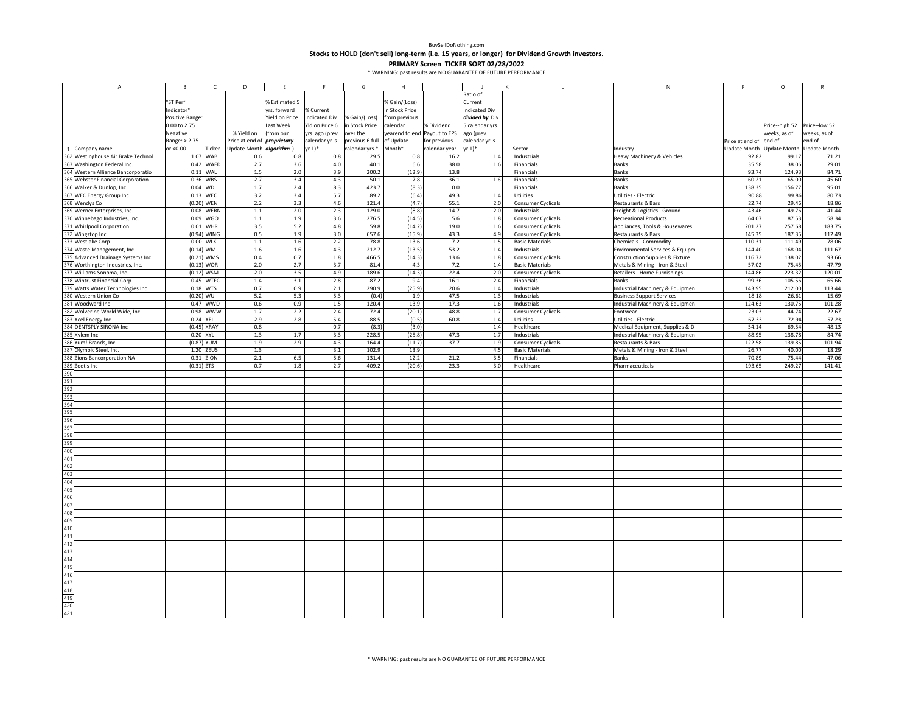BuySellDoNothing.com

**Stocks to HOLD (don't sell) long-term (i.e. 15 years, or longer) for Dividend Growth investors.**

**PRIMARY Screen TICKER SORT 02/28/2022**

\* WARNING: past results are NO GUARANTEE OF FUTURE PERFORMANCE

| | A | B | C | D | E | F | G | H | I | J | K | L | N | P | Q | R |
|---|---|---|---|---|---|---|---|---|---|---|---|---|---|---|---|---|
| 1 | Company name | "ST Perf Indicator" Positive Range: 0.00 to 2.75 Negative Range: > 2.75 or <0.00 | Ticker | % Yield on Price at end of Update Month | % Estimated 5 yrs. forward Yield on Price Last Week (from our ***proprietary algorithm***) | % Current Indicated Div Yld on Price 6 yrs. ago (prev. calendar yr is yr 1)* | % Gain/(Loss) in Stock Price over the previous 6 full calendar yrs.* | % Gain/(Loss) in Stock Price from previous calendar yearend to end of Update Month* | % Dividend Payout to EPS for previous calendar year | Ratio of Current Indicated Div ***divided by*** Div 5 calendar yrs. ago (prev. calendar yr is yr 1)* | - | Sector | Industry | Price at end of Update Month | Price--high 52 weeks, as of end of Update Month | Price--low 52 weeks, as of end of Update Month |
| 362 | Westinghouse Air Brake Technol | 1.07 | WAB | 0.6 | 0.8 | 0.8 | 29.5 | 0.8 | 16.2 | 1.4 | | Industrials | Heavy Machinery & Vehicles | 92.82 | 99.17 | 71.21 |
| 363 | Washington Federal Inc. | 0.42 | WAFD | 2.7 | 3.6 | 4.0 | 40.1 | 6.6 | 38.0 | 1.6 | | Financials | Banks | 35.58 | 38.06 | 29.01 |
| 364 | Western Alliance Bancorporatio | 0.11 | WAL | 1.5 | 2.0 | 3.9 | 200.2 | (12.9) | 13.8 | | | Financials | Banks | 93.74 | 124.93 | 84.71 |
| 365 | Webster Financial Corporation | 0.36 | WBS | 2.7 | 3.4 | 4.3 | 50.1 | 7.8 | 36.1 | 1.6 | | Financials | Banks | 60.21 | 65.00 | 45.60 |
| 366 | Walker & Dunlop, Inc. | 0.04 | WD | 1.7 | 2.4 | 8.3 | 423.7 | (8.3) | 0.0 | | | Financials | Banks | 138.35 | 156.77 | 95.01 |
| 367 | WEC Energy Group Inc | 0.13 | WEC | 3.2 | 3.4 | 5.7 | 89.2 | (6.4) | 49.3 | 1.4 | | Utilities | Utilities - Electric | 90.88 | 99.86 | 80.73 |
| 368 | Wendys Co | (0.20) | WEN | 2.2 | 3.3 | 4.6 | 121.4 | (4.7) | 55.1 | 2.0 | | Consumer Cyclicals | Restaurants & Bars | 22.74 | 29.46 | 18.86 |
| 369 | Werner Enterprises, Inc. | 0.08 | WERN | 1.1 | 2.0 | 2.3 | 129.0 | (8.8) | 14.7 | 2.0 | | Industrials | Freight & Logistics - Ground | 43.46 | 49.76 | 41.44 |
| 370 | Winnebago Industries, Inc. | 0.09 | WGO | 1.1 | 1.9 | 3.6 | 276.5 | (14.5) | 5.6 | 1.8 | | Consumer Cyclicals | Recreational Products | 64.07 | 87.53 | 58.34 |
| 371 | Whirlpool Corporation | 0.01 | WHR | 3.5 | 5.2 | 4.8 | 59.8 | (14.2) | 19.0 | 1.6 | | Consumer Cyclicals | Appliances, Tools & Housewares | 201.27 | 257.68 | 183.75 |
| 372 | Wingstop Inc | (0.94) | WING | 0.5 | 1.9 | 3.0 | 657.6 | (15.9) | 43.3 | 4.9 | | Consumer Cyclicals | Restaurants & Bars | 145.35 | 187.35 | 112.49 |
| 373 | Westlake Corp | 0.00 | WLK | 1.1 | 1.6 | 2.2 | 78.8 | 13.6 | 7.2 | 1.5 | | Basic Materials | Chemicals - Commodity | 110.31 | 111.49 | 78.06 |
| 374 | Waste Management, Inc. | (0.14) | WM | 1.6 | 1.6 | 4.3 | 212.7 | (13.5) | 53.2 | 1.4 | | Industrials | Environmental Services & Equipm | 144.40 | 168.04 | 111.67 |
| 375 | Advanced Drainage Systems Inc | (0.21) | WMS | 0.4 | 0.7 | 1.8 | 466.5 | (14.3) | 13.6 | 1.8 | | Consumer Cyclicals | Construction Supplies & Fixture | 116.72 | 138.02 | 93.66 |
| 376 | Worthington Industries, Inc. | (0.13) | WOR | 2.0 | 2.7 | 3.7 | 81.4 | 4.3 | 7.2 | 1.4 | | Basic Materials | Metals & Mining - Iron & Steel | 57.02 | 75.45 | 47.79 |
| 377 | Williams-Sonoma, Inc. | (0.12) | WSM | 2.0 | 3.5 | 4.9 | 189.6 | (14.3) | 22.4 | 2.0 | | Consumer Cyclicals | Retailers - Home Furnishings | 144.86 | 223.32 | 120.01 |
| 378 | Wintrust Financial Corp | 0.45 | WTFC | 1.4 | 3.1 | 2.8 | 87.2 | 9.4 | 16.1 | 2.4 | | Financials | Banks | 99.36 | 105.56 | 65.66 |
| 379 | Watts Water Technologies Inc | 0.18 | WTS | 0.7 | 0.9 | 2.1 | 290.9 | (25.9) | 20.6 | 1.4 | | Industrials | Industrial Machinery & Equipmen | 143.95 | 212.00 | 113.44 |
| 380 | Western Union Co | (0.20) | WU | 5.2 | 5.3 | 5.3 | (0.4) | 1.9 | 47.5 | 1.3 | | Industrials | Business Support Services | 18.18 | 26.61 | 15.69 |
| 381 | Woodward Inc | 0.47 | WWD | 0.6 | 0.9 | 1.5 | 120.4 | 13.9 | 17.3 | 1.6 | | Industrials | Industrial Machinery & Equipmen | 124.63 | 130.75 | 101.28 |
| 382 | Wolverine World Wide, Inc. | 0.98 | WWW | 1.7 | 2.2 | 2.4 | 72.4 | (20.1) | 48.8 | 1.7 | | Consumer Cyclicals | Footwear | 23.03 | 44.74 | 22.67 |
| 383 | Xcel Energy Inc | 0.24 | XEL | 2.9 | 2.8 | 5.4 | 88.5 | (0.5) | 60.8 | 1.4 | | Utilities | Utilities - Electric | 67.33 | 72.94 | 57.23 |
| 384 | DENTSPLY SIRONA Inc | (0.45) | XRAY | 0.8 | | 0.7 | (8.3) | (3.0) | | 1.4 | | Healthcare | Medical Equipment, Supplies & D | 54.14 | 69.54 | 48.13 |
| 385 | Xylem Inc | 0.20 | XYL | 1.3 | 1.7 | 3.3 | 228.5 | (25.8) | 47.3 | 1.7 | | Industrials | Industrial Machinery & Equipmen | 88.95 | 138.78 | 84.74 |
| 386 | Yum! Brands, Inc. | (0.87) | YUM | 1.9 | 2.9 | 4.3 | 164.4 | (11.7) | 37.7 | 1.9 | | Consumer Cyclicals | Restaurants & Bars | 122.58 | 139.85 | 101.94 |
| 387 | Olympic Steel, Inc. | 1.20 | ZEUS | 1.3 | | 3.1 | 102.9 | 13.9 | | 4.5 | | Basic Materials | Metals & Mining - Iron & Steel | 26.77 | 40.00 | 18.29 |
| 388 | Zions Bancorporation NA | 0.31 | ZION | 2.1 | 6.5 | 5.6 | 131.4 | 12.2 | 21.2 | 3.5 | | Financials | Banks | 70.89 | 75.44 | 47.06 |
| 389 | Zoetis Inc | (0.31) | ZTS | 0.7 | 1.8 | 2.7 | 409.2 | (20.6) | 23.3 | 3.0 | | Healthcare | Pharmaceuticals | 193.65 | 249.27 | 141.41 |

\* WARNING: past results are NO GUARANTEE OF FUTURE PERFORMANCE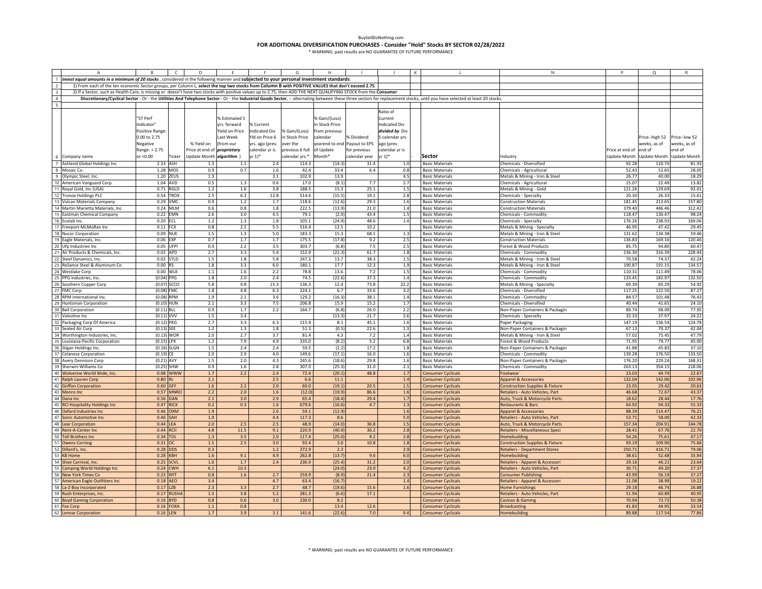# FOR ADDITIONAL DIVERSIFICATION PURCHASES - Consider "Hold" Stocks BY SECTOR 02/28/2022

\* WARNING: past results are NO GUARANTEE OF FUTURE PERFORMANCE

1. ***Invest equal amounts in a minimum of 20 stocks**, considered in the following manner and **subjected to your personal investment standards**:*
2. 1) From each of the ten economic Sector groups, per Column L, **select the top two stocks from Column B with POSITIVE VALUES that don't exceed 2.75**.
3. 2) If a Sector, such as Health Care, is missing or doesn't have two stocks with positive values up to 2.75, then ADD THE NEXT QUALIFYING STOCK from the **Consumer**
4. **Discretionary/Cyclical Sector** - Or - the **Utilities And Telephone Sector** - Or - the **Industrial Goods Sector**, -- alternating between these three sectors for replacement stocks, until you have selected at least 20 stocks.

| | Company name | "ST Perf Indicator" Positive Range: 0.00 to 2.75 Negative Range: > 2.75 or <0.00 | Ticker | % Yield on Price at end of Update Month | % Estimated 5 yrs. forward Yield on Price Last Week (from our *proprietary algorithm*) | % Current Indicated Div Yld on Price 6 yrs. ago (prev. calendar yr is yr 1)* | % Gain/(Loss) in Stock Price over the previous 6 full calendar yrs.* | % Gain/(Loss) in Stock Price from previous calendar yearend to end of Update Month* | % Dividend Payout to EPS for previous calendar year | Ratio of Current Indicated Div *divided by* Div 5 calendar yrs. ago (prev. calendar yr is yr 1)* | **Sector** | Industry | Price at end of Update Month | Price--high 52 weeks, as of end of Update Month | Price--low 52 weeks, as of end of Update Month |
|---|---|---|---|---|---|---|---|---|---|---|---|---|---|---|---|
| 7 | Ashland Global Holdings Inc | 2.33 | ASH | 1.3 | 1.1 | 2.4 | 114.3 | (14.3) | 31.4 | 1.0 | Basic Materials | Chemicals - Diversified | 92.28 | 110.74 | 81.93 |
| 8 | Mosaic Co | 1.28 | MOS | 0.9 | 0.7 | 1.6 | 42.4 | 33.4 | 6.4 | 0.8 | Basic Materials | Chemicals - Agricultural | 52.43 | 52.65 | 28.05 |
| 9 | Olympic Steel, Inc. | 1.20 | ZEUS | 1.3 | | 3.1 | 102.9 | 13.9 | | 4.5 | Basic Materials | Metals & Mining - Iron & Steel | 26.77 | 40.00 | 18.29 |
| 10 | American Vanguard Corp. | 1.04 | AVD | 0.5 | 1.3 | 0.6 | 17.0 | (8.1) | 7.7 | 2.7 | Basic Materials | Chemicals - Agricultural | 15.07 | 22.49 | 13.82 |
| 11 | Royal Gold, Inc (USA) | 0.71 | RGLD | 1.2 | 1.6 | 3.8 | 188.5 | 15.3 | 25.1 | 1.5 | Basic Materials | Metals & Mining - Gold | 121.26 | 129.69 | 92.01 |
| 12 | Tronox Holdings PLC | 0.54 | TROX | 2.5 | 6.3 | 12.8 | 514.6 | (15.5) | 19.1 | 2.8 | Basic Materials | Chemicals - Specialty | 20.30 | 26.33 | 15.61 |
| 13 | Vulcan Materials Company | 0.29 | VMC | 0.9 | 1.2 | 1.7 | 118.6 | (12.6) | 29.3 | 1.6 | Basic Materials | Construction Materials | 181.45 | 213.65 | 157.80 |
| 14 | Martin Marietta Materials, Inc | 0.24 | MLM | 0.6 | 0.8 | 1.8 | 222.5 | (13.9) | 21.0 | 1.4 | Basic Materials | Construction Materials | 379.40 | 446.46 | 312.42 |
| 15 | Eastman Chemical Company | 0.22 | EMN | 2.6 | 3.0 | 4.5 | 79.1 | (2.0) | 43.4 | 1.5 | Basic Materials | Chemicals - Commodity | 118.47 | 130.47 | 98.24 |
| 16 | Ecolab Inc. | 0.20 | ECL | 1.2 | 1.3 | 1.8 | 105.1 | (24.9) | 48.6 | 1.4 | Basic Materials | Chemicals - Specialty | 176.26 | 238.93 | 169.06 |
| 17 | Freeport-McMoRan Inc | 0.11 | FCX | 0.8 | 2.2 | 5.5 | 516.4 | 12.5 | 10.2 | | Basic Materials | Metals & Mining - Specialty | 46.95 | 47.42 | 29.45 |
| 18 | Nucor Corporation | 0.09 | NUE | 1.5 | 1.3 | 5.0 | 183.3 | 15.3 | 68.1 | 1.3 | Basic Materials | Metals & Mining - Iron & Steel | 131.62 | 134.38 | 59.46 |
| 19 | Eagle Materials, Inc. | 0.06 | EXP | 0.7 | 1.7 | 1.7 | 175.5 | (17.8) | 9.2 | 2.5 | Basic Materials | Construction Materials | 136.83 | 169.16 | 120.46 |
| 20 | Ufp Industries Inc | 0.05 | UFPI | 0.9 | 2.2 | 3.5 | 303.7 | (6.8) | 7.5 | 2.5 | Basic Materials | Forest & Wood Products | 85.75 | 94.80 | 60.47 |
| 21 | Air Products & Chemicals, Inc. | 0.02 | APD | 2.7 | 3.3 | 5.4 | 152.9 | (22.3) | 61.7 | 1.8 | Basic Materials | Chemicals - Commodity | 236.30 | 316.39 | 228.44 |
| 22 | Steel Dynamics, Inc. | 0.02 | STLD | 1.5 | 1.8 | 5.8 | 247.3 | 13.7 | 38.3 | 1.5 | Basic Materials | Metals & Mining - Iron & Steel | 70.58 | 74.37 | 42.24 |
| 23 | Reliance Steel & Aluminum Co | 0.00 | RS | 1.8 | 3.3 | 6.0 | 180.1 | 17.7 | 12.3 | 1.9 | Basic Materials | Metals & Mining - Iron & Steel | 190.87 | 191.15 | 134.57 |
| 24 | Westlake Corp | 0.00 | WLK | 1.1 | 1.6 | 2.2 | 78.8 | 13.6 | 7.2 | 1.5 | Basic Materials | Chemicals - Commodity | 110.31 | 111.49 | 78.06 |
| 25 | PPG Industries, Inc. | (0.04) | PPG | 1.8 | 2.0 | 2.4 | 74.5 | (22.6) | 37.3 | 1.4 | Basic Materials | Chemicals - Commodity | 133.45 | 182.97 | 132.50 |
| 26 | Southern Copper Corp | (0.07) | SCCO | 5.8 | 9.8 | 15.3 | 136.3 | 12.4 | 73.8 | 22.2 | Basic Materials | Metals & Mining - Specialty | 69.39 | 83.29 | 54.92 |
| 27 | FMC Corp | (0.08) | FMC | 1.8 | 4.8 | 6.3 | 224.1 | 6.7 | 33.6 | 3.2 | Basic Materials | Chemicals - Diversified | 117.25 | 122.50 | 87.27 |
| 28 | RPM International Inc. | (0.08) | RPM | 1.9 | 2.1 | 3.6 | 129.2 | (16.3) | 38.1 | 1.4 | Basic Materials | Chemicals - Commodity | 84.57 | 101.48 | 76.43 |
| 29 | Huntsman Corporation | (0.10) | HUN | 2.1 | 3.3 | 7.5 | 206.8 | 15.9 | 15.2 | 1.7 | Basic Materials | Chemicals - Diversified | 40.44 | 41.65 | 24.10 |
| 30 | Ball Corporation | (0.11) | BLL | 0.9 | 1.7 | 2.2 | 164.7 | (6.8) | 26.0 | 2.2 | Basic Materials | Non-Paper Containers & Packagin | 89.74 | 98.09 | 77.95 |
| 31 | Valvoline Inc | (0.11) | VVV | 1.5 | 3.4 | | | (13.3) | 21.7 | 2.6 | Basic Materials | Chemicals - Specialty | 32.33 | 37.97 | 24.22 |
| 32 | Packaging Corp Of America | (0.12) | PKG | 2.7 | 3.3 | 6.3 | 115.9 | 8.1 | 45.1 | 1.6 | Basic Materials | Paper Packaging | 147.19 | 156.54 | 124.78 |
| 33 | Sealed Air Corp | (0.13) | SEE | 1.2 | 1.3 | 1.8 | 51.3 | (0.5) | 22.6 | 1.3 | Basic Materials | Non-Paper Containers & Packagin | 67.13 | 70.37 | 42.04 |
| 34 | Worthington Industries, Inc. | (0.13) | WOR | 2.0 | 2.7 | 3.7 | 81.4 | 4.3 | 7.2 | 1.4 | Basic Materials | Metals & Mining - Iron & Steel | 57.02 | 75.45 | 47.79 |
| 35 | Louisiana-Pacific Corporation | (0.15) | LPX | 1.2 | 7.9 | 4.9 | 335.0 | (8.2) | 5.2 | 6.8 | Basic Materials | Forest & Wood Products | 71.95 | 79.77 | 45.00 |
| 36 | Silgan Holdings Inc. | (0.16) | SLGN | 1.5 | 2.4 | 2.4 | 59.5 | (2.2) | 17.2 | 1.8 | Basic Materials | Non-Paper Containers & Packagin | 41.88 | 45.83 | 37.10 |
| 37 | Celanese Corporation | (0.19) | CE | 2.0 | 2.9 | 4.0 | 149.6 | (17.1) | 16.0 | 1.6 | Basic Materials | Chemicals - Commodity | 139.28 | 176.50 | 133.50 |
| 38 | Avery Dennison Corp | (0.21) | AVY | 1.5 | 2.0 | 4.3 | 245.6 | (18.6) | 29.8 | 1.6 | Basic Materials | Non-Paper Containers & Packagin | 176.20 | 229.24 | 168.31 |
| 39 | Sherwin-Williams Co | (0.25) | SHW | 0.9 | 1.6 | 2.8 | 307.0 | (25.3) | 31.0 | 2.1 | Basic Materials | Chemicals - Commodity | 263.13 | 354.15 | 218.06 |
| 40 | Wolverine World Wide, Inc. | 0.98 | WWW | 1.7 | 2.2 | 2.4 | 72.4 | (20.1) | 48.8 | 1.7 | Consumer Cyclicals | Footwear | 23.03 | 44.74 | 22.67 |
| 41 | Ralph Lauren Corp | 0.80 | RL | 2.1 | | 2.5 | 6.6 | 11.1 | | 1.4 | Consumer Cyclicals | Apparel & Accessories | 132.04 | 142.06 | 102.96 |
| 42 | Griffon Corporation | 0.60 | GFF | 1.6 | 2.2 | 2.0 | 60.0 | (19.1) | 20.5 | 1.5 | Consumer Cyclicals | Construction Supplies & Fixture | 23.05 | 29.42 | 20.63 |
| 43 | Monro Inc | 0.57 | MNRO | 2.2 | 2.0 | 1.6 | (12.0) | (19.9) | 86.6 | 1.6 | Consumer Cyclicals | Retailers - Auto Vehicles, Part | 46.68 | 72.67 | 43.37 |
| 44 | Dana Inc | 0.56 | DAN | 2.1 | 3.0 | 2.9 | 65.4 | (18.4) | 29.4 | 1.7 | Consumer Cyclicals | Auto, Truck & Motorcycle Parts | 18.62 | 28.44 | 17.76 |
| 45 | RCI Hospitality Holdings Inc | 0.47 | RICK | 0.2 | 0.3 | 1.6 | 679.6 | (16.6) | 4.7 | 1.3 | Consumer Cyclicals | Restaurants & Bars | 64.92 | 94.33 | 55.33 |
| 46 | Oxford Industries Inc | 0.46 | OXM | 1.9 | | 2.6 | 59.1 | (12.9) | | 1.6 | Consumer Cyclicals | Apparel & Accessories | 88.39 | 114.47 | 76.21 |
| 47 | Sonic Automotive Inc | 0.46 | SAH | 1.9 | | 4.4 | 117.3 | 8.6 | | 5.0 | Consumer Cyclicals | Retailers - Auto Vehicles, Part | 53.71 | 58.00 | 42.33 |
| 48 | Lear Corporation | 0.44 | LEA | 2.0 | 2.5 | 2.5 | 48.9 | (14.0) | 36.8 | 1.5 | Consumer Cyclicals | Auto, Truck & Motorcycle Parts | 157.34 | 204.91 | 144.78 |
| 49 | Rent-A-Center Inc | 0.44 | RCII | 4.8 | 11.5 | 9.1 | 220.9 | (40.9) | 30.2 | 2.8 | Consumer Cyclicals | Retailers - Miscellaneous Speci | 28.41 | 67.76 | 22.70 |
| 50 | Toll Brothers Inc | 0.34 | TOL | 1.3 | 3.5 | 2.0 | 117.4 | (25.0) | 9.2 | 2.8 | Consumer Cyclicals | Homebuilding | 54.26 | 75.61 | 47.17 |
| 51 | Owens Corning | 0.31 | OC | 1.5 | 2.5 | 3.0 | 92.4 | 3.0 | 10.8 | 1.8 | Consumer Cyclicals | Construction Supplies & Fixture | 93.19 | 109.90 | 75.66 |
| 52 | Dillard's, Inc. | 0.28 | DDS | 0.3 | | 1.2 | 272.9 | 2.3 | | 2.9 | Consumer Cyclicals | Retailers - Department Stores | 250.71 | 416.71 | 79.06 |
| 53 | KB Home | 0.28 | KBH | 1.6 | 9.1 | 4.9 | 262.8 | (13.7) | 9.6 | 6.0 | Consumer Cyclicals | Homebuilding | 38.61 | 52.48 | 33.94 |
| 54 | Shoe Carnival, Inc. | 0.25 | SCVL | 1.0 | 1.7 | 2.4 | 236.9 | (25.4) | 31.2 | 2.0 | Consumer Cyclicals | Retailers - Apparel & Accessori | 29.16 | 46.21 | 23.64 |
| 55 | Camping World Holdings Inc | 0.24 | CWH | 6.1 | 10.3 | | | (24.0) | 23.9 | 4.2 | Consumer Cyclicals | Retailers - Auto Vehicles, Part | 30.71 | 49.20 | 27.37 |
| 56 | New York Times Co | 0.23 | NYT | 0.8 | 1.6 | 2.7 | 259.9 | (8.9) | 21.4 | 2.3 | Consumer Cyclicals | Consumer Publishing | 43.99 | 56.19 | 37.27 |
| 57 | American Eagle Outfitters Inc | 0.18 | AEO | 3.4 | | 4.7 | 63.4 | (16.7) | | 1.4 | Consumer Cyclicals | Retailers - Apparel & Accessori | 21.08 | 38.99 | 19.22 |
| 58 | La-Z-Boy Incorporated | 0.17 | LZB | 2.3 | 3.3 | 2.7 | 48.7 | (19.6) | 15.6 | 1.6 | Consumer Cyclicals | Home Furnishings | 29.18 | 46.74 | 26.88 |
| 59 | Rush Enterprises, Inc. | 0.17 | RUSHA | 1.5 | 3.8 | 5.2 | 281.3 | (6.6) | 17.1 | | Consumer Cyclicals | Retailers - Auto Vehicles, Part | 51.94 | 60.89 | 40.95 |
| 60 | Boyd Gaming Corporation | 0.16 | BYD | 0.8 | 0.6 | 3.0 | 230.0 | 8.2 | | | Consumer Cyclicals | Casinos & Gaming | 70.94 | 72.72 | 50.38 |
| 61 | Fox Corp | 0.16 | FOXA | 1.1 | 0.8 | | | 13.4 | 12.6 | | Consumer Cyclicals | Broadcasting | 41.83 | 44.95 | 33.54 |
| 62 | Lennar Corporation | 0.16 | LEN | 1.7 | 3.9 | 3.1 | 141.6 | (22.6) | 7.0 | 9.4 | Consumer Cyclicals | Homebuilding | 89.88 | 117.54 | 77.86 |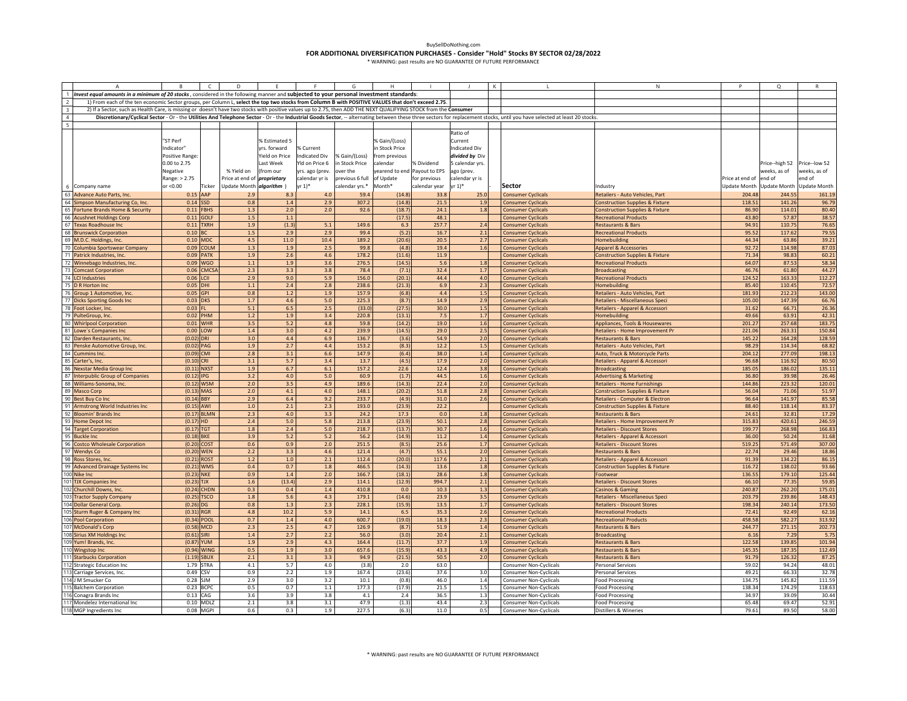BuySellDoNothing.com

# FOR ADDITIONAL DIVERSIFICATION PURCHASES - Consider "Hold" Stocks BY SECTOR 02/28/2022

* WARNING: past results are NO GUARANTEE OF FUTURE PERFORMANCE

| | A | B | C | D | E | F | G | H | I | J | K | L | N | P | Q | R |
|---|---|---|---|---|---|---|---|---|---|---|---|---|---|---|---|---|
| 1 | ***Invest equal amounts in a minimum of 20 stocks***, considered in the following manner and **subjected to your personal investment standards**: | | | | | | | | | | | | | | | |
| 2 | 1) From each of the ten economic Sector groups, per Column L, **select the top two stocks from Column B with POSITIVE VALUES that don't exceed 2.75**. | | | | | | | | | | | | | | | |
| 3 | 2) If a Sector, such as Health Care, is missing or doesn't have two stocks with positive values up to 2.75, then ADD THE NEXT QUALIFYING STOCK from the **Consumer** | | | | | | | | | | | | | | | |
| 4 | **Discretionary/Cyclical Sector** - Or - the **Utilities And Telephone Sector** - Or - the **Industrial Goods Sector**, -- alternating between these three sectors for replacement stocks, until you have selected at least 20 stocks. | | | | | | | | | | | | | | | |
| 5 | | | | | | | | | | | | | | | | |
| 6 | Company name | "ST Perf Indicator" Positive Range: 0.00 to 2.75 Negative Range: > 2.75 or <0.00 | Ticker | % Yield on Price at end of Update Month | % Estimated 5 yrs. forward Yield on Price Last Week (from our ***proprietary algorithm***) | % Current Indicated Div Yld on Price 6 yrs. ago (prev. calendar yr is yr 1)* | % Gain/(Loss) in Stock Price over the previous 6 full calendar yrs.* | % Gain/(Loss) in Stock Price from previous calendar yearend to end of Update Month* | % Dividend Payout to EPS for previous calendar year | Ratio of Current Indicated Div ***divided by*** Div 5 calendar yrs. ago (prev. calendar yr is yr 1)* | - | **Sector** | Industry | Price at end of Update Month | Price--high 52 weeks, as of end of Update Month | Price--low 52 weeks, as of end of Update Month |
| 63 | Advance Auto Parts, Inc. | 0.15 | AAP | 2.9 | 8.3 | 4.0 | 59.4 | (14.8) | 33.8 | 25.0 | | Consumer Cyclicals | Retailers - Auto Vehicles, Part | 204.48 | 244.55 | 161.19 |
| 64 | Simpson Manufacturing Co, Inc. | 0.14 | SSD | 0.8 | 1.4 | 2.9 | 307.2 | (14.8) | 21.5 | 1.9 | | Consumer Cyclicals | Construction Supplies & Fixture | 118.51 | 141.26 | 96.79 |
| 65 | Fortune Brands Home & Security | 0.11 | FBHS | 1.3 | 2.0 | 2.0 | 92.6 | (18.7) | 24.1 | 1.8 | | Consumer Cyclicals | Construction Supplies & Fixture | 86.90 | 114.01 | 80.40 |
| 66 | Acushnet Holdings Corp | 0.11 | GOLF | 1.5 | 1.1 | | | (17.5) | 48.1 | | | Consumer Cyclicals | Recreational Products | 43.80 | 57.87 | 38.57 |
| 67 | Texas Roadhouse Inc | 0.11 | TXRH | 1.9 | (1.3) | 5.1 | 149.6 | 6.3 | 257.7 | 2.4 | | Consumer Cyclicals | Restaurants & Bars | 94.91 | 110.75 | 76.65 |
| 68 | Brunswick Corporation | 0.10 | BC | 1.5 | 2.9 | 2.9 | 99.4 | (5.2) | 16.7 | 2.1 | | Consumer Cyclicals | Recreational Products | 95.52 | 117.62 | 79.55 |
| 69 | M.D.C. Holdings, Inc. | 0.10 | MDC | 4.5 | 11.0 | 10.4 | 189.2 | (20.6) | 20.5 | 2.7 | | Consumer Cyclicals | Homebuilding | 44.34 | 63.86 | 39.21 |
| 70 | Columbia Sportswear Company | 0.09 | COLM | 1.3 | 1.9 | 2.5 | 99.8 | (4.8) | 19.4 | 1.6 | | Consumer Cyclicals | Apparel & Accessories | 92.72 | 114.98 | 87.03 |
| 71 | Patrick Industries, Inc. | 0.09 | PATK | 1.9 | 2.6 | 4.6 | 178.2 | (11.6) | 11.9 | | | Consumer Cyclicals | Construction Supplies & Fixture | 71.34 | 98.83 | 60.21 |
| 72 | Winnebago Industries, Inc. | 0.09 | WGO | 1.1 | 1.9 | 3.6 | 276.5 | (14.5) | 5.6 | 1.8 | | Consumer Cyclicals | Recreational Products | 64.07 | 87.53 | 58.34 |
| 73 | Comcast Corporation | 0.06 | CMCSA | 2.3 | 3.3 | 3.8 | 78.4 | (7.1) | 32.4 | 1.7 | | Consumer Cyclicals | Broadcasting | 46.76 | 61.80 | 44.27 |
| 74 | LCI Industries | 0.06 | LCII | 2.9 | 9.0 | 5.9 | 156.0 | (20.1) | 44.4 | 4.0 | | Consumer Cyclicals | Recreational Products | 124.52 | 163.33 | 112.27 |
| 75 | D R Horton Inc | 0.05 | DHI | 1.1 | 2.4 | 2.8 | 238.6 | (21.3) | 6.9 | 2.3 | | Consumer Cyclicals | Homebuilding | 85.40 | 110.45 | 72.57 |
| 76 | Group 1 Automotive, Inc. | 0.05 | GPI | 0.8 | 1.2 | 1.9 | 157.9 | (6.8) | 4.4 | 1.5 | | Consumer Cyclicals | Retailers - Auto Vehicles, Part | 181.93 | 212.23 | 143.00 |
| 77 | Dicks Sporting Goods Inc | 0.03 | DKS | 1.7 | 4.6 | 5.0 | 225.3 | (8.7) | 14.9 | 2.9 | | Consumer Cyclicals | Retailers - Miscellaneous Speci | 105.00 | 147.39 | 66.76 |
| 78 | Foot Locker, Inc. | 0.03 | FL | 5.1 | 6.5 | 2.5 | (33.0) | (27.5) | 30.0 | 1.5 | | Consumer Cyclicals | Retailers - Apparel & Accessori | 31.62 | 66.71 | 26.36 |
| 79 | PulteGroup, Inc. | 0.02 | PHM | 1.2 | 1.9 | 3.4 | 220.8 | (13.1) | 7.5 | 1.7 | | Consumer Cyclicals | Homebuilding | 49.66 | 63.91 | 42.31 |
| 80 | Whirlpool Corporation | 0.01 | WHR | 3.5 | 5.2 | 4.8 | 59.8 | (14.2) | 19.0 | 1.6 | | Consumer Cyclicals | Appliances, Tools & Housewares | 201.27 | 257.68 | 183.75 |
| 81 | Lowe`s Companies Inc | 0.00 | LOW | 1.4 | 3.0 | 4.2 | 239.9 | (14.5) | 29.0 | 2.5 | | Consumer Cyclicals | Retailers - Home Improvement Pr | 221.06 | 263.31 | 150.84 |
| 82 | Darden Restaurants, Inc. | (0.02) | DRI | 3.0 | 4.4 | 6.9 | 136.7 | (3.6) | 54.9 | 2.0 | | Consumer Cyclicals | Restaurants & Bars | 145.22 | 164.28 | 128.59 |
| 83 | Penske Automotive Group, Inc. | (0.02) | PAG | 1.9 | 2.7 | 4.4 | 153.2 | (8.3) | 12.2 | 1.5 | | Consumer Cyclicals | Retailers - Auto Vehicles, Part | 98.29 | 114.34 | 68.82 |
| 84 | Cummins Inc. | (0.09) | CMI | 2.8 | 3.1 | 6.6 | 147.9 | (6.4) | 38.0 | 1.4 | | Consumer Cyclicals | Auto, Truck & Motorcycle Parts | 204.12 | 277.09 | 198.13 |
| 85 | Carter's, Inc. | (0.10) | CRI | 3.1 | 5.7 | 3.4 | 13.7 | (4.5) | 17.9 | 2.0 | | Consumer Cyclicals | Retailers - Apparel & Accessori | 96.68 | 116.92 | 80.50 |
| 86 | Nexstar Media Group Inc | (0.11) | NXST | 1.9 | 6.7 | 6.1 | 157.2 | 22.6 | 12.4 | 3.8 | | Consumer Cyclicals | Broadcasting | 185.05 | 186.02 | 135.11 |
| 87 | Interpublic Group of Companies | (0.12) | IPG | 3.2 | 4.0 | 5.0 | 60.9 | (1.7) | 44.5 | 1.6 | | Consumer Cyclicals | Advertising & Marketing | 36.80 | 39.98 | 26.46 |
| 88 | Williams-Sonoma, Inc. | (0.12) | WSM | 2.0 | 3.5 | 4.9 | 189.6 | (14.3) | 22.4 | 2.0 | | Consumer Cyclicals | Retailers - Home Furnishings | 144.86 | 223.32 | 120.01 |
| 89 | Masco Corp | (0.13) | MAS | 2.0 | 4.1 | 4.0 | 148.1 | (20.2) | 51.8 | 2.8 | | Consumer Cyclicals | Construction Supplies & Fixture | 56.04 | 71.06 | 51.97 |
| 90 | Best Buy Co Inc | (0.14) | BBY | 2.9 | 6.4 | 9.2 | 233.7 | (4.9) | 31.0 | 2.6 | | Consumer Cyclicals | Retailers - Computer & Electron | 96.64 | 141.97 | 85.58 |
| 91 | Armstrong World Industries Inc | (0.15) | AWI | 1.0 | 2.1 | 2.3 | 193.0 | (23.9) | 22.2 | | | Consumer Cyclicals | Construction Supplies & Fixture | 88.40 | 118.14 | 83.37 |
| 92 | Bloomin' Brands Inc | (0.17) | BLMN | 2.3 | 4.0 | 3.3 | 24.2 | 17.3 | 0.0 | 1.8 | | Consumer Cyclicals | Restaurants & Bars | 24.61 | 32.81 | 17.29 |
| 93 | Home Depot Inc | (0.17) | HD | 2.4 | 5.0 | 5.8 | 213.8 | (23.9) | 50.1 | 2.8 | | Consumer Cyclicals | Retailers - Home Improvement Pr | 315.83 | 420.61 | 246.59 |
| 94 | Target Corporation | (0.17) | TGT | 1.8 | 2.4 | 5.0 | 218.7 | (13.7) | 30.7 | 1.6 | | Consumer Cyclicals | Retailers - Discount Stores | 199.77 | 268.98 | 166.83 |
| 95 | Buckle Inc | (0.18) | BKE | 3.9 | 5.2 | 5.2 | 56.2 | (14.9) | 11.2 | 1.4 | | Consumer Cyclicals | Retailers - Apparel & Accessori | 36.00 | 50.24 | 31.68 |
| 96 | Costco Wholesale Corporation | (0.20) | COST | 0.6 | 0.9 | 2.0 | 251.5 | (8.5) | 25.6 | 1.7 | | Consumer Cyclicals | Retailers - Discount Stores | 519.25 | 571.49 | 307.00 |
| 97 | Wendys Co | (0.20) | WEN | 2.2 | 3.3 | 4.6 | 121.4 | (4.7) | 55.1 | 2.0 | | Consumer Cyclicals | Restaurants & Bars | 22.74 | 29.46 | 18.86 |
| 98 | Ross Stores, Inc. | (0.21) | ROST | 1.2 | 1.0 | 2.1 | 112.4 | (20.0) | 117.6 | 2.1 | | Consumer Cyclicals | Retailers - Apparel & Accessori | 91.39 | 134.22 | 86.15 |
| 99 | Advanced Drainage Systems Inc | (0.21) | WMS | 0.4 | 0.7 | 1.8 | 466.5 | (14.3) | 13.6 | 1.8 | | Consumer Cyclicals | Construction Supplies & Fixture | 116.72 | 138.02 | 93.66 |
| 100 | Nike Inc | (0.23) | NKE | 0.9 | 1.4 | 2.0 | 166.7 | (18.1) | 28.6 | 1.8 | | Consumer Cyclicals | Footwear | 136.55 | 179.10 | 125.44 |
| 101 | TJX Companies Inc | (0.23) | TJX | 1.6 | (13.4) | 2.9 | 114.1 | (12.9) | 994.7 | 2.1 | | Consumer Cyclicals | Retailers - Discount Stores | 66.10 | 77.35 | 59.85 |
| 102 | Churchill Downs, Inc. | (0.24) | CHDN | 0.3 | 0.4 | 1.4 | 410.8 | 0.0 | 10.3 | 1.3 | | Consumer Cyclicals | Casinos & Gaming | 240.87 | 262.20 | 175.01 |
| 103 | Tractor Supply Company | (0.25) | TSCO | 1.8 | 5.6 | 4.3 | 179.1 | (14.6) | 23.9 | 3.5 | | Consumer Cyclicals | Retailers - Miscellaneous Speci | 203.79 | 239.86 | 148.43 |
| 104 | Dollar General Corp. | (0.26) | DG | 0.8 | 1.3 | 2.3 | 228.1 | (15.9) | 13.5 | 1.7 | | Consumer Cyclicals | Retailers - Discount Stores | 198.34 | 240.14 | 173.50 |
| 105 | Sturm Ruger & Company Inc | (0.31) | RGR | 4.8 | 10.2 | 5.9 | 14.1 | 6.5 | 35.3 | 2.6 | | Consumer Cyclicals | Recreational Products | 72.41 | 92.49 | 62.16 |
| 106 | Pool Corporation | (0.34) | POOL | 0.7 | 1.4 | 4.0 | 600.7 | (19.0) | 18.3 | 2.3 | | Consumer Cyclicals | Recreational Products | 458.58 | 582.27 | 313.92 |
| 107 | McDonald's Corp | (0.58) | MCD | 2.3 | 2.5 | 4.7 | 126.9 | (8.7) | 51.9 | 1.4 | | Consumer Cyclicals | Restaurants & Bars | 244.77 | 271.15 | 202.73 |
| 108 | Sirius XM Holdings Inc | (0.61) | SIRI | 1.4 | 2.7 | 2.2 | 56.0 | (3.0) | 20.4 | 2.1 | | Consumer Cyclicals | Broadcasting | 6.16 | 7.29 | 5.75 |
| 109 | Yum! Brands, Inc. | (0.87) | YUM | 1.9 | 2.9 | 4.3 | 164.4 | (11.7) | 37.7 | 1.9 | | Consumer Cyclicals | Restaurants & Bars | 122.58 | 139.85 | 101.94 |
| 110 | Wingstop Inc | (0.94) | WING | 0.5 | 1.9 | 3.0 | 657.6 | (15.9) | 43.3 | 4.9 | | Consumer Cyclicals | Restaurants & Bars | 145.35 | 187.35 | 112.49 |
| 111 | Starbucks Corporation | (1.19) | SBUX | 2.1 | 3.1 | 3.3 | 94.9 | (21.5) | 50.5 | 2.0 | | Consumer Cyclicals | Restaurants & Bars | 91.79 | 126.32 | 87.25 |
| 112 | Strategic Education Inc | 1.79 | STRA | 4.1 | 5.7 | 4.0 | (3.8) | 2.0 | 63.0 | | | Consumer Non-Cyclicals | Personal Services | 59.02 | 94.24 | 48.01 |
| 113 | Carriage Services, Inc. | 0.49 | CSV | 0.9 | 2.2 | 1.9 | 167.4 | (23.6) | 37.6 | 3.0 | | Consumer Non-Cyclicals | Personal Services | 49.21 | 66.33 | 32.78 |
| 114 | J M Smucker Co | 0.28 | SJM | 2.9 | 3.0 | 3.2 | 10.1 | (0.8) | 46.0 | 1.4 | | Consumer Non-Cyclicals | Food Processing | 134.75 | 145.82 | 111.59 |
| 115 | Balchem Corporation | 0.23 | BCPC | 0.5 | 0.7 | 1.1 | 177.3 | (17.9) | 21.5 | 1.5 | | Consumer Non-Cyclicals | Food Processing | 138.34 | 174.29 | 118.63 |
| 116 | Conagra Brands Inc | 0.13 | CAG | 3.6 | 3.9 | 3.8 | 4.1 | 2.4 | 36.5 | 1.3 | | Consumer Non-Cyclicals | Food Processing | 34.97 | 39.09 | 30.44 |
| 117 | Mondelez International Inc | 0.10 | MDLZ | 2.1 | 3.8 | 3.1 | 47.9 | (1.3) | 43.4 | 2.3 | | Consumer Non-Cyclicals | Food Processing | 65.48 | 69.47 | 52.91 |
| 118 | MGP Ingredients Inc | 0.08 | MGPI | 0.6 | 0.3 | 1.9 | 227.5 | (6.3) | 11.0 | 0.5 | | Consumer Non-Cyclicals | Distillers & Wineries | 79.61 | 89.50 | 58.00 |

* WARNING: past results are NO GUARANTEE OF FUTURE PERFORMANCE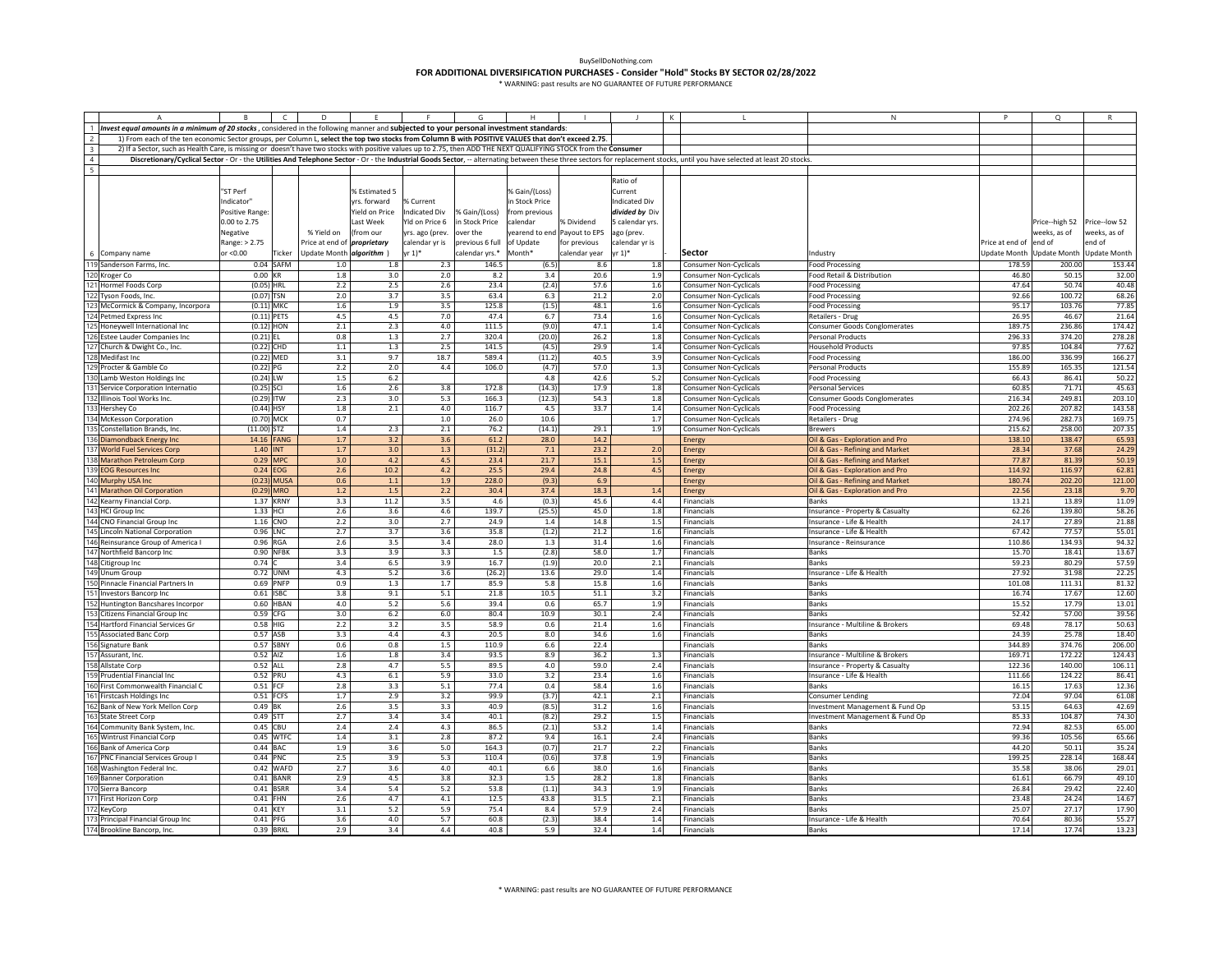BuySellDoNothing.com

**FOR ADDITIONAL DIVERSIFICATION PURCHASES - Consider "Hold" Stocks BY SECTOR 02/28/2022**

* WARNING: past results are NO GUARANTEE OF FUTURE PERFORMANCE

| | A | B | C | D | E | F | G | H | I | J | K | L | N | P | Q | R |
|---|---|---|---|---|---|---|---|---|---|---|---|---|---|---|---|---|
| 1 | *Invest equal amounts in a minimum of 20 stocks*, considered in the following manner and **subjected to your personal investment standards**: | | | | | | | | | | | | | | | |
| 2 | 1) From each of the ten economic Sector groups, per Column L, **select the top two stocks from Column B with POSITIVE VALUES that don't exceed 2.75**. | | | | | | | | | | | | | | | |
| 3 | 2) If a Sector, such as Health Care, is missing or doesn't have two stocks with positive values up to 2.75, then ADD THE NEXT QUALIFYING STOCK from the **Consumer** | | | | | | | | | | | | | | | |
| 4 | **Discretionary/Cyclical Sector** - Or - the **Utilities And Telephone Sector** - Or - the **Industrial Goods Sector**, -- alternating between these three sectors for replacement stocks, until you have selected at least 20 stocks. | | | | | | | | | | | | | | | |
| 5 | | | | | | | | | | | | | | | | |
| 6 | Company name | "ST Perf Indicator" Positive Range: 0.00 to 2.75 Negative Range: > 2.75 or <0.00 | Ticker | % Yield on Price at end of Update Month | % Estimated 5 yrs. forward Yield on Price Last Week (from our ***proprietary algorithm***) | % Current Indicated Div Yld on Price 6 yrs. ago (prev. calendar yr is yr 1)* | % Gain/(Loss) in Stock Price over the previous 6 full calendar yrs.* | % Gain/(Loss) in Stock Price from previous calendar yearend to end of Update Month* | % Dividend Payout to EPS for previous calendar year | Ratio of Current Indicated Div *divided by* Div 5 calendar yrs. ago (prev. calendar yr is yr 1)* | | **Sector** | Industry | Price at end of Update Month | Price--high 52 weeks, as of end of Update Month | Price--low 52 weeks, as of end of Update Month |
| 119 | Sanderson Farms, Inc. | 0.04 | SAFM | 1.0 | 1.8 | 2.3 | 146.5 | (6.5) | 8.6 | 1.8 | | Consumer Non-Cyclicals | Food Processing | 178.59 | 200.00 | 153.44 |
| 120 | Kroger Co | 0.00 | KR | 1.8 | 3.0 | 2.0 | 8.2 | 3.4 | 20.6 | 1.9 | | Consumer Non-Cyclicals | Food Retail & Distribution | 46.80 | 50.15 | 32.00 |
| 121 | Hormel Foods Corp | (0.05) | HRL | 2.2 | 2.5 | 2.6 | 23.4 | (2.4) | 57.6 | 1.6 | | Consumer Non-Cyclicals | Food Processing | 47.64 | 50.74 | 40.48 |
| 122 | Tyson Foods, Inc. | (0.07) | TSN | 2.0 | 3.7 | 3.5 | 63.4 | 6.3 | 21.2 | 2.0 | | Consumer Non-Cyclicals | Food Processing | 92.66 | 100.72 | 68.26 |
| 123 | McCormick & Company, Incorpora | (0.11) | MKC | 1.6 | 1.9 | 3.5 | 125.8 | (1.5) | 48.1 | 1.6 | | Consumer Non-Cyclicals | Food Processing | 95.17 | 103.76 | 77.85 |
| 124 | Petmed Express Inc | (0.11) | PETS | 4.5 | 4.5 | 7.0 | 47.4 | 6.7 | 73.4 | 1.6 | | Consumer Non-Cyclicals | Retailers - Drug | 26.95 | 46.67 | 21.64 |
| 125 | Honeywell International Inc | (0.12) | HON | 2.1 | 2.3 | 4.0 | 111.5 | (9.0) | 47.1 | 1.4 | | Consumer Non-Cyclicals | Consumer Goods Conglomerates | 189.75 | 236.86 | 174.42 |
| 126 | Estee Lauder Companies Inc | (0.21) | EL | 0.8 | 1.3 | 2.7 | 320.4 | (20.0) | 26.2 | 1.8 | | Consumer Non-Cyclicals | Personal Products | 296.33 | 374.20 | 278.28 |
| 127 | Church & Dwight Co., Inc. | (0.22) | CHD | 1.1 | 1.3 | 2.5 | 141.5 | (4.5) | 29.9 | 1.4 | | Consumer Non-Cyclicals | Household Products | 97.85 | 104.84 | 77.62 |
| 128 | Medifast Inc | (0.22) | MED | 3.1 | 9.7 | 18.7 | 589.4 | (11.2) | 40.5 | 3.9 | | Consumer Non-Cyclicals | Food Processing | 186.00 | 336.99 | 166.27 |
| 129 | Procter & Gamble Co | (0.22) | PG | 2.2 | 2.0 | 4.4 | 106.0 | (4.7) | 57.0 | 1.3 | | Consumer Non-Cyclicals | Personal Products | 155.89 | 165.35 | 121.54 |
| 130 | Lamb Weston Holdings Inc | (0.24) | LW | 1.5 | 6.2 | | | 4.8 | 42.6 | 5.2 | | Consumer Non-Cyclicals | Food Processing | 66.43 | 86.41 | 50.22 |
| 131 | Service Corporation Internatio | (0.25) | SCI | 1.6 | 2.6 | 3.8 | 172.8 | (14.3) | 17.9 | 1.8 | | Consumer Non-Cyclicals | Personal Services | 60.85 | 71.71 | 45.63 |
| 132 | Illinois Tool Works Inc. | (0.29) | ITW | 2.3 | 3.0 | 5.3 | 166.3 | (12.3) | 54.3 | 1.8 | | Consumer Non-Cyclicals | Consumer Goods Conglomerates | 216.34 | 249.81 | 203.10 |
| 133 | Hershey Co | (0.44) | HSY | 1.8 | 2.1 | 4.0 | 116.7 | 4.5 | 33.7 | 1.4 | | Consumer Non-Cyclicals | Food Processing | 202.26 | 207.82 | 143.58 |
| 134 | McKesson Corporation | (0.70) | MCK | 0.7 | | 1.0 | 26.0 | 10.6 | | 1.7 | | Consumer Non-Cyclicals | Retailers - Drug | 274.96 | 282.73 | 169.75 |
| 135 | Constellation Brands, Inc. | (11.00) | STZ | 1.4 | 2.3 | 2.1 | 76.2 | (14.1) | 29.1 | 1.9 | | Consumer Non-Cyclicals | Brewers | 215.62 | 258.00 | 207.35 |
| 136 | Diamondback Energy Inc | 14.16 | FANG | 1.7 | 3.2 | 3.6 | 61.2 | 28.0 | 14.2 | | | Energy | Oil & Gas - Exploration and Pro | 138.10 | 138.47 | 65.93 |
| 137 | World Fuel Services Corp | 1.40 | INT | 1.7 | 3.0 | 1.3 | (31.2) | 7.1 | 23.2 | 2.0 | | Energy | Oil & Gas - Refining and Market | 28.34 | 37.68 | 24.29 |
| 138 | Marathon Petroleum Corp | 0.29 | MPC | 3.0 | 4.2 | 4.5 | 23.4 | 21.7 | 15.1 | 1.5 | | Energy | Oil & Gas - Refining and Market | 77.87 | 81.39 | 50.19 |
| 139 | EOG Resources Inc | 0.24 | EOG | 2.6 | 10.2 | 4.2 | 25.5 | 29.4 | 24.8 | 4.5 | | Energy | Oil & Gas - Exploration and Pro | 114.92 | 116.97 | 62.81 |
| 140 | Murphy USA Inc | (0.23) | MUSA | 0.6 | 1.1 | 1.9 | 228.0 | (9.3) | 6.9 | | | Energy | Oil & Gas - Refining and Market | 180.74 | 202.20 | 121.00 |
| 141 | Marathon Oil Corporation | (0.29) | MRO | 1.2 | 1.5 | 2.2 | 30.4 | 37.4 | 18.3 | 1.4 | | Energy | Oil & Gas - Exploration and Pro | 22.56 | 23.18 | 9.70 |
| 142 | Kearny Financial Corp. | 1.37 | KRNY | 3.3 | 11.2 | 3.5 | 4.6 | (0.3) | 45.6 | 4.4 | | Financials | Banks | 13.21 | 13.89 | 11.09 |
| 143 | HCI Group Inc | 1.33 | HCI | 2.6 | 3.6 | 4.6 | 139.7 | (25.5) | 45.0 | 1.8 | | Financials | Insurance - Property & Casualty | 62.26 | 139.80 | 58.26 |
| 144 | CNO Financial Group Inc | 1.16 | CNO | 2.2 | 3.0 | 2.7 | 24.9 | 1.4 | 14.8 | 1.5 | | Financials | Insurance - Life & Health | 24.17 | 27.89 | 21.88 |
| 145 | Lincoln National Corporation | 0.96 | LNC | 2.7 | 3.7 | 3.6 | 35.8 | (1.2) | 21.2 | 1.6 | | Financials | Insurance - Life & Health | 67.42 | 77.57 | 55.01 |
| 146 | Reinsurance Group of America I | 0.96 | RGA | 2.6 | 3.5 | 3.4 | 28.0 | 1.3 | 31.4 | 1.6 | | Financials | Insurance - Reinsurance | 110.86 | 134.93 | 94.32 |
| 147 | Northfield Bancorp Inc | 0.90 | NFBK | 3.3 | 3.9 | 3.3 | 1.5 | (2.8) | 58.0 | 1.7 | | Financials | Banks | 15.70 | 18.41 | 13.67 |
| 148 | Citigroup Inc | 0.74 | C | 3.4 | 6.5 | 3.9 | 16.7 | (1.9) | 20.0 | 2.1 | | Financials | Banks | 59.23 | 80.29 | 57.59 |
| 149 | Unum Group | 0.72 | UNM | 4.3 | 5.2 | 3.6 | (26.2) | 13.6 | 29.0 | 1.4 | | Financials | Insurance - Life & Health | 27.92 | 31.98 | 22.25 |
| 150 | Pinnacle Financial Partners In | 0.69 | PNFP | 0.9 | 1.3 | 1.7 | 85.9 | 5.8 | 15.8 | 1.6 | | Financials | Banks | 101.08 | 111.31 | 81.32 |
| 151 | Investors Bancorp Inc | 0.61 | ISBC | 3.8 | 9.1 | 5.1 | 21.8 | 10.5 | 51.1 | 3.2 | | Financials | Banks | 16.74 | 17.67 | 12.60 |
| 152 | Huntington Bancshares Incorpor | 0.60 | HBAN | 4.0 | 5.2 | 5.6 | 39.4 | 0.6 | 65.7 | 1.9 | | Financials | Banks | 15.52 | 17.79 | 13.01 |
| 153 | Citizens Financial Group Inc | 0.59 | CFG | 3.0 | 6.2 | 6.0 | 80.4 | 10.9 | 30.1 | 2.4 | | Financials | Banks | 52.42 | 57.00 | 39.56 |
| 154 | Hartford Financial Services Gr | 0.58 | HIG | 2.2 | 3.2 | 3.5 | 58.9 | 0.6 | 21.4 | 1.6 | | Financials | Insurance - Multiline & Brokers | 69.48 | 78.17 | 50.63 |
| 155 | Associated Banc Corp | 0.57 | ASB | 3.3 | 4.4 | 4.3 | 20.5 | 8.0 | 34.6 | 1.6 | | Financials | Banks | 24.39 | 25.78 | 18.40 |
| 156 | Signature Bank | 0.57 | SBNY | 0.6 | 0.8 | 1.5 | 110.9 | 6.6 | 22.4 | | | Financials | Banks | 344.89 | 374.76 | 206.00 |
| 157 | Assurant, Inc. | 0.52 | AIZ | 1.6 | 1.8 | 3.4 | 93.5 | 8.9 | 36.2 | 1.3 | | Financials | Insurance - Multiline & Brokers | 169.71 | 172.22 | 124.43 |
| 158 | Allstate Corp | 0.52 | ALL | 2.8 | 4.7 | 5.5 | 89.5 | 4.0 | 59.0 | 2.4 | | Financials | Insurance - Property & Casualty | 122.36 | 140.00 | 106.11 |
| 159 | Prudential Financial Inc | 0.52 | PRU | 4.3 | 6.1 | 5.9 | 33.0 | 3.2 | 23.4 | 1.6 | | Financials | Insurance - Life & Health | 111.66 | 124.22 | 86.41 |
| 160 | First Commonwealth Financial C | 0.51 | FCF | 2.8 | 3.3 | 5.1 | 77.4 | 0.4 | 58.4 | 1.6 | | Financials | Banks | 16.15 | 17.63 | 12.36 |
| 161 | Firstcash Holdings Inc | 0.51 | FCFS | 1.7 | 2.9 | 3.2 | 99.9 | (3.7) | 42.1 | 2.1 | | Financials | Consumer Lending | 72.04 | 97.04 | 61.08 |
| 162 | Bank of New York Mellon Corp | 0.49 | BK | 2.6 | 3.5 | 3.3 | 40.9 | (8.5) | 31.2 | 1.6 | | Financials | Investment Management & Fund Op | 53.15 | 64.63 | 42.69 |
| 163 | State Street Corp | 0.49 | STT | 2.7 | 3.4 | 3.4 | 40.1 | (8.2) | 29.2 | 1.5 | | Financials | Investment Management & Fund Op | 85.33 | 104.87 | 74.30 |
| 164 | Community Bank System, Inc. | 0.45 | CBU | 2.4 | 2.4 | 4.3 | 86.5 | (2.1) | 53.2 | 1.4 | | Financials | Banks | 72.94 | 82.53 | 65.00 |
| 165 | Wintrust Financial Corp | 0.45 | WTFC | 1.4 | 3.1 | 2.8 | 87.2 | 9.4 | 16.1 | 2.4 | | Financials | Banks | 99.36 | 105.56 | 65.66 |
| 166 | Bank of America Corp | 0.44 | BAC | 1.9 | 3.6 | 5.0 | 164.3 | (0.7) | 21.7 | 2.2 | | Financials | Banks | 44.20 | 50.11 | 35.24 |
| 167 | PNC Financial Services Group I | 0.44 | PNC | 2.5 | 3.9 | 5.3 | 110.4 | (0.6) | 37.8 | 1.9 | | Financials | Banks | 199.25 | 228.14 | 168.44 |
| 168 | Washington Federal Inc. | 0.42 | WAFD | 2.7 | 3.6 | 4.0 | 40.1 | 6.6 | 38.0 | 1.6 | | Financials | Banks | 35.58 | 38.06 | 29.01 |
| 169 | Banner Corporation | 0.41 | BANR | 2.9 | 4.5 | 3.8 | 32.3 | 1.5 | 28.2 | 1.8 | | Financials | Banks | 61.61 | 66.79 | 49.10 |
| 170 | Sierra Bancorp | 0.41 | BSRR | 3.4 | 5.4 | 5.2 | 53.8 | (1.1) | 34.3 | 1.9 | | Financials | Banks | 26.84 | 29.42 | 22.40 |
| 171 | First Horizon Corp | 0.41 | FHN | 2.6 | 4.7 | 4.1 | 12.5 | 43.8 | 31.5 | 2.1 | | Financials | Banks | 23.48 | 24.24 | 14.67 |
| 172 | KeyCorp | 0.41 | KEY | 3.1 | 5.2 | 5.9 | 75.4 | 8.4 | 57.9 | 2.4 | | Financials | Banks | 25.07 | 27.17 | 17.90 |
| 173 | Principal Financial Group Inc | 0.41 | PFG | 3.6 | 4.0 | 5.7 | 60.8 | (2.3) | 38.4 | 1.4 | | Financials | Insurance - Life & Health | 70.64 | 80.36 | 55.27 |
| 174 | Brookline Bancorp, Inc. | 0.39 | BRKL | 2.9 | 3.4 | 4.4 | 40.8 | 5.9 | 32.4 | 1.4 | | Financials | Banks | 17.14 | 17.74 | 13.23 |

* WARNING: past results are NO GUARANTEE OF FUTURE PERFORMANCE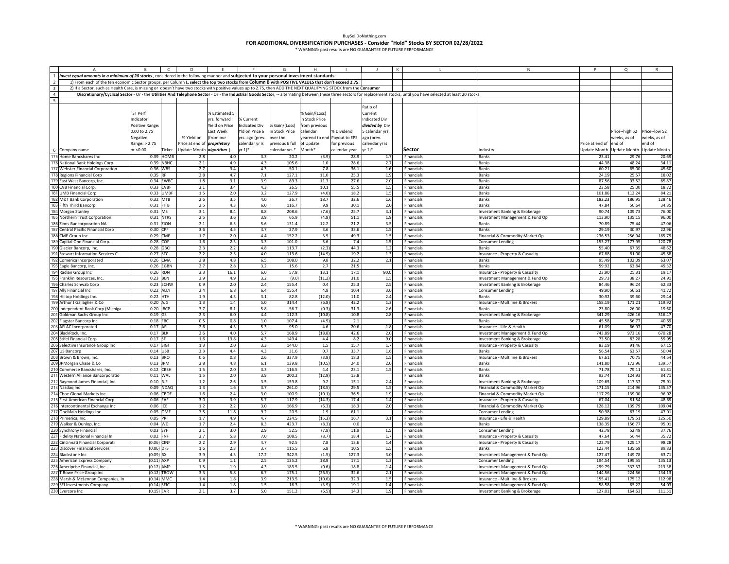BuySellDoNothing.com

**FOR ADDITIONAL DIVERSIFICATION PURCHASES - Consider "Hold" Stocks BY SECTOR 02/28/2022**

\* WARNING: past results are NO GUARANTEE OF FUTURE PERFORMANCE

1. ***Invest equal amounts in a minimum of 20 stocks***, considered in the following manner and **subjected to your personal investment standards**:
2. 1) From each of the ten economic Sector groups, per Column L, **select the top two stocks from Column B with POSITIVE VALUES that don't exceed 2.75**.
3. 2) If a Sector, such as Health Care, is missing or doesn't have two stocks with positive values up to 2.75, then ADD THE NEXT QUALIFYING STOCK from the **Consumer**
4. **Discretionary/Cyclical Sector** - Or - the **Utilities And Telephone Sector** - Or - the **Industrial Goods Sector**, -- alternating between these three sectors for replacement stocks, until you have selected at least 20 stocks.

| | Company name | "ST Perf Indicator" Positive Range: 0.00 to 2.75 Negative Range: > 2.75 or <0.00 | Ticker | % Yield on Price at end of Update Month | % Estimated 5 yrs. forward Yield on Price Last Week (from our ***proprietary algorithm***) | % Current Indicated Div Yld on Price 6 yrs. ago (prev. calendar yr is yr 1)* | % Gain/(Loss) in Stock Price over the previous 6 full calendar yrs.* | % Gain/(Loss) in Stock Price calendar yearend to end of Update Month* | % Dividend Payout to EPS for previous calendar year | Ratio of Current Indicated Div divided by Div 5 calendar yrs. ago (prev. calendar yr is yr 1)* | Sector | Industry | Price at end of Update Month | Price--high 52 weeks, as of end of Update Month | Price--low 52 weeks, as of end of Update Month |
|---|---|---|---|---|---|---|---|---|---|---|---|---|---|---|---|
| 175 | Home Bancshares Inc | 0.39 | HOMB | 2.8 | 4.0 | 3.3 | 20.2 | (3.9) | 28.9 | 1.7 | Financials | Banks | 23.41 | 29.76 | 20.69 |
| 176 | National Bank Holdings Corp | 0.39 | NBHC | 2.1 | 4.9 | 4.3 | 105.6 | 1.0 | 28.6 | 2.7 | Financials | Banks | 44.38 | 48.24 | 34.11 |
| 177 | Webster Financial Corporation | 0.36 | WBS | 2.7 | 3.4 | 4.3 | 50.1 | 7.8 | 36.1 | 1.6 | Financials | Banks | 60.21 | 65.00 | 45.60 |
| 178 | Regions Financial Corp | 0.35 | RF | 2.8 | 4.7 | 7.1 | 127.1 | 11.0 | 25.3 | 1.9 | Financials | Banks | 24.19 | 25.57 | 18.02 |
| 179 | East West Bancorp, Inc. | 0.34 | EWBC | 1.8 | 3.1 | 3.9 | 89.3 | 11.3 | 27.6 | 2.0 | Financials | Banks | 87.56 | 93.52 | 65.87 |
| 180 | CVB Financial Corp. | 0.33 | CVBF | 3.1 | 3.4 | 4.3 | 26.5 | 10.1 | 55.5 | 1.5 | Financials | Banks | 23.58 | 25.00 | 18.72 |
| 181 | UMB Financial Corp | 0.33 | UMBF | 1.5 | 2.0 | 3.2 | 127.9 | (4.0) | 18.2 | 1.5 | Financials | Banks | 101.86 | 112.24 | 84.21 |
| 182 | M&T Bank Corporation | 0.32 | MTB | 2.6 | 3.5 | 4.0 | 26.7 | 18.7 | 32.6 | 1.6 | Financials | Banks | 182.23 | 186.95 | 128.46 |
| 183 | Fifth Third Bancorp | 0.31 | FITB | 2.5 | 4.3 | 6.0 | 116.7 | 9.9 | 30.1 | 2.0 | Financials | Banks | 47.84 | 50.64 | 34.35 |
| 184 | Morgan Stanley | 0.31 | MS | 3.1 | 8.4 | 8.8 | 208.6 | (7.6) | 25.7 | 3.1 | Financials | Investment Banking & Brokerage | 90.74 | 109.73 | 76.00 |
| 185 | Northern Trust Corporation | 0.31 | NTRS | 2.5 | 3.6 | 3.9 | 65.9 | (4.8) | 51.1 | 1.9 | Financials | Investment Management & Fund Op | 113.90 | 135.15 | 96.00 |
| 186 | Zions Bancorporation NA | 0.31 | ZION | 2.1 | 6.5 | 5.6 | 131.4 | 12.2 | 21.2 | 3.5 | Financials | Banks | 70.89 | 75.44 | 47.06 |
| 187 | Central Pacific Financial Corp | 0.30 | CPF | 3.6 | 4.5 | 4.7 | 27.9 | 3.6 | 33.6 | 1.5 | Financials | Banks | 29.19 | 30.97 | 22.96 |
| 188 | CME Group Inc | 0.29 | CME | 1.7 | 2.0 | 4.4 | 152.2 | 3.5 | 49.3 | 1.5 | Financials | Financial & Commodity Market Op | 236.53 | 256.94 | 185.79 |
| 189 | Capital One Financial Corp. | 0.28 | COF | 1.6 | 2.3 | 3.3 | 101.0 | 5.6 | 7.4 | 1.5 | Financials | Consumer Lending | 153.27 | 177.95 | 120.78 |
| 190 | Glacier Bancorp, Inc. | 0.28 | GBCI | 2.3 | 2.2 | 4.8 | 113.7 | (2.3) | 44.3 | 1.2 | Financials | Banks | 55.40 | 67.35 | 48.62 |
| 191 | Stewart Information Services C | 0.27 | STC | 2.2 | 2.5 | 4.0 | 113.6 | (14.9) | 19.2 | 1.3 | Financials | Insurance - Property & Casualty | 67.88 | 81.00 | 45.58 |
| 192 | Comerica Incorporated | 0.26 | CMA | 2.8 | 4.8 | 6.5 | 108.0 | 9.8 | 32.2 | 2.1 | Financials | Banks | 95.49 | 102.09 | 63.07 |
| 193 | Eagle Bancorp, Inc. | 0.26 | EGBN | 2.7 | 2.8 | 3.2 | 15.6 | 2.7 | 21.5 | | Financials | Banks | 59.92 | 63.84 | 49.32 |
| 194 | Radian Group Inc | 0.26 | RDN | 3.3 | 16.1 | 6.0 | 57.8 | 13.1 | 17.1 | 80.0 | Financials | Insurance - Property & Casualty | 23.90 | 25.31 | 19.17 |
| 195 | Franklin Resources, Inc. | 0.23 | BEN | 3.9 | 4.9 | 3.2 | (9.0) | (11.2) | 31.0 | 1.5 | Financials | Investment Management & Fund Op | 29.73 | 38.27 | 24.91 |
| 196 | Charles Schwab Corp | 0.23 | SCHW | 0.9 | 2.0 | 2.4 | 155.4 | 0.4 | 25.3 | 2.5 | Financials | Investment Banking & Brokerage | 84.46 | 96.24 | 62.33 |
| 197 | Ally Financial Inc | 0.22 | ALLY | 2.4 | 6.8 | 6.4 | 155.4 | 4.8 | 10.4 | 3.0 | Financials | Consumer Lending | 49.90 | 56.61 | 41.72 |
| 198 | Hilltop Holdings Inc. | 0.22 | HTH | 1.9 | 4.3 | 3.1 | 82.8 | (12.0) | 11.0 | 2.4 | Financials | Banks | 30.92 | 39.60 | 29.44 |
| 199 | Arthur J Gallagher & Co | 0.20 | AJG | 1.3 | 1.4 | 5.0 | 314.4 | (6.8) | 42.2 | 1.3 | Financials | Insurance - Multiline & Brokers | 158.19 | 171.21 | 119.92 |
| 200 | Independent Bank Corp (Michiga | 0.20 | IBCP | 3.7 | 8.1 | 5.8 | 56.7 | (0.3) | 31.3 | 2.6 | Financials | Banks | 23.80 | 26.00 | 19.60 |
| 201 | Goldman Sachs Group Inc | 0.19 | GS | 2.3 | 6.0 | 4.4 | 112.3 | (10.8) | 10.8 | 2.8 | Financials | Investment Banking & Brokerage | 341.29 | 426.16 | 316.47 |
| 202 | Flagstar Bancorp Inc | 0.18 | FBC | 0.5 | 0.8 | 1.0 | 107.4 | (4.9) | 2.1 | | Financials | Banks | 45.58 | 56.77 | 40.69 |
| 203 | AFLAC Incorporated | 0.17 | AFL | 2.6 | 4.3 | 5.3 | 95.0 | 4.6 | 20.6 | 1.8 | Financials | Insurance - Life & Health | 61.09 | 66.97 | 47.70 |
| 204 | BlackRock, Inc. | 0.17 | BLK | 2.6 | 4.0 | 5.7 | 168.9 | (18.8) | 42.6 | 2.0 | Financials | Investment Management & Fund Op | 743.89 | 973.16 | 670.28 |
| 205 | Stifel Financial Corp | 0.17 | SF | 1.6 | 13.8 | 4.3 | 149.4 | 4.4 | 8.2 | 9.0 | Financials | Investment Banking & Brokerage | 73.50 | 83.28 | 59.95 |
| 206 | Selective Insurance Group Inc | 0.17 | SIGI | 1.3 | 2.0 | 3.3 | 144.0 | 1.5 | 15.7 | 1.7 | Financials | Insurance - Property & Casualty | 83.19 | 91.46 | 67.15 |
| 207 | US Bancorp | 0.14 | USB | 3.3 | 4.4 | 4.3 | 31.6 | 0.7 | 33.7 | 1.6 | Financials | Banks | 56.54 | 63.57 | 50.04 |
| 208 | Brown & Brown, Inc. | 0.13 | BRO | 0.6 | 0.8 | 2.6 | 337.9 | (3.8) | 18.3 | 1.5 | Financials | Insurance - Multiline & Brokers | 67.61 | 70.75 | 44.54 |
| 209 | JPMorgan Chase & Co | 0.13 | JPM | 2.8 | 4.8 | 6.1 | 139.8 | (10.5) | 24.0 | 2.0 | Financials | Banks | 141.80 | 172.96 | 139.57 |
| 210 | Commerce Bancshares, Inc. | 0.12 | CBSH | 1.5 | 2.0 | 3.3 | 116.5 | 4.4 | 23.1 | 1.5 | Financials | Banks | 71.78 | 79.11 | 61.81 |
| 211 | Western Alliance Bancorporatio | 0.11 | WAL | 1.5 | 2.0 | 3.9 | 200.2 | (12.9) | 13.8 | | Financials | Banks | 93.74 | 124.93 | 84.71 |
| 212 | Raymond James Financial, Inc. | 0.10 | RJF | 1.2 | 2.6 | 3.5 | 159.8 | 9.2 | 15.1 | 2.4 | Financials | Investment Banking & Brokerage | 109.65 | 117.37 | 75.91 |
| 213 | Nasdaq Inc | 0.09 | NDAQ | 1.3 | 1.6 | 3.7 | 261.0 | (18.5) | 29.5 | 1.5 | Financials | Financial & Commodity Market Op | 171.15 | 214.96 | 135.57 |
| 214 | Cboe Global Markets Inc | 0.06 | CBOE | 1.6 | 2.4 | 3.0 | 100.9 | (10.1) | 36.5 | 1.9 | Financials | Financial & Commodity Market Op | 117.29 | 139.00 | 96.02 |
| 215 | First American Financial Corp | 0.06 | FAF | 3.0 | 3.9 | 5.7 | 117.9 | (14.3) | 17.4 | 1.4 | Financials | Insurance - Property & Casualty | 67.04 | 81.54 | 48.69 |
| 216 | Intercontinental Exchange Inc | 0.06 | ICE | 1.2 | 2.2 | 3.0 | 166.9 | (6.3) | 18.3 | 2.0 | Financials | Financial & Commodity Market Op | 128.12 | 139.79 | 109.04 |
| 217 | OneMain Holdings Inc | 0.05 | OMF | 7.5 | 11.8 | 9.2 | 20.5 | 1.9 | 61.1 | | Financials | Consumer Lending | 50.98 | 63.19 | 47.01 |
| 218 | Primerica, Inc. | 0.05 | PRI | 1.7 | 4.9 | 4.7 | 224.5 | (15.3) | 16.7 | 3.1 | Financials | Insurance - Life & Health | 129.89 | 179.51 | 125.50 |
| 219 | Walker & Dunlop, Inc. | 0.04 | WD | 1.7 | 2.4 | 8.3 | 423.7 | (8.3) | 0.0 | | Financials | Banks | 138.35 | 156.77 | 95.01 |
| 220 | Synchrony Financial | 0.03 | SYF | 2.1 | 3.0 | 2.9 | 52.5 | (7.8) | 11.9 | 1.5 | Financials | Consumer Lending | 42.78 | 52.49 | 37.76 |
| 221 | Fidelity National Financial In | 0.02 | FNF | 3.7 | 5.8 | 7.0 | 108.5 | (8.7) | 18.4 | 1.7 | Financials | Insurance - Property & Casualty | 47.64 | 56.44 | 35.72 |
| 222 | Cincinnati Financial Corporati | (0.06) | CINF | 2.2 | 2.9 | 4.7 | 92.5 | 7.8 | 13.6 | 1.4 | Financials | Insurance - Property & Casualty | 122.79 | 129.17 | 98.28 |
| 223 | Discover Financial Services | (0.06) | DFS | 1.6 | 2.3 | 3.7 | 115.5 | 6.8 | 10.5 | 1.5 | Financials | Banks | 123.44 | 135.69 | 89.83 |
| 224 | Blackstone Inc | (0.09) | BX | 3.9 | 4.3 | 17.2 | 342.5 | (1.5) | 127.3 | 3.0 | Financials | Investment Management & Fund Op | 127.47 | 149.78 | 63.71 |
| 225 | American Express Company | (0.11) | AXP | 0.9 | 1.1 | 2.5 | 135.2 | 18.9 | 17.1 | 1.3 | Financials | Consumer Lending | 194.54 | 199.55 | 135.13 |
| 226 | Ameriprise Financial, Inc. | (0.12) | AMP | 1.5 | 1.9 | 4.3 | 183.5 | (0.6) | 18.8 | 1.4 | Financials | Investment Management & Fund Op | 299.79 | 332.37 | 213.38 |
| 227 | T Rowe Price Group Inc | (0.12) | TROW | 3.3 | 5.8 | 6.7 | 175.1 | (26.5) | 32.6 | 2.1 | Financials | Investment Management & Fund Op | 144.56 | 224.56 | 134.13 |
| 228 | Marsh & McLennan Companies, In | (0.14) | MMC | 1.4 | 1.8 | 3.9 | 213.5 | (10.6) | 32.3 | 1.5 | Financials | Insurance - Multiline & Brokers | 155.41 | 175.12 | 112.98 |
| 229 | SEI Investments Company | (0.14) | SEIC | 1.4 | 1.8 | 1.5 | 16.3 | (3.9) | 19.1 | 1.4 | Financials | Investment Management & Fund Op | 58.58 | 65.22 | 54.03 |
| 230 | Evercore Inc | (0.15) | EVR | 2.1 | 3.7 | 5.0 | 151.2 | (6.5) | 14.3 | 1.9 | Financials | Investment Banking & Brokerage | 127.01 | 164.63 | 111.51 |

\* WARNING: past results are NO GUARANTEE OF FUTURE PERFORMANCE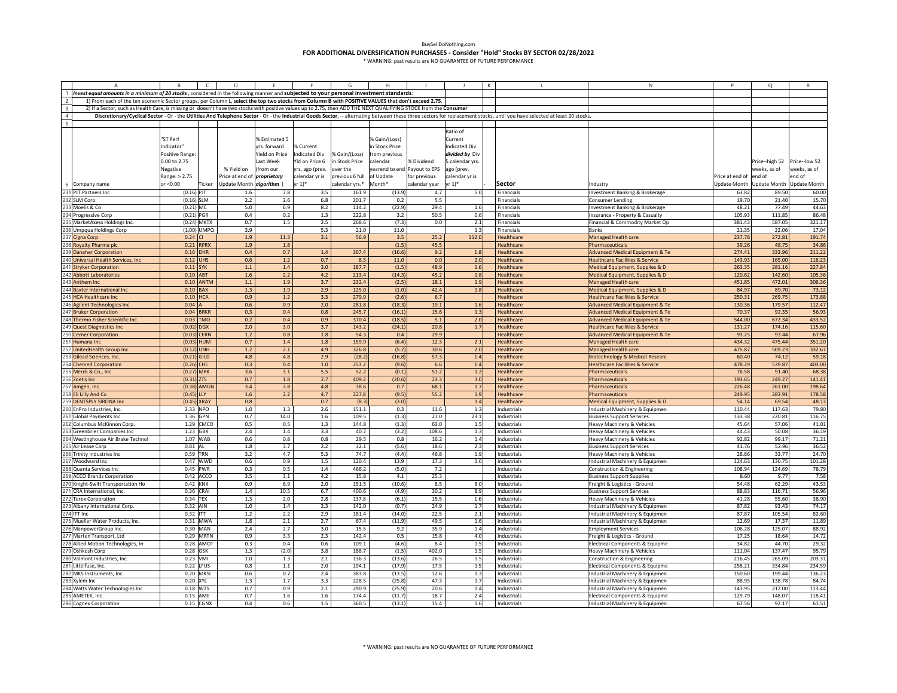BuySellDoNothing.com

**FOR ADDITIONAL DIVERSIFICATION PURCHASES - Consider "Hold" Stocks BY SECTOR 02/28/2022**

\* WARNING: past results are NO GUARANTEE OF FUTURE PERFORMANCE

| | A | B | C | D | E | F | G | H | I | J | K | L | N | P | Q | R |
|---|---|---|---|---|---|---|---|---|---|---|---|---|---|---|---|---|
| 1 | ***Invest equal amounts in a minimum of 20 stocks**, considered in the following manner and **subjected to your personal investment standards**:* | | | | | | | | | | | | | | | |
| 2 | 1) From each of the ten economic Sector groups, per Column L, **select the top two stocks from Column B with POSITIVE VALUES that don't exceed 2.75**. | | | | | | | | | | | | | | | |
| 3 | 2) If a Sector, such as Health Care, is missing or doesn't have two stocks with positive values up to 2.75, then ADD THE NEXT QUALIFYING STOCK from the **Consumer** | | | | | | | | | | | | | | | |
| 4 | **Discretionary/Cyclical Sector** - Or - the **Utilities And Telephone Sector** - Or - the **Industrial Goods Sector**, -- alternating between these three sectors for replacement stocks, until you have selected at least 20 stocks. | | | | | | | | | | | | | | | |
| 5 | | | | | | | | | | | | | | | | |
| 6 | Company name | "ST Perf Indicator" Positive Range: 0.00 to 2.75 Negative Range: > 2.75 or <0.00 | Ticker | % Yield on Price at end of Update Month | % Estimated 5 yrs. forward Yield on Price Last Week (from our ***proprietary algorithm***) | % Current Indicated Div Yld on Price 6 yrs. ago (prev. calendar yr is yr 1)* | % Gain/(Loss) in Stock Price over the previous 6 full calendar yrs.* | % Gain/(Loss) in Stock Price from previous calendar yearend to end of Update Month* | % Dividend Payout to EPS for previous calendar year | Ratio of Current Indicated Div ***divided by*** Div 5 calendar yrs. ago (prev. calendar yr is yr 1)* | | **Sector** | Industry | Price at end of Update Month | Price--high 52 weeks, as of end of Update Month | Price--low 52 weeks, as of end of Update Month |
| 231 | PJT Partners Inc | (0.16) | PJT | 1.6 | 7.8 | 3.5 | 161.9 | (13.9) | 4.7 | 5.0 | | Financials | Investment Banking & Brokerage | 63.82 | 89.50 | 60.00 |
| 232 | SLM Corp | (0.16) | SLM | 2.2 | 2.6 | 6.8 | 201.7 | 0.2 | 5.5 | | | Financials | Consumer Lending | 19.70 | 21.40 | 15.70 |
| 233 | Moelis & Co | (0.21) | MC | 5.0 | 6.9 | 8.2 | 114.2 | (22.9) | 29.4 | 1.6 | | Financials | Investment Banking & Brokerage | 48.21 | 77.49 | 44.63 |
| 234 | Progressive Corp | (0.21) | PGR | 0.4 | 0.2 | 1.3 | 222.8 | 3.2 | 50.5 | 0.6 | | Financials | Insurance - Property & Casualty | 105.93 | 111.85 | 86.48 |
| 235 | MarketAxess Holdings Inc. | (0.24) | MKTX | 0.7 | 1.5 | 2.5 | 268.6 | (7.3) | 0.0 | 2.1 | | Financials | Financial & Commodity Market Op | 381.43 | 587.05 | 321.17 |
| 236 | Umpqua Holdings Corp | (1.00) | UMPQ | 3.9 | | 5.3 | 21.0 | 11.0 | | 1.3 | | Financials | Banks | 21.35 | 22.06 | 17.04 |
| 237 | Cigna Corp | 0.24 | CI | 1.9 | 11.3 | 3.1 | 56.9 | 3.5 | 25.2 | 112.0 | | Healthcare | Managed Health care | 237.78 | 272.81 | 191.74 |
| 238 | Royalty Pharma plc | 0.21 | RPRX | 1.9 | 1.8 | | | (1.5) | 45.5 | | | Healthcare | Pharmaceuticals | 39.26 | 48.75 | 34.86 |
| 239 | Danaher Corporation | 0.16 | DHR | 0.4 | 0.7 | 1.4 | 367.4 | (16.6) | 9.2 | 1.8 | | Healthcare | Advanced Medical Equipment & Te | 274.41 | 333.96 | 211.22 |
| 240 | Universal Health Services, Inc | 0.12 | UHS | 0.6 | 1.2 | 0.7 | 8.5 | 11.0 | 0.0 | 2.0 | | Healthcare | Healthcare Facilities & Service | 143.93 | 165.00 | 116.23 |
| 241 | Stryker Corporation | 0.11 | SYK | 1.1 | 1.4 | 3.0 | 187.7 | (1.5) | 48.9 | 1.6 | | Healthcare | Medical Equipment, Supplies & D | 263.35 | 281.16 | 227.84 |
| 242 | Abbott Laboratories | 0.10 | ABT | 1.6 | 2.2 | 4.2 | 213.4 | (14.3) | 45.2 | 1.8 | | Healthcare | Medical Equipment, Supplies & D | 120.62 | 142.60 | 105.36 |
| 243 | Anthem Inc | 0.10 | ANTM | 1.1 | 1.9 | 3.7 | 232.4 | (2.5) | 18.1 | 1.9 | | Healthcare | Managed Health care | 451.85 | 472.01 | 306.36 |
| 244 | Baxter International Inc | 0.10 | BAX | 1.3 | 1.9 | 2.9 | 125.0 | (1.0) | 42.4 | 1.8 | | Healthcare | Medical Equipment, Supplies & D | 84.97 | 89.70 | 73.12 |
| 245 | HCA Healthcare Inc | 0.10 | HCA | 0.9 | 1.2 | 3.3 | 279.9 | (2.6) | 6.7 | | | Healthcare | Healthcare Facilities & Service | 250.31 | 269.75 | 173.88 |
| 246 | Agilent Technologies Inc | 0.04 | A | 0.6 | 0.9 | 2.0 | 281.8 | (18.3) | 19.1 | 1.6 | | Healthcare | Advanced Medical Equipment & Te | 130.36 | 179.57 | 112.47 |
| 247 | Bruker Corporation | 0.04 | BRKR | 0.3 | 0.4 | 0.8 | 245.7 | (16.1) | 15.6 | 1.3 | | Healthcare | Advanced Medical Equipment & Te | 70.37 | 92.35 | 56.93 |
| 248 | Thermo Fisher Scientific Inc. | 0.03 | TMO | 0.2 | 0.4 | 0.9 | 370.4 | (18.5) | 5.1 | 2.0 | | Healthcare | Advanced Medical Equipment & Te | 544.00 | 672.34 | 433.52 |
| 249 | Quest Diagnostics Inc | (0.02) | DGX | 2.0 | 3.0 | 3.7 | 143.2 | (24.1) | 20.8 | 1.7 | | Healthcare | Healthcare Facilities & Service | 131.27 | 174.16 | 115.60 |
| 250 | Cerner Corporation | (0.03) | CERN | 1.2 | 0.8 | 1.8 | 54.3 | 0.4 | 29.9 | | | Healthcare | Advanced Medical Equipment & Te | 93.25 | 93.44 | 67.96 |
| 251 | Humana Inc | (0.03) | HUM | 0.7 | 1.4 | 1.8 | 159.9 | (6.4) | 12.3 | 2.1 | | Healthcare | Managed Health care | 434.32 | 475.44 | 351.20 |
| 252 | UnitedHealth Group Inc | (0.12) | UNH | 1.2 | 2.1 | 4.9 | 326.8 | (5.2) | 30.6 | 2.0 | | Healthcare | Managed Health care | 475.87 | 509.23 | 332.67 |
| 253 | Gilead Sciences, Inc. | (0.21) | GILD | 4.8 | 4.8 | 2.9 | (28.2) | (16.8) | 57.3 | 1.4 | | Healthcare | Biotechnology & Medical Researc | 60.40 | 74.12 | 59.18 |
| 254 | Chemed Corporation | (0.26) | CHE | 0.3 | 0.4 | 1.0 | 253.2 | (9.6) | 6.6 | 1.4 | | Healthcare | Healthcare Facilities & Service | 478.29 | 539.87 | 403.00 |
| 255 | Merck & Co., Inc. | (0.27) | MRK | 3.6 | 3.1 | 5.5 | 52.2 | (0.1) | 51.2 | 1.2 | | Healthcare | Pharmaceuticals | 76.58 | 91.40 | 68.38 |
| 256 | Zoetis Inc | (0.31) | ZTS | 0.7 | 1.8 | 2.7 | 409.2 | (20.6) | 23.3 | 3.0 | | Healthcare | Pharmaceuticals | 193.65 | 249.27 | 141.41 |
| 257 | Amgen, Inc. | (0.38) | AMGN | 3.4 | 3.8 | 4.8 | 38.6 | 0.7 | 68.1 | 1.7 | | Healthcare | Pharmaceuticals | 226.48 | 261.00 | 198.64 |
| 258 | Eli Lilly And Co | (0.45) | LLY | 1.6 | 2.2 | 4.7 | 227.8 | (9.5) | 55.2 | 1.9 | | Healthcare | Pharmaceuticals | 249.95 | 283.91 | 178.58 |
| 259 | DENTSPLY SIRONA Inc | (0.45) | XRAY | 0.8 | | 0.7 | (8.3) | (3.0) | | 1.4 | | Healthcare | Medical Equipment, Supplies & D | 54.14 | 69.54 | 48.13 |
| 260 | EnPro Industries, Inc. | 2.33 | NPO | 1.0 | 1.3 | 2.6 | 151.1 | 0.3 | 11.6 | 1.3 | | Industrials | Industrial Machinery & Equipmen | 110.44 | 117.63 | 79.80 |
| 261 | Global Payments Inc | 1.36 | GPN | 0.7 | 14.0 | 1.6 | 109.5 | (1.3) | 27.0 | 23.1 | | Industrials | Business Support Services | 133.38 | 220.81 | 116.75 |
| 262 | Columbus McKinnon Corp. | 1.29 | CMCO | 0.5 | 0.5 | 1.3 | 144.8 | (1.3) | 63.0 | 1.5 | | Industrials | Heavy Machinery & Vehicles | 45.64 | 57.06 | 41.01 |
| 263 | Greenbrier Companies Inc | 1.23 | GBX | 2.4 | 1.4 | 3.3 | 40.7 | (3.2) | 108.6 | 1.3 | | Industrials | Heavy Machinery & Vehicles | 44.43 | 50.08 | 36.19 |
| 264 | Westinghouse Air Brake Technol | 1.07 | WAB | 0.6 | 0.8 | 0.8 | 29.5 | 0.8 | 16.2 | 1.4 | | Industrials | Heavy Machinery & Vehicles | 92.82 | 99.17 | 71.21 |
| 265 | Air Lease Corp | 0.81 | AL | 1.8 | 3.7 | 2.2 | 32.1 | (5.6) | 18.6 | 2.3 | | Industrials | Business Support Services | 41.76 | 52.96 | 36.52 |
| 266 | Trinity Industries Inc | 0.59 | TRN | 3.2 | 4.7 | 5.3 | 74.7 | (4.4) | 46.8 | 1.9 | | Industrials | Heavy Machinery & Vehicles | 28.86 | 33.77 | 24.70 |
| 267 | Woodward Inc | 0.47 | WWD | 0.6 | 0.9 | 1.5 | 120.4 | 13.9 | 17.3 | 1.6 | | Industrials | Industrial Machinery & Equipmen | 124.63 | 130.75 | 101.28 |
| 268 | Quanta Services Inc | 0.45 | PWR | 0.3 | 0.5 | 1.4 | 466.2 | (5.0) | 7.2 | | | Industrials | Construction & Engineering | 108.94 | 124.69 | 78.79 |
| 269 | ACCO Brands Corporation | 0.42 | ACCO | 3.5 | 3.1 | 4.2 | 15.8 | 4.1 | 25.3 | | | Industrials | Business Support Supplies | 8.60 | 9.77 | 7.58 |
| 270 | Knight-Swift Transportation Ho | 0.42 | KNX | 0.9 | 6.9 | 2.0 | 151.5 | (10.6) | 8.5 | 8.0 | | Industrials | Freight & Logistics - Ground | 54.48 | 62.29 | 43.53 |
| 271 | CRA International, Inc. | 0.36 | CRAI | 1.4 | 10.5 | 6.7 | 400.6 | (4.9) | 30.2 | 8.9 | | Industrials | Business Support Services | 88.83 | 116.71 | 56.96 |
| 272 | Terex Corporation | 0.34 | TEX | 1.3 | 2.0 | 2.8 | 137.8 | (6.1) | 15.5 | 1.6 | | Industrials | Heavy Machinery & Vehicles | 41.28 | 55.60 | 38.90 |
| 273 | Albany International Corp. | 0.32 | AIN | 1.0 | 1.4 | 2.3 | 142.0 | (0.7) | 24.9 | 1.7 | | Industrials | Industrial Machinery & Equipmen | 87.82 | 93.43 | 74.17 |
| 274 | ITT Inc | 0.32 | ITT | 1.2 | 2.2 | 2.9 | 181.4 | (14.0) | 22.5 | 2.1 | | Industrials | Industrial Machinery & Equipmen | 87.87 | 105.54 | 82.60 |
| 275 | Mueller Water Products, Inc. | 0.31 | MWA | 1.8 | 2.1 | 2.7 | 67.4 | (11.9) | 49.5 | 1.6 | | Industrials | Industrial Machinery & Equipmen | 12.69 | 17.37 | 11.89 |
| 276 | ManpowerGroup Inc. | 0.30 | MAN | 2.4 | 2.7 | 3.0 | 15.5 | 9.2 | 35.9 | 1.4 | | Industrials | Employment Services | 106.28 | 125.07 | 88.92 |
| 277 | Marten Transport, Ltd | 0.29 | MRTN | 0.9 | 3.3 | 2.3 | 142.4 | 0.5 | 15.8 | 4.0 | | Industrials | Freight & Logistics - Ground | 17.25 | 18.64 | 14.72 |
| 278 | Allied Motion Technologies, In | 0.28 | AMOT | 0.3 | 0.4 | 0.6 | 109.1 | (4.6) | 8.4 | 1.5 | | Industrials | Electrical Components & Equipme | 34.82 | 44.70 | 29.32 |
| 279 | Oshkosh Corp | 0.28 | OSK | 1.3 | (2.0) | 3.8 | 188.7 | (1.5) | 402.0 | 1.5 | | Industrials | Heavy Machinery & Vehicles | 111.04 | 137.47 | 95.79 |
| 280 | Valmont Industries, Inc. | 0.23 | VMI | 1.0 | 1.3 | 2.1 | 136.3 | (13.6) | 26.5 | 1.5 | | Industrials | Construction & Engineering | 216.45 | 265.09 | 203.31 |
| 281 | Littelfuse, Inc. | 0.22 | LFUS | 0.8 | 1.1 | 2.0 | 194.1 | (17.9) | 17.5 | 1.5 | | Industrials | Electrical Components & Equipme | 258.21 | 334.84 | 234.59 |
| 282 | MKS Instruments, Inc. | 0.20 | MKSI | 0.6 | 0.7 | 2.4 | 383.8 | (13.5) | 12.6 | 1.3 | | Industrials | Industrial Machinery & Equipmen | 150.60 | 199.44 | 136.23 |
| 283 | Xylem Inc | 0.20 | XYL | 1.3 | 1.7 | 3.3 | 228.5 | (25.8) | 47.3 | 1.7 | | Industrials | Industrial Machinery & Equipmen | 88.95 | 138.78 | 84.74 |
| 284 | Watts Water Technologies Inc | 0.18 | WTS | 0.7 | 0.9 | 2.1 | 290.9 | (25.9) | 20.6 | 1.4 | | Industrials | Industrial Machinery & Equipmen | 143.95 | 212.00 | 113.44 |
| 285 | AMETEK, Inc. | 0.15 | AME | 0.7 | 1.6 | 1.6 | 174.4 | (11.7) | 18.7 | 2.4 | | Industrials | Electrical Components & Equipme | 129.79 | 148.07 | 118.41 |
| 286 | Cognex Corporation | 0.15 | CGNX | 0.4 | 0.6 | 1.5 | 360.5 | (13.1) | 15.4 | 1.6 | | Industrials | Industrial Machinery & Equipmen | 67.56 | 92.17 | 61.51 |

\* WARNING: past results are NO GUARANTEE OF FUTURE PERFORMANCE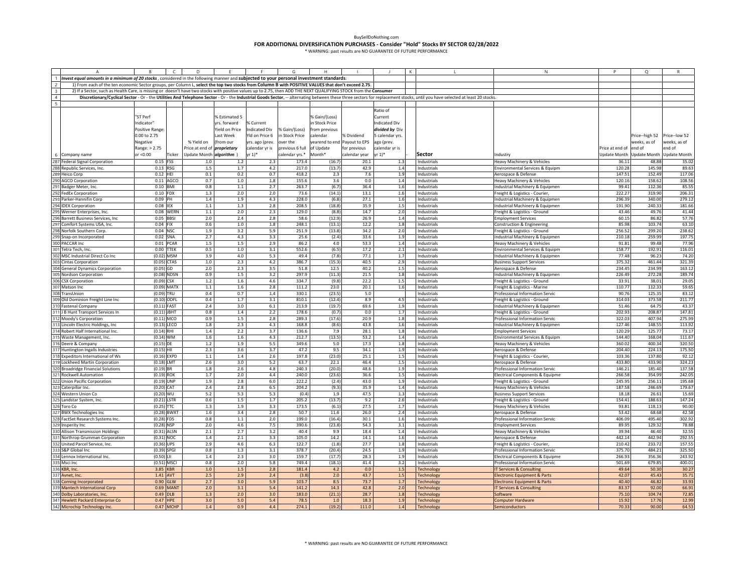BuySellDoNothing.com

# FOR ADDITIONAL DIVERSIFICATION PURCHASES - Consider "Hold" Stocks BY SECTOR 02/28/2022

\* WARNING: past results are NO GUARANTEE OF FUTURE PERFORMANCE

| | A | B | C | D | E | F | G | H | I | J | K | L | N | P | Q | R |
|---|---|---|---|---|---|---|---|---|---|---|---|---|---|---|---|---|
| 1 | *Invest equal amounts in a minimum of 20 stocks*, considered in the following manner and **subjected to your personal investment standards**: | | | | | | | | | | | | | | | |
| 2 | 1) From each of the ten economic Sector groups, per Column L, **select the top two stocks from Column B with POSITIVE VALUES that don't exceed 2.75**. | | | | | | | | | | | | | | | |
| 3 | 2) If a Sector, such as Health Care, is missing or doesn't have two stocks with positive values up to 2.75, then ADD THE NEXT QUALIFYING STOCK from the **Consumer** | | | | | | | | | | | | | | | |
| 4 | **Discretionary/Cyclical Sector** - Or - the **Utilities And Telephone Sector** - Or - the **Industrial Goods Sector**, -- alternating between these three sectors for replacement stocks, until you have selected at least 20 stocks. | | | | | | | | | | | | | | | |
| 5 | | | | | | | | | | | | | | | | |
| 6 | Company name | "ST Perf Indicator" Positive Range: 0.00 to 2.75 Negative Range: > 2.75 or <0.00 | Ticker | % Yield on Price at end of Update Month | % Estimated 5 yrs. forward Yield on Price Last Week (from our ***proprietary algorithm*** ) | % Current Indicated Div Yld on Price 6 yrs. ago (prev. calendar yr is yr 1)* | % Gain/(Loss) in Stock Price over the previous 6 full calendar yrs.* | % Gain/(Loss) in Stock Price from previous calendar yearend to end of Update Month* | % Dividend Payout to EPS for previous calendar year | Ratio of Current Indicated Div ***divided by*** Div 5 calendar yrs. ago (prev. calendar yr is yr 1)* | | **Sector** | Industry | Price at end of Update Month | Price--high 52 weeks, as of end of Update Month | Price--low 52 weeks, as of end of Update Month |
| 287 | Federal Signal Corporation | 0.15 | FSS | 1.0 | 1.2 | 2.3 | 173.4 | (16.7) | 20.1 | 1.3 | | Industrials | Heavy Machinery & Vehicles | 36.11 | 48.88 | 35.02 |
| 288 | Republic Services, Inc. | 0.13 | RSG | 1.5 | 1.7 | 4.2 | 217.0 | (13.7) | 42.9 | 1.4 | | Industrials | Environmental Services & Equipm | 120.28 | 145.98 | 89.63 |
| 289 | Heico Corp | 0.12 | HEI | 0.1 | 0.2 | 0.7 | 418.2 | 2.3 | 7.6 | 1.9 | | Industrials | Aerospace & Defense | 147.51 | 152.49 | 117.06 |
| 290 | AGCO Corporation | 0.11 | AGCO | 0.7 | 1.0 | 1.8 | 155.6 | 3.6 | 0.0 | 1.4 | | Industrials | Heavy Machinery & Vehicles | 120.16 | 158.62 | 108.56 |
| 291 | Badger Meter, Inc. | 0.10 | BMI | 0.8 | 1.1 | 2.7 | 263.7 | (6.7) | 36.4 | 1.6 | | Industrials | Industrial Machinery & Equipmen | 99.41 | 112.36 | 85.55 |
| 292 | FedEx Corporation | 0.10 | FDX | 1.3 | 2.0 | 2.0 | 73.6 | (14.1) | 13.1 | 1.6 | | Industrials | Freight & Logistics - Courier, | 222.27 | 319.90 | 206.31 |
| 293 | Parker-Hannifin Corp | 0.09 | PH | 1.4 | 1.9 | 4.3 | 228.0 | (6.8) | 27.1 | 1.6 | | Industrials | Industrial Machinery & Equipmen | 296.39 | 340.00 | 279.12 |
| 294 | IDEX Corporation | 0.08 | IEX | 1.1 | 1.3 | 2.8 | 208.5 | (18.8) | 35.9 | 1.5 | | Industrials | Industrial Machinery & Equipmen | 191.90 | 240.33 | 181.66 |
| 295 | Werner Enterprises, Inc. | 0.08 | WERN | 1.1 | 2.0 | 2.3 | 129.0 | (8.8) | 14.7 | 2.0 | | Industrials | Freight & Logistics - Ground | 43.46 | 49.76 | 41.44 |
| 296 | Barrett Business Services, Inc | 0.05 | BBSI | 2.0 | 2.4 | 2.8 | 58.6 | (12.9) | 26.9 | 1.4 | | Industrials | Employment Services | 60.15 | 86.82 | 57.76 |
| 297 | Comfort Systems USA, Inc. | 0.04 | FIX | 0.6 | 1.0 | 1.8 | 248.1 | (13.1) | 12.2 | 1.8 | | Industrials | Construction & Engineering | 85.98 | 103.74 | 63.10 |
| 298 | Norfolk Southern Corp. | 0.04 | NSC | 1.9 | 3.2 | 5.9 | 251.9 | (13.8) | 34.2 | 2.0 | | Industrials | Freight & Logistics - Ground | 256.52 | 299.20 | 238.62 |
| 299 | Snap-on Incorporated | 0.02 | SNA | 2.7 | 4.3 | 3.3 | 25.6 | (2.4) | 33.6 | 1.9 | | Industrials | Industrial Machinery & Equipmen | 210.18 | 259.99 | 197.75 |
| 300 | PACCAR Inc | 0.01 | PCAR | 1.5 | 1.5 | 2.9 | 86.2 | 4.0 | 53.3 | 1.4 | | Industrials | Heavy Machinery & Vehicles | 91.81 | 99.48 | 77.96 |
| 301 | Tetra Tech, Inc. | 0.00 | TTEK | 0.5 | 1.0 | 3.1 | 552.6 | (6.5) | 17.2 | 2.1 | | Industrials | Environmental Services & Equipm | 158.77 | 192.91 | 116.01 |
| 302 | MSC Industrial Direct Co Inc | (0.02) | MSM | 3.9 | 4.0 | 5.3 | 49.4 | (7.8) | 77.1 | 1.7 | | Industrials | Industrial Machinery & Equipmen | 77.48 | 96.23 | 74.20 |
| 303 | Cintas Corporation | (0.05) | CTAS | 1.0 | 2.3 | 4.2 | 386.7 | (15.3) | 40.5 | 2.9 | | Industrials | Business Support Services | 375.32 | 461.44 | 321.39 |
| 304 | General Dynamics Corporation | (0.05) | GD | 2.0 | 2.3 | 3.5 | 51.8 | 12.5 | 40.2 | 1.5 | | Industrials | Aerospace & Defense | 234.45 | 234.99 | 163.12 |
| 305 | Nordson Corporation | (0.08) | NDSN | 0.9 | 1.5 | 3.2 | 297.9 | (11.3) | 21.5 | 1.8 | | Industrials | Industrial Machinery & Equipmen | 226.49 | 272.28 | 189.74 |
| 306 | CSX Corporation | (0.09) | CSX | 1.2 | 1.6 | 4.6 | 334.7 | (9.8) | 22.2 | 1.5 | | Industrials | Freight & Logistics - Ground | 33.91 | 38.01 | 29.05 |
| 307 | Matson Inc | (0.09) | MATX | 1.1 | 1.6 | 2.8 | 111.2 | 23.0 | 20.1 | 1.6 | | Industrials | Freight & Logistics - Marine | 110.77 | 112.33 | 59.65 |
| 308 | TransUnion | (0.09) | TRU | 0.4 | 0.7 | 1.4 | 330.1 | (23.5) | 5.0 | | | Industrials | Professional Information Servic | 90.76 | 125.35 | 83.12 |
| 309 | Old Dominion Freight Line Inc | (0.10) | ODFL | 0.4 | 1.7 | 3.1 | 810.1 | (12.4) | 8.9 | 4.5 | | Industrials | Freight & Logistics - Ground | 314.03 | 373.58 | 211.77 |
| 310 | Fastenal Company | (0.11) | FAST | 2.4 | 3.0 | 6.1 | 213.9 | (19.7) | 69.6 | 1.9 | | Industrials | Industrial Machinery & Equipmen | 51.46 | 64.75 | 43.37 |
| 311 | J B Hunt Transport Services In | (0.11) | JBHT | 0.8 | 1.4 | 2.2 | 178.6 | (0.7) | 0.0 | 1.7 | | Industrials | Freight & Logistics - Ground | 202.93 | 208.87 | 147.81 |
| 312 | Moody's Corporation | (0.11) | MCO | 0.9 | 1.5 | 2.8 | 289.3 | (17.6) | 20.9 | 1.8 | | Industrials | Professional Information Servic | 322.03 | 407.94 | 275.99 |
| 313 | Lincoln Electric Holdings, Inc | (0.13) | LECO | 1.8 | 2.3 | 4.3 | 168.8 | (8.6) | 43.8 | 1.6 | | Industrials | Industrial Machinery & Equipmen | 127.46 | 148.55 | 113.92 |
| 314 | Robert Half International Inc. | (0.14) | RHI | 1.4 | 2.2 | 3.7 | 136.6 | 7.9 | 28.1 | 1.8 | | Industrials | Employment Services | 120.29 | 125.77 | 73.17 |
| 315 | Waste Management, Inc. | (0.14) | WM | 1.6 | 1.6 | 4.3 | 212.7 | (13.5) | 53.2 | 1.4 | | Industrials | Environmental Services & Equipm | 144.40 | 168.04 | 111.67 |
| 316 | Deere & Company | (0.15) | DE | 1.2 | 1.9 | 5.5 | 349.6 | 5.0 | 17.3 | 1.8 | | Industrials | Heavy Machinery & Vehicles | 360.02 | 400.34 | 320.50 |
| 317 | Huntington Ingalls Industries | (0.15) | HII | 2.3 | 3.6 | 3.7 | 47.2 | 9.5 | 34.1 | 1.9 | | Industrials | Aerospace & Defense | 204.40 | 224.13 | 175.50 |
| 318 | Expeditors International of Ws | (0.16) | EXPD | 1.1 | 1.4 | 2.6 | 197.8 | (23.0) | 25.1 | 1.5 | | Industrials | Freight & Logistics - Courier, | 103.36 | 137.80 | 92.12 |
| 319 | Lockheed Martin Corporation | (0.18) | LMT | 2.6 | 3.0 | 5.2 | 63.7 | 22.1 | 46.4 | 1.5 | | Industrials | Aerospace & Defense | 433.80 | 433.90 | 324.23 |
| 320 | Broadridge Financial Solutions | (0.19) | BR | 1.8 | 2.6 | 4.8 | 240.3 | (20.0) | 48.6 | 1.9 | | Industrials | Professional Information Servic | 146.21 | 185.40 | 137.58 |
| 321 | Rockwell Automation | (0.19) | ROK | 1.7 | 2.0 | 4.4 | 240.0 | (23.6) | 36.6 | 1.5 | | Industrials | Electrical Components & Equipme | 266.58 | 354.99 | 242.05 |
| 322 | Union Pacific Corporation | (0.19) | UNP | 1.9 | 2.8 | 6.0 | 222.2 | (2.4) | 43.0 | 1.9 | | Industrials | Freight & Logistics - Ground | 245.95 | 256.11 | 195.68 |
| 323 | Caterpillar Inc. | (0.20) | CAT | 2.4 | 2.8 | 6.5 | 204.2 | (9.3) | 35.9 | 1.4 | | Industrials | Heavy Machinery & Vehicles | 187.58 | 246.69 | 179.67 |
| 324 | Western Union Co | (0.20) | WU | 5.2 | 5.3 | 5.3 | (0.4) | 1.9 | 47.5 | 1.3 | | Industrials | Business Support Services | 18.18 | 26.61 | 15.69 |
| 325 | Landstar System, Inc. | (0.21) | LSTR | 0.6 | 1.5 | 1.7 | 205.2 | (13.7) | 9.2 | 2.6 | | Industrials | Freight & Logistics - Ground | 154.41 | 188.63 | 147.24 |
| 326 | Toro Co | (0.25) | TTC | 1.3 | 1.9 | 3.3 | 173.5 | (6.1) | 27.5 | 1.7 | | Industrials | Heavy Machinery & Vehicles | 93.81 | 118.13 | 90.00 |
| 327 | BWX Technologies Inc | (0.28) | BWXT | 1.6 | 3.4 | 2.8 | 50.7 | 11.6 | 26.0 | 2.4 | | Industrials | Aerospace & Defense | 53.42 | 68.68 | 42.58 |
| 328 | FactSet Research Systems Inc. | (0.28) | FDS | 0.8 | 1.1 | 2.0 | 199.0 | (16.4) | 30.1 | 1.6 | | Industrials | Professional Information Servic | 406.09 | 495.40 | 302.92 |
| 329 | Insperity Inc | (0.28) | NSP | 2.0 | 4.6 | 7.5 | 390.6 | (23.8) | 54.3 | 3.1 | | Industrials | Employment Services | 89.95 | 129.32 | 78.88 |
| 330 | Allison Transmission Holdings | (0.31) | ALSN | 2.1 | 2.7 | 3.2 | 40.4 | 9.9 | 18.4 | 1.4 | | Industrials | Heavy Machinery & Vehicles | 39.94 | 46.40 | 32.55 |
| 331 | Northrop Grumman Corporation | (0.31) | NOC | 1.4 | 2.1 | 3.3 | 105.0 | 14.2 | 14.1 | 1.6 | | Industrials | Aerospace & Defense | 442.14 | 442.94 | 292.55 |
| 332 | United Parcel Service, Inc. | (0.36) | UPS | 2.9 | 4.6 | 6.3 | 122.7 | (1.8) | 27.7 | 1.8 | | Industrials | Freight & Logistics - Courier, | 210.42 | 233.72 | 157.55 |
| 333 | S&P Global Inc | (0.39) | SPGI | 0.8 | 1.3 | 3.1 | 378.7 | (20.4) | 24.5 | 1.9 | | Industrials | Professional Information Servic | 375.70 | 484.21 | 325.50 |
| 334 | Lennox International Inc. | (0.50) | LII | 1.4 | 2.3 | 3.0 | 159.7 | (17.7) | 28.3 | 1.9 | | Industrials | Electrical Components & Equipme | 266.93 | 356.36 | 243.92 |
| 335 | Msci Inc | (0.51) | MSCI | 0.8 | 2.0 | 5.8 | 749.4 | (18.1) | 41.4 | 3.2 | | Industrials | Professional Information Servic | 501.69 | 679.85 | 400.01 |
| 336 | KBR, Inc. | 3.85 | KBR | 1.0 | 1.5 | 2.8 | 181.4 | 4.2 | 0.0 | 1.5 | | Technology | IT Services & Consulting | 49.64 | 50.30 | 30.27 |
| 337 | Avnet, Inc. | 1.41 | AVT | 2.5 | 2.9 | 2.4 | (3.8) | 2.0 | 43.7 | 1.5 | | Technology | Electronic Equipment & Parts | 42.07 | 45.43 | 35.71 |
| 338 | Corning Incorporated | 0.90 | GLW | 2.7 | 3.0 | 5.9 | 103.7 | 8.5 | 73.7 | 1.7 | | Technology | Electronic Equipment & Parts | 40.40 | 46.82 | 33.93 |
| 339 | Mantech International Corp | 0.69 | MANT | 2.0 | 3.1 | 5.4 | 141.2 | 14.3 | 42.8 | 2.0 | | Technology | IT Services & Consulting | 83.37 | 92.00 | 66.91 |
| 340 | Dolby Laboratories, Inc. | 0.49 | DLB | 1.3 | 2.0 | 3.0 | 183.0 | (21.1) | 28.7 | 1.8 | | Technology | Software | 75.10 | 104.74 | 72.85 |
| 341 | Hewlett Packard Enterprise Co | 0.47 | HPE | 3.0 | 5.0 | 5.4 | 78.5 | 1.0 | 18.3 | 1.9 | | Technology | Computer Hardware | 15.92 | 17.76 | 12.99 |
| 342 | Microchip Technology Inc. | 0.47 | MCHP | 1.4 | 0.9 | 4.4 | 274.1 | (19.2) | 111.0 | 1.4 | | Technology | Semiconductors | 70.33 | 90.00 | 64.53 |

\* WARNING: past results are NO GUARANTEE OF FUTURE PERFORMANCE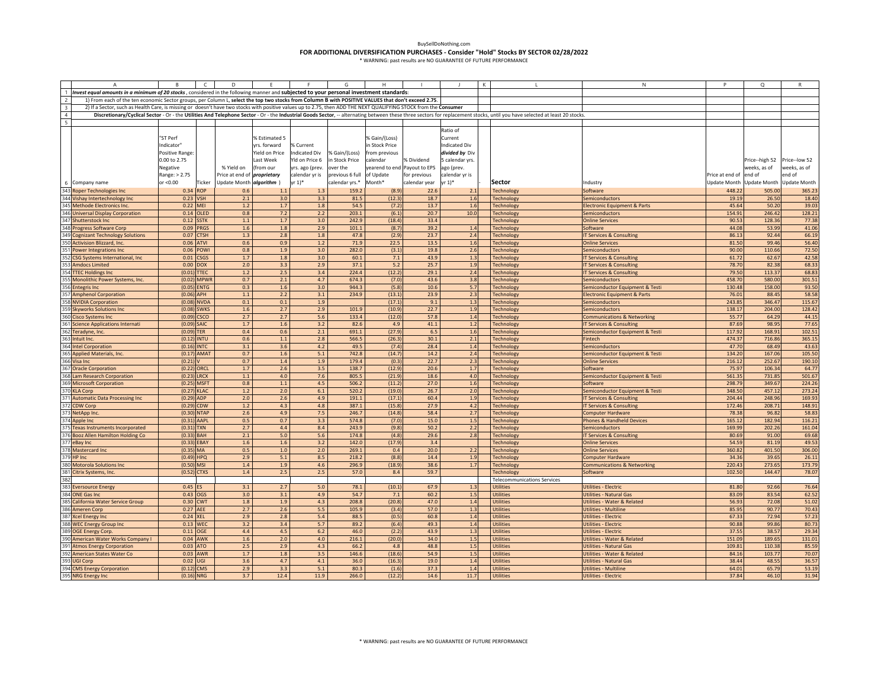BuySellDoNothing.com

**FOR ADDITIONAL DIVERSIFICATION PURCHASES - Consider "Hold" Stocks BY SECTOR 02/28/2022**

\* WARNING: past results are NO GUARANTEE OF FUTURE PERFORMANCE

| | A | B | C | D | E | F | G | H | I | J | K | L | N | P | Q | R |
|---|---|---|---|---|---|---|---|---|---|---|---|---|---|---|---|---|
| 1 | ***Invest equal amounts in a minimum of 20 stocks***, considered in the following manner and **subjected to your personal investment standards**: | | | | | | | | | | | | | | | |
| 2 | 1) From each of the ten economic Sector groups, per Column L, **select the top two stocks from Column B with POSITIVE VALUES that don't exceed 2.75**. | | | | | | | | | | | | | | | |
| 3 | 2) If a Sector, such as Health Care, is missing or doesn't have two stocks with positive values up to 2.75, then ADD THE NEXT QUALIFYING STOCK from the **Consumer** | | | | | | | | | | | | | | | |
| 4 | **Discretionary/Cyclical Sector** - Or - the **Utilities And Telephone Sector** - Or - the **Industrial Goods Sector**, -- alternating between these three sectors for replacement stocks, until you have selected at least 20 stocks. | | | | | | | | | | | | | | | |
| 5 | | | | | | | | | | | | | | | | |
| 6 | Company name | "ST Perf Indicator" Positive Range: 0.00 to 2.75 Negative Range: > 2.75 or <0.00 | Ticker | % Yield on Price at end of Update Month | % Estimated 5 yrs. forward Yield on Price Last Week (from our ***proprietary algorithm***) | % Current Indicated Div Yld on Price 6 yrs. ago (prev. calendar yr is yr 1)* | % Gain/(Loss) in Stock Price over the previous 6 full calendar yrs.* | % Gain/(Loss) in Stock Price from previous calendar yearend to end of Update Month* | % Dividend Payout to EPS for previous calendar year | Ratio of Current Indicated Div ***divided by*** Div 5 calendar yrs. ago (prev. calendar yr is yr 1)* | | **Sector** | Industry | Price at end of Update Month | Price--high 52 weeks, as of end of Update Month | Price--low 52 weeks, as of end of Update Month |
| 343 | Roper Technologies Inc | 0.34 | ROP | 0.6 | 1.1 | 1.3 | 159.2 | (8.9) | 22.6 | 2.1 | | Technology | Software | 448.22 | 505.00 | 365.23 |
| 344 | Vishay Intertechnology Inc | 0.23 | VSH | 2.1 | 3.0 | 3.3 | 81.5 | (12.3) | 18.7 | 1.6 | | Technology | Semiconductors | 19.19 | 26.50 | 18.40 |
| 345 | Methode Electronics Inc. | 0.22 | MEI | 1.2 | 1.7 | 1.8 | 54.5 | (7.2) | 13.7 | 1.6 | | Technology | Electronic Equipment & Parts | 45.64 | 50.20 | 39.03 |
| 346 | Universal Display Corporation | 0.14 | OLED | 0.8 | 7.2 | 2.2 | 203.1 | (6.1) | 20.7 | 10.0 | | Technology | Semiconductors | 154.91 | 246.42 | 128.21 |
| 347 | Shutterstock Inc | 0.12 | SSTK | 1.1 | 1.7 | 3.0 | 242.9 | (18.4) | 33.4 | | | Technology | Online Services | 90.53 | 128.36 | 77.38 |
| 348 | Progress Software Corp | 0.09 | PRGS | 1.6 | 1.8 | 2.9 | 101.1 | (8.7) | 39.2 | 1.4 | | Technology | Software | 44.08 | 53.99 | 41.06 |
| 349 | Cognizant Technology Solutions | 0.07 | CTSH | 1.3 | 2.8 | 1.8 | 47.8 | (2.9) | 23.7 | 2.4 | | Technology | IT Services & Consulting | 86.13 | 92.44 | 66.19 |
| 350 | Activision Blizzard, Inc. | 0.06 | ATVI | 0.6 | 0.9 | 1.2 | 71.9 | 22.5 | 13.5 | 1.6 | | Technology | Online Services | 81.50 | 99.46 | 56.40 |
| 351 | Power Integrations Inc | 0.06 | POWI | 0.8 | 1.9 | 3.0 | 282.0 | (3.1) | 19.8 | 2.6 | | Technology | Semiconductors | 90.00 | 110.66 | 72.50 |
| 352 | CSG Systems International, Inc | 0.01 | CSGS | 1.7 | 1.8 | 3.0 | 60.1 | 7.1 | 43.9 | 1.3 | | Technology | IT Services & Consulting | 61.72 | 62.67 | 42.58 |
| 353 | Amdocs Limited | 0.00 | DOX | 2.0 | 3.3 | 2.9 | 37.1 | 5.2 | 25.7 | 1.9 | | Technology | IT Services & Consulting | 78.70 | 82.38 | 68.33 |
| 354 | TTEC Holdings Inc | (0.01) | TTEC | 1.2 | 2.5 | 3.4 | 224.4 | (12.2) | 29.1 | 2.4 | | Technology | IT Services & Consulting | 79.50 | 113.37 | 68.83 |
| 355 | Monolithic Power Systems, Inc. | (0.02) | MPWR | 0.7 | 2.1 | 4.7 | 674.3 | (7.0) | 43.6 | 3.8 | | Technology | Semiconductors | 458.70 | 580.00 | 301.51 |
| 356 | Entegris Inc | (0.05) | ENTG | 0.3 | 1.6 | 3.0 | 944.3 | (5.8) | 10.6 | 5.7 | | Technology | Semiconductor Equipment & Testi | 130.48 | 158.00 | 93.50 |
| 357 | Amphenol Corporation | (0.06) | APH | 1.1 | 2.2 | 3.1 | 234.9 | (13.1) | 23.9 | 2.3 | | Technology | Electronic Equipment & Parts | 76.01 | 88.45 | 58.58 |
| 358 | NVIDIA Corporation | (0.08) | NVDA | 0.1 | 0.1 | 1.9 | | (17.1) | 9.1 | 1.3 | | Technology | Semiconductors | 243.85 | 346.47 | 115.67 |
| 359 | Skyworks Solutions Inc | (0.08) | SWKS | 1.6 | 2.7 | 2.9 | 101.9 | (10.9) | 22.7 | 1.9 | | Technology | Semiconductors | 138.17 | 204.00 | 128.42 |
| 360 | Cisco Systems Inc | (0.09) | CSCO | 2.7 | 2.7 | 5.6 | 133.4 | (12.0) | 57.8 | 1.4 | | Technology | Communications & Networking | 55.77 | 64.29 | 44.15 |
| 361 | Science Applications Internati | (0.09) | SAIC | 1.7 | 1.6 | 3.2 | 82.6 | 4.9 | 41.1 | 1.2 | | Technology | IT Services & Consulting | 87.69 | 98.95 | 77.65 |
| 362 | Teradyne, Inc. | (0.09) | TER | 0.4 | 0.6 | 2.1 | 691.1 | (27.9) | 6.5 | 1.6 | | Technology | Semiconductor Equipment & Testi | 117.92 | 168.91 | 102.51 |
| 363 | Intuit Inc. | (0.12) | INTU | 0.6 | 1.1 | 2.8 | 566.5 | (26.3) | 30.1 | 2.1 | | Technology | Fintech | 474.37 | 716.86 | 365.15 |
| 364 | Intel Corporation | (0.16) | INTC | 3.1 | 3.6 | 4.2 | 49.5 | (7.4) | 28.4 | 1.4 | | Technology | Semiconductors | 47.70 | 68.49 | 43.63 |
| 365 | Applied Materials, Inc. | (0.17) | AMAT | 0.7 | 1.6 | 5.1 | 742.8 | (14.7) | 14.2 | 2.4 | | Technology | Semiconductor Equipment & Testi | 134.20 | 167.06 | 105.50 |
| 366 | Visa Inc | (0.21) | V | 0.7 | 1.4 | 1.9 | 179.4 | (0.3) | 22.7 | 2.3 | | Technology | Online Services | 216.12 | 252.67 | 190.10 |
| 367 | Oracle Corporation | (0.22) | ORCL | 1.7 | 2.6 | 3.5 | 138.7 | (12.9) | 20.6 | 1.7 | | Technology | Software | 75.97 | 106.34 | 64.77 |
| 368 | Lam Research Corporation | (0.23) | LRCX | 1.1 | 4.0 | 7.6 | 805.5 | (21.9) | 18.6 | 4.0 | | Technology | Semiconductor Equipment & Testi | 561.35 | 731.85 | 501.67 |
| 369 | Microsoft Corporation | (0.25) | MSFT | 0.8 | 1.1 | 4.5 | 506.2 | (11.2) | 27.0 | 1.6 | | Technology | Software | 298.79 | 349.67 | 224.26 |
| 370 | KLA Corp | (0.27) | KLAC | 1.2 | 2.0 | 6.1 | 520.2 | (19.0) | 26.7 | 2.0 | | Technology | Semiconductor Equipment & Testi | 348.50 | 457.12 | 273.24 |
| 371 | Automatic Data Processing Inc | (0.29) | ADP | 2.0 | 2.6 | 4.9 | 191.1 | (17.1) | 60.4 | 1.9 | | Technology | IT Services & Consulting | 204.44 | 248.96 | 169.93 |
| 372 | CDW Corp | (0.29) | CDW | 1.2 | 4.3 | 4.8 | 387.1 | (15.8) | 27.9 | 4.2 | | Technology | IT Services & Consulting | 172.46 | 208.71 | 148.91 |
| 373 | NetApp Inc. | (0.30) | NTAP | 2.6 | 4.9 | 7.5 | 246.7 | (14.8) | 58.4 | 2.7 | | Technology | Computer Hardware | 78.38 | 96.82 | 58.83 |
| 374 | Apple Inc | (0.31) | AAPL | 0.5 | 0.7 | 3.3 | 574.8 | (7.0) | 15.0 | 1.5 | | Technology | Phones & Handheld Devices | 165.12 | 182.94 | 116.21 |
| 375 | Texas Instruments Incorporated | (0.31) | TXN | 2.7 | 4.4 | 8.4 | 243.9 | (9.8) | 50.2 | 2.2 | | Technology | Semiconductors | 169.99 | 202.26 | 161.04 |
| 376 | Booz Allen Hamilton Holding Co | (0.33) | BAH | 2.1 | 5.0 | 5.6 | 174.8 | (4.8) | 29.6 | 2.8 | | Technology | IT Services & Consulting | 80.69 | 91.00 | 69.68 |
| 377 | eBay Inc | (0.33) | EBAY | 1.6 | 1.6 | 3.2 | 142.0 | (17.9) | 3.4 | | | Technology | Online Services | 54.59 | 81.19 | 49.53 |
| 378 | Mastercard Inc | (0.35) | MA | 0.5 | 1.0 | 2.0 | 269.1 | 0.4 | 20.0 | 2.2 | | Technology | Online Services | 360.82 | 401.50 | 306.00 |
| 379 | HP Inc | (0.49) | HPQ | 2.9 | 5.1 | 8.5 | 218.2 | (8.8) | 14.4 | 1.9 | | Technology | Computer Hardware | 34.36 | 39.65 | 26.11 |
| 380 | Motorola Solutions Inc | (0.50) | MSI | 1.4 | 1.9 | 4.6 | 296.9 | (18.9) | 38.6 | 1.7 | | Technology | Communications & Networking | 220.43 | 273.65 | 173.79 |
| 381 | Citrix Systems, Inc. | (0.52) | CTXS | 1.4 | 2.5 | 2.5 | 57.0 | 8.4 | 59.7 | | | Technology | Software | 102.50 | 144.47 | 78.07 |
| 382 | | | | | | | | | | | | Telecommunications Services | | | | |
| 383 | Eversource Energy | 0.45 | ES | 3.1 | 2.7 | 5.0 | 78.1 | (10.1) | 67.9 | 1.3 | | Utilities | Utilities - Electric | 81.80 | 92.66 | 76.64 |
| 384 | ONE Gas Inc | 0.43 | OGS | 3.0 | 3.1 | 4.9 | 54.7 | 7.1 | 60.2 | 1.5 | | Utilities | Utilities - Natural Gas | 83.09 | 83.54 | 62.52 |
| 385 | California Water Service Group | 0.30 | CWT | 1.8 | 1.9 | 4.3 | 208.8 | (20.8) | 47.0 | 1.4 | | Utilities | Utilities - Water & Related | 56.93 | 72.08 | 51.02 |
| 386 | Ameren Corp | 0.27 | AEE | 2.7 | 2.6 | 5.5 | 105.9 | (3.4) | 57.0 | 1.3 | | Utilities | Utilities - Multiline | 85.95 | 90.77 | 70.43 |
| 387 | Xcel Energy Inc | 0.24 | XEL | 2.9 | 2.8 | 5.4 | 88.5 | (0.5) | 60.8 | 1.4 | | Utilities | Utilities - Electric | 67.33 | 72.94 | 57.23 |
| 388 | WEC Energy Group Inc | 0.13 | WEC | 3.2 | 3.4 | 5.7 | 89.2 | (6.4) | 49.3 | 1.4 | | Utilities | Utilities - Electric | 90.88 | 99.86 | 80.73 |
| 389 | OGE Energy Corp. | 0.11 | OGE | 4.4 | 4.5 | 6.2 | 46.0 | (2.2) | 43.9 | 1.3 | | Utilities | Utilities - Electric | 37.55 | 38.57 | 29.34 |
| 390 | American Water Works Company I | 0.04 | AWK | 1.6 | 2.0 | 4.0 | 216.1 | (20.0) | 34.0 | 1.5 | | Utilities | Utilities - Water & Related | 151.09 | 189.65 | 131.01 |
| 391 | Atmos Energy Corporation | 0.03 | ATO | 2.5 | 2.9 | 4.3 | 66.2 | 4.8 | 48.8 | 1.5 | | Utilities | Utilities - Natural Gas | 109.81 | 110.38 | 85.59 |
| 392 | American States Water Co | 0.03 | AWR | 1.7 | 1.8 | 3.5 | 146.6 | (18.6) | 54.9 | 1.5 | | Utilities | Utilities - Water & Related | 84.16 | 103.77 | 70.07 |
| 393 | UGI Corp | 0.02 | UGI | 3.6 | 4.7 | 4.1 | 36.0 | (16.3) | 19.0 | 1.4 | | Utilities | Utilities - Natural Gas | 38.44 | 48.55 | 36.57 |
| 394 | CMS Energy Corporation | (0.12) | CMS | 2.9 | 3.3 | 5.1 | 80.3 | (1.6) | 37.3 | 1.4 | | Utilities | Utilities - Multiline | 64.01 | 65.79 | 53.19 |
| 395 | NRG Energy Inc | (0.16) | NRG | 3.7 | 12.4 | 11.9 | 266.0 | (12.2) | 14.6 | 11.7 | | Utilities | Utilities - Electric | 37.84 | 46.10 | 31.94 |

\* WARNING: past results are NO GUARANTEE OF FUTURE PERFORMANCE